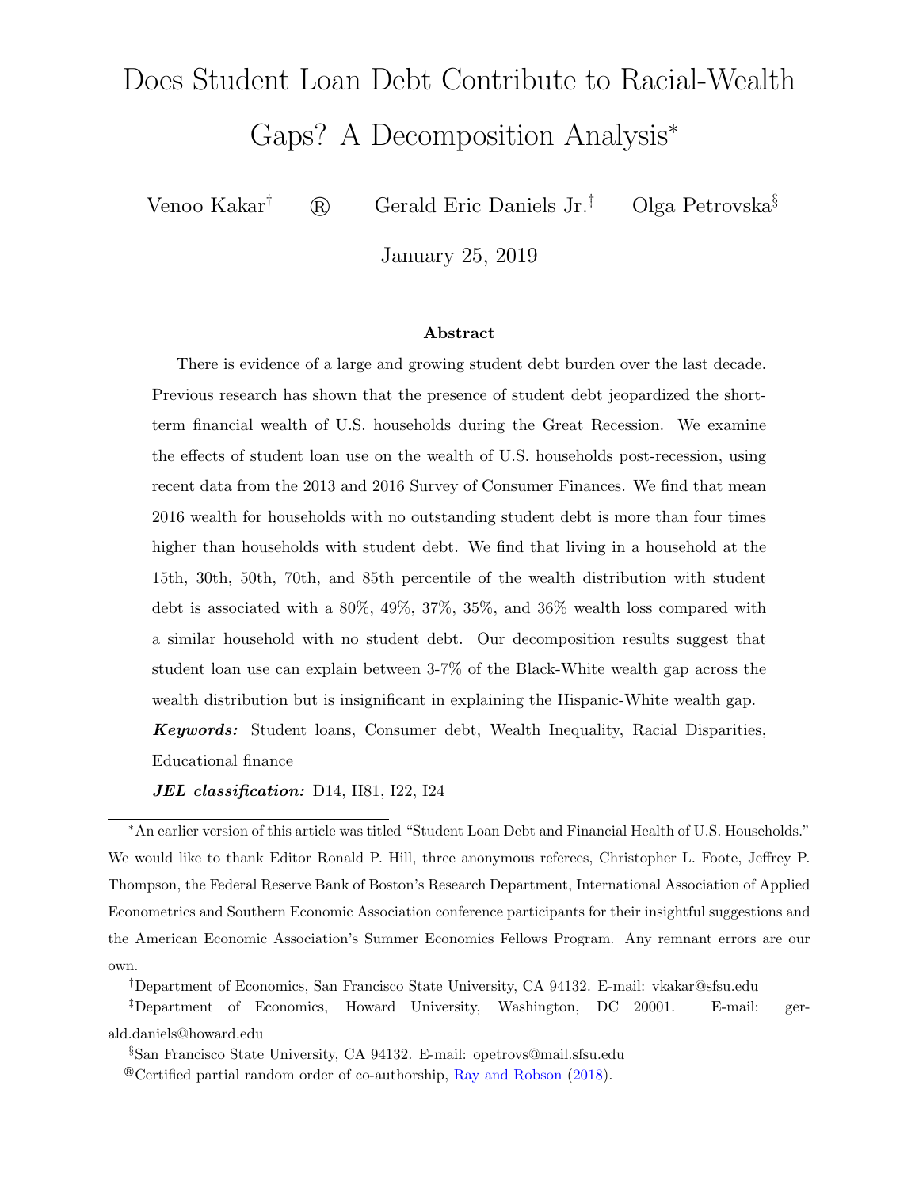# Does Student Loan Debt Contribute to Racial-Wealth Gaps? A Decomposition Analysis[*]

Venoo Kakar[†] ® Gerald Eric Daniels Jr.[‡] Olga Petrovska[§]

January 25, 2019

### Abstract

There is evidence of a large and growing student debt burden over the last decade. Previous research has shown that the presence of student debt jeopardized the short-term financial wealth of U.S. households during the Great Recession. We examine the effects of student loan use on the wealth of U.S. households post-recession, using recent data from the 2013 and 2016 Survey of Consumer Finances. We find that mean 2016 wealth for households with no outstanding student debt is more than four times higher than households with student debt. We find that living in a household at the 15th, 30th, 50th, 70th, and 85th percentile of the wealth distribution with student debt is associated with a 80%, 49%, 37%, 35%, and 36% wealth loss compared with a similar household with no student debt. Our decomposition results suggest that student loan use can explain between 3-7% of the Black-White wealth gap across the wealth distribution but is insignificant in explaining the Hispanic-White wealth gap.

***Keywords:*** Student loans, Consumer debt, Wealth Inequality, Racial Disparities, Educational finance

***JEL classification:*** D14, H81, I22, I24

---

[*] An earlier version of this article was titled "Student Loan Debt and Financial Health of U.S. Households." We would like to thank Editor Ronald P. Hill, three anonymous referees, Christopher L. Foote, Jeffrey P. Thompson, the Federal Reserve Bank of Boston's Research Department, International Association of Applied Econometrics and Southern Economic Association conference participants for their insightful suggestions and the American Economic Association's Summer Economics Fellows Program. Any remnant errors are our own.

[†] Department of Economics, San Francisco State University, CA 94132. E-mail: vkakar@sfsu.edu

[‡] Department of Economics, Howard University, Washington, DC 20001. E-mail: gerald.daniels@howard.edu

[§] San Francisco State University, CA 94132. E-mail: opetrovs@mail.sfsu.edu

® Certified partial random order of co-authorship, Ray and Robson (2018).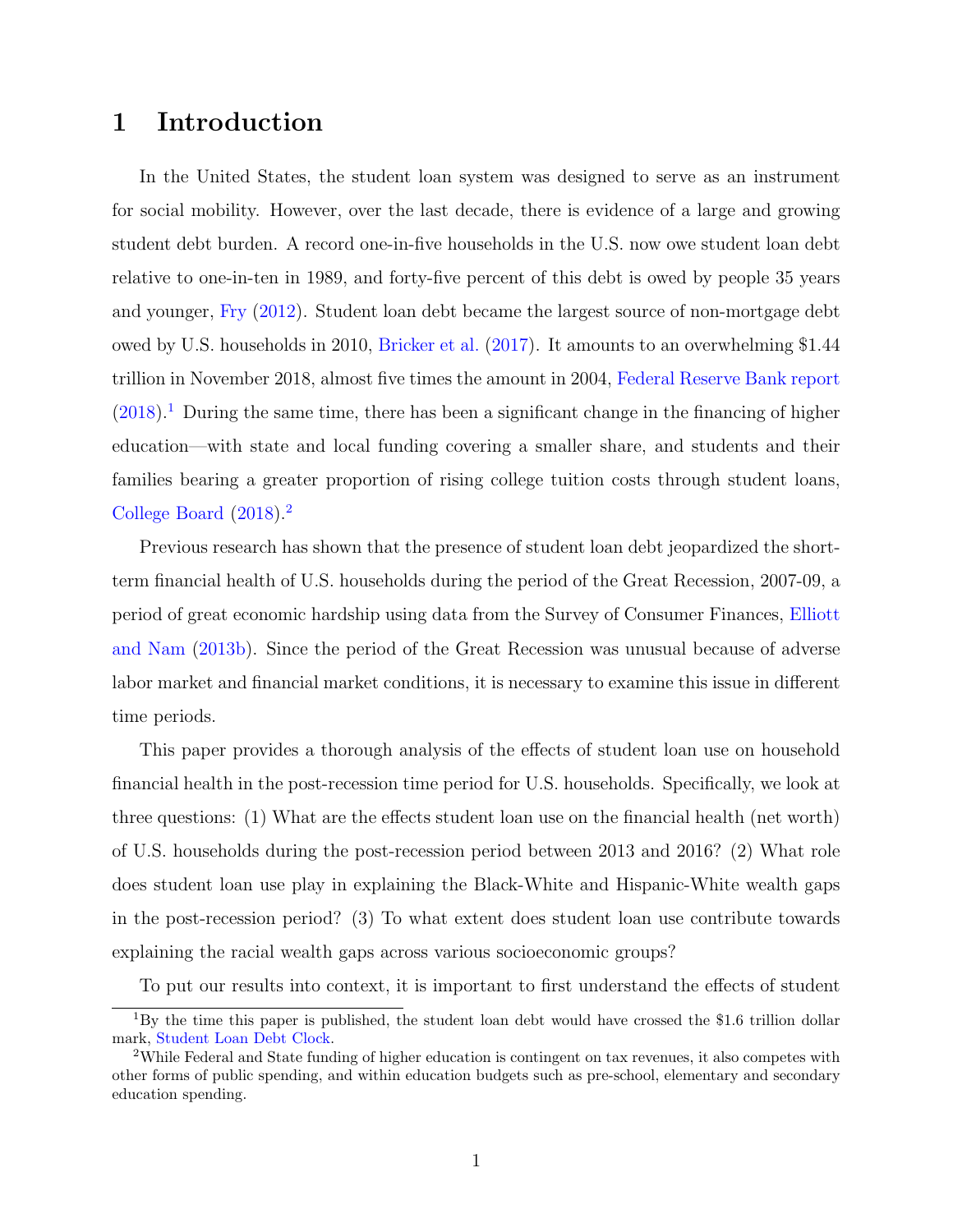# 1 Introduction

In the United States, the student loan system was designed to serve as an instrument for social mobility. However, over the last decade, there is evidence of a large and growing student debt burden. A record one-in-five households in the U.S. now owe student loan debt relative to one-in-ten in 1989, and forty-five percent of this debt is owed by people 35 years and younger, Fry (2012). Student loan debt became the largest source of non-mortgage debt owed by U.S. households in 2010, Bricker et al. (2017). It amounts to an overwhelming $1.44 trillion in November 2018, almost five times the amount in 2004, Federal Reserve Bank report (2018).[1] During the same time, there has been a significant change in the financing of higher education—with state and local funding covering a smaller share, and students and their families bearing a greater proportion of rising college tuition costs through student loans, College Board (2018).[2]

Previous research has shown that the presence of student loan debt jeopardized the short-term financial health of U.S. households during the period of the Great Recession, 2007-09, a period of great economic hardship using data from the Survey of Consumer Finances, Elliott and Nam (2013b). Since the period of the Great Recession was unusual because of adverse labor market and financial market conditions, it is necessary to examine this issue in different time periods.

This paper provides a thorough analysis of the effects of student loan use on household financial health in the post-recession time period for U.S. households. Specifically, we look at three questions: (1) What are the effects student loan use on the financial health (net worth) of U.S. households during the post-recession period between 2013 and 2016? (2) What role does student loan use play in explaining the Black-White and Hispanic-White wealth gaps in the post-recession period? (3) To what extent does student loan use contribute towards explaining the racial wealth gaps across various socioeconomic groups?

To put our results into context, it is important to first understand the effects of student

[1] By the time this paper is published, the student loan debt would have crossed the $1.6 trillion dollar mark, Student Loan Debt Clock.

[2] While Federal and State funding of higher education is contingent on tax revenues, it also competes with other forms of public spending, and within education budgets such as pre-school, elementary and secondary education spending.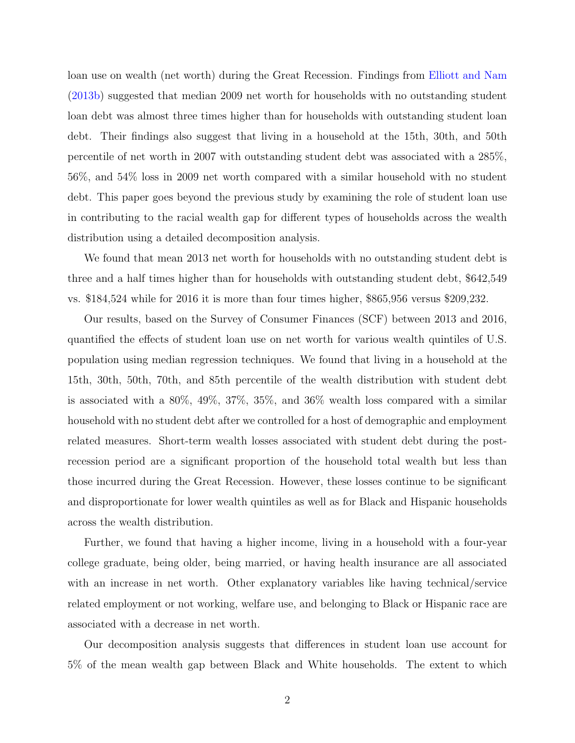loan use on wealth (net worth) during the Great Recession. Findings from Elliott and Nam (2013b) suggested that median 2009 net worth for households with no outstanding student loan debt was almost three times higher than for households with outstanding student loan debt. Their findings also suggest that living in a household at the 15th, 30th, and 50th percentile of net worth in 2007 with outstanding student debt was associated with a 285%, 56%, and 54% loss in 2009 net worth compared with a similar household with no student debt. This paper goes beyond the previous study by examining the role of student loan use in contributing to the racial wealth gap for different types of households across the wealth distribution using a detailed decomposition analysis.

We found that mean 2013 net worth for households with no outstanding student debt is three and a half times higher than for households with outstanding student debt, $642,549 vs. $184,524 while for 2016 it is more than four times higher, $865,956 versus $209,232.

Our results, based on the Survey of Consumer Finances (SCF) between 2013 and 2016, quantified the effects of student loan use on net worth for various wealth quintiles of U.S. population using median regression techniques. We found that living in a household at the 15th, 30th, 50th, 70th, and 85th percentile of the wealth distribution with student debt is associated with a 80%, 49%, 37%, 35%, and 36% wealth loss compared with a similar household with no student debt after we controlled for a host of demographic and employment related measures. Short-term wealth losses associated with student debt during the post-recession period are a significant proportion of the household total wealth but less than those incurred during the Great Recession. However, these losses continue to be significant and disproportionate for lower wealth quintiles as well as for Black and Hispanic households across the wealth distribution.

Further, we found that having a higher income, living in a household with a four-year college graduate, being older, being married, or having health insurance are all associated with an increase in net worth. Other explanatory variables like having technical/service related employment or not working, welfare use, and belonging to Black or Hispanic race are associated with a decrease in net worth.

Our decomposition analysis suggests that differences in student loan use account for 5% of the mean wealth gap between Black and White households. The extent to which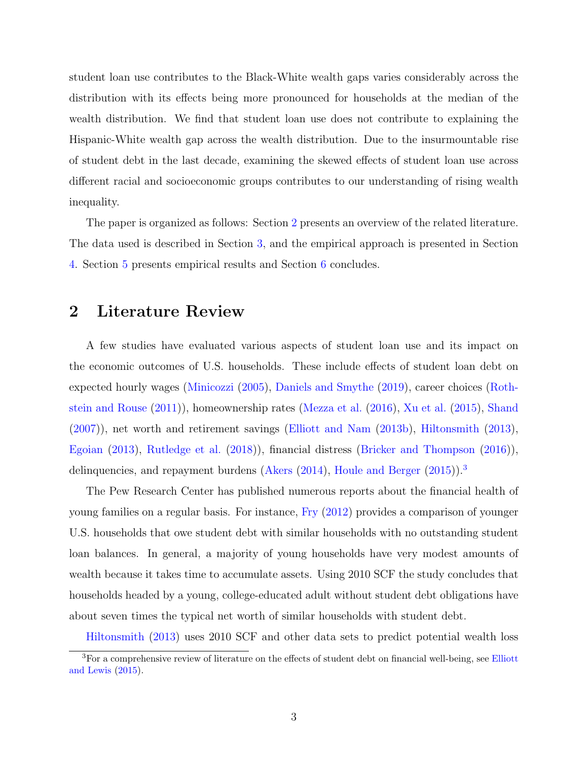student loan use contributes to the Black-White wealth gaps varies considerably across the distribution with its effects being more pronounced for households at the median of the wealth distribution. We find that student loan use does not contribute to explaining the Hispanic-White wealth gap across the wealth distribution. Due to the insurmountable rise of student debt in the last decade, examining the skewed effects of student loan use across different racial and socioeconomic groups contributes to our understanding of rising wealth inequality.

The paper is organized as follows: Section 2 presents an overview of the related literature. The data used is described in Section 3, and the empirical approach is presented in Section 4. Section 5 presents empirical results and Section 6 concludes.

# 2 Literature Review

A few studies have evaluated various aspects of student loan use and its impact on the economic outcomes of U.S. households. These include effects of student loan debt on expected hourly wages (Minicozzi (2005), Daniels and Smythe (2019), career choices (Rothstein and Rouse (2011)), homeownership rates (Mezza et al. (2016), Xu et al. (2015), Shand (2007)), net worth and retirement savings (Elliott and Nam (2013b), Hiltonsmith (2013), Egoian (2013), Rutledge et al. (2018)), financial distress (Bricker and Thompson (2016)), delinquencies, and repayment burdens (Akers (2014), Houle and Berger (2015)).[3]

The Pew Research Center has published numerous reports about the financial health of young families on a regular basis. For instance, Fry (2012) provides a comparison of younger U.S. households that owe student debt with similar households with no outstanding student loan balances. In general, a majority of young households have very modest amounts of wealth because it takes time to accumulate assets. Using 2010 SCF the study concludes that households headed by a young, college-educated adult without student debt obligations have about seven times the typical net worth of similar households with student debt.

Hiltonsmith (2013) uses 2010 SCF and other data sets to predict potential wealth loss

[3]For a comprehensive review of literature on the effects of student debt on financial well-being, see Elliott and Lewis (2015).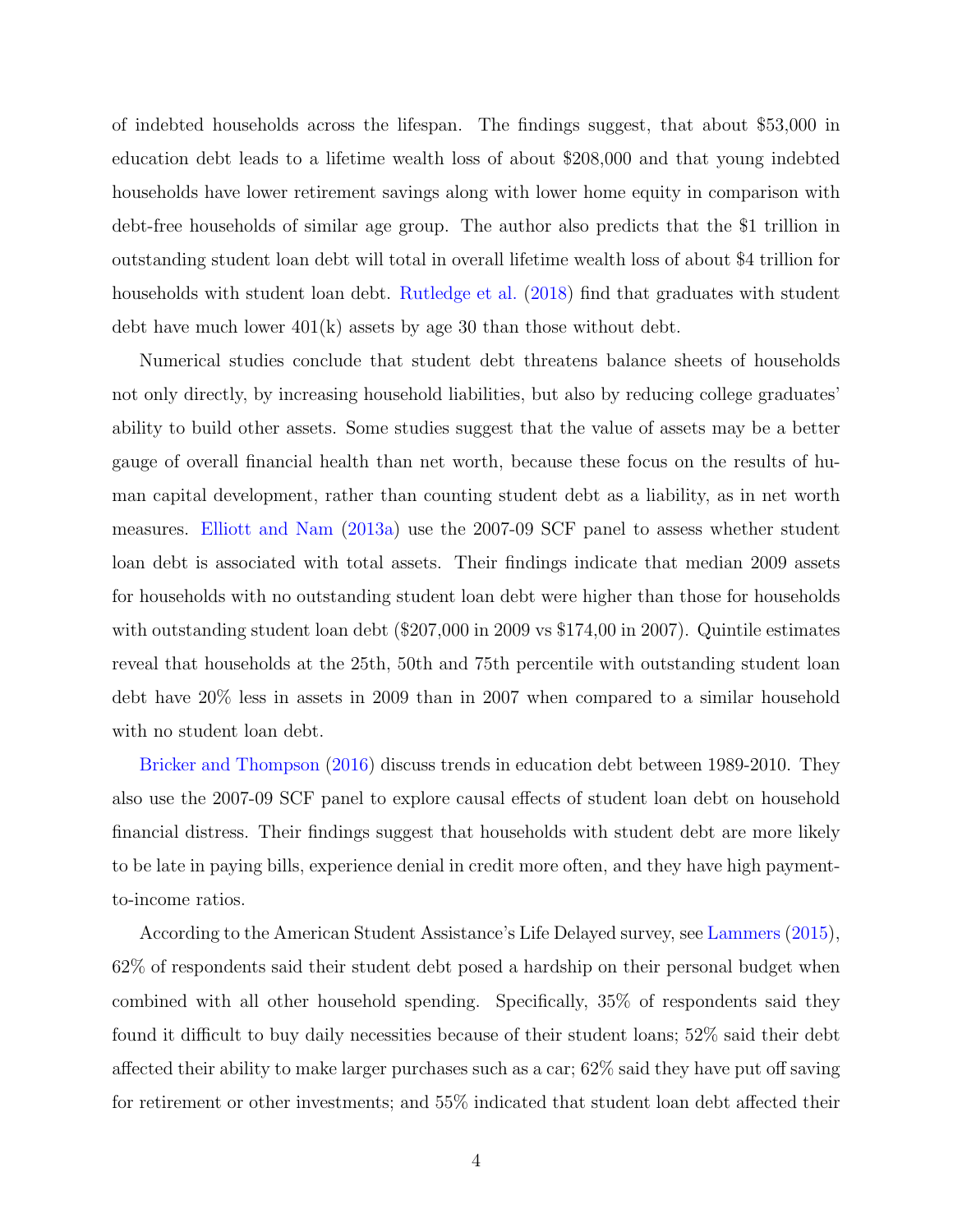of indebted households across the lifespan. The findings suggest, that about $53,000 in education debt leads to a lifetime wealth loss of about $208,000 and that young indebted households have lower retirement savings along with lower home equity in comparison with debt-free households of similar age group. The author also predicts that the $1 trillion in outstanding student loan debt will total in overall lifetime wealth loss of about $4 trillion for households with student loan debt. Rutledge et al. (2018) find that graduates with student debt have much lower 401(k) assets by age 30 than those without debt.

Numerical studies conclude that student debt threatens balance sheets of households not only directly, by increasing household liabilities, but also by reducing college graduates' ability to build other assets. Some studies suggest that the value of assets may be a better gauge of overall financial health than net worth, because these focus on the results of human capital development, rather than counting student debt as a liability, as in net worth measures. Elliott and Nam (2013a) use the 2007-09 SCF panel to assess whether student loan debt is associated with total assets. Their findings indicate that median 2009 assets for households with no outstanding student loan debt were higher than those for households with outstanding student loan debt ($207,000 in 2009 vs $174,00 in 2007). Quintile estimates reveal that households at the 25th, 50th and 75th percentile with outstanding student loan debt have 20% less in assets in 2009 than in 2007 when compared to a similar household with no student loan debt.

Bricker and Thompson (2016) discuss trends in education debt between 1989-2010. They also use the 2007-09 SCF panel to explore causal effects of student loan debt on household financial distress. Their findings suggest that households with student debt are more likely to be late in paying bills, experience denial in credit more often, and they have high payment-to-income ratios.

According to the American Student Assistance's Life Delayed survey, see Lammers (2015), 62% of respondents said their student debt posed a hardship on their personal budget when combined with all other household spending. Specifically, 35% of respondents said they found it difficult to buy daily necessities because of their student loans; 52% said their debt affected their ability to make larger purchases such as a car; 62% said they have put off saving for retirement or other investments; and 55% indicated that student loan debt affected their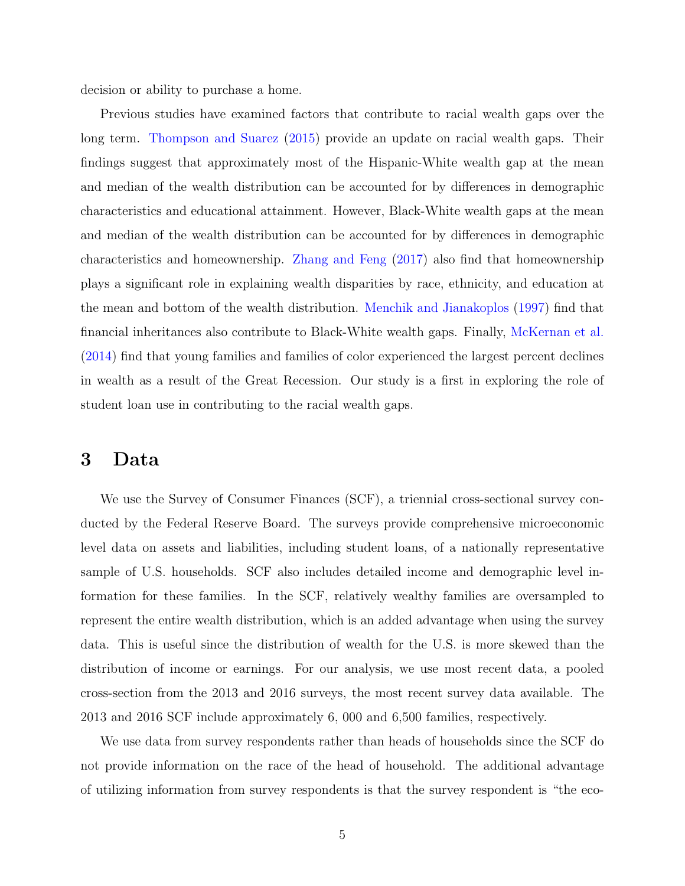decision or ability to purchase a home.

Previous studies have examined factors that contribute to racial wealth gaps over the long term. Thompson and Suarez (2015) provide an update on racial wealth gaps. Their findings suggest that approximately most of the Hispanic-White wealth gap at the mean and median of the wealth distribution can be accounted for by differences in demographic characteristics and educational attainment. However, Black-White wealth gaps at the mean and median of the wealth distribution can be accounted for by differences in demographic characteristics and homeownership. Zhang and Feng (2017) also find that homeownership plays a significant role in explaining wealth disparities by race, ethnicity, and education at the mean and bottom of the wealth distribution. Menchik and Jianakoplos (1997) find that financial inheritances also contribute to Black-White wealth gaps. Finally, McKernan et al. (2014) find that young families and families of color experienced the largest percent declines in wealth as a result of the Great Recession. Our study is a first in exploring the role of student loan use in contributing to the racial wealth gaps.

# 3 Data

We use the Survey of Consumer Finances (SCF), a triennial cross-sectional survey conducted by the Federal Reserve Board. The surveys provide comprehensive microeconomic level data on assets and liabilities, including student loans, of a nationally representative sample of U.S. households. SCF also includes detailed income and demographic level information for these families. In the SCF, relatively wealthy families are oversampled to represent the entire wealth distribution, which is an added advantage when using the survey data. This is useful since the distribution of wealth for the U.S. is more skewed than the distribution of income or earnings. For our analysis, we use most recent data, a pooled cross-section from the 2013 and 2016 surveys, the most recent survey data available. The 2013 and 2016 SCF include approximately 6, 000 and 6,500 families, respectively.

We use data from survey respondents rather than heads of households since the SCF do not provide information on the race of the head of household. The additional advantage of utilizing information from survey respondents is that the survey respondent is "the eco-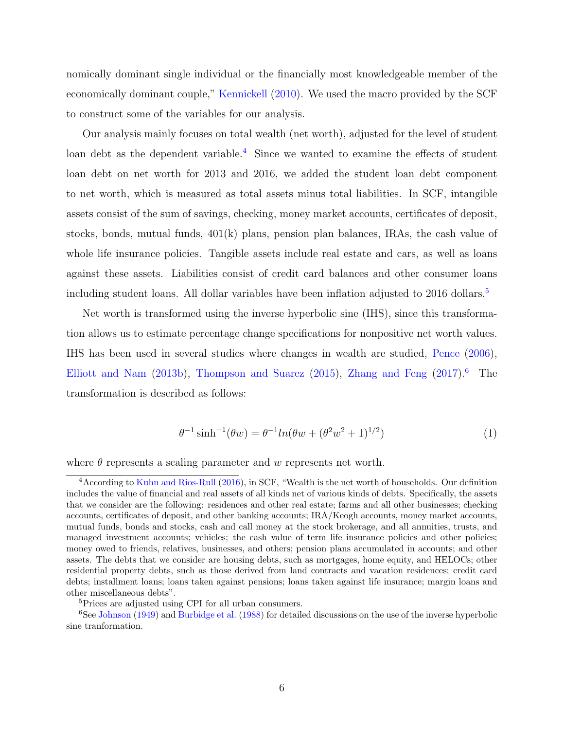nomically dominant single individual or the financially most knowledgeable member of the economically dominant couple," Kennickell (2010). We used the macro provided by the SCF to construct some of the variables for our analysis.

Our analysis mainly focuses on total wealth (net worth), adjusted for the level of student loan debt as the dependent variable.[4] Since we wanted to examine the effects of student loan debt on net worth for 2013 and 2016, we added the student loan debt component to net worth, which is measured as total assets minus total liabilities. In SCF, intangible assets consist of the sum of savings, checking, money market accounts, certificates of deposit, stocks, bonds, mutual funds, 401(k) plans, pension plan balances, IRAs, the cash value of whole life insurance policies. Tangible assets include real estate and cars, as well as loans against these assets. Liabilities consist of credit card balances and other consumer loans including student loans. All dollar variables have been inflation adjusted to 2016 dollars.[5]

Net worth is transformed using the inverse hyperbolic sine (IHS), since this transformation allows us to estimate percentage change specifications for nonpositive net worth values. IHS has been used in several studies where changes in wealth are studied, Pence (2006), Elliott and Nam (2013b), Thompson and Suarez (2015), Zhang and Feng (2017).[6] The transformation is described as follows:

$$\theta^{-1} \sinh^{-1}(\theta w) = \theta^{-1} ln(\theta w + (\theta^2 w^2 + 1)^{1/2}) \tag{1}$$

where $\theta$ represents a scaling parameter and $w$ represents net worth.

---

[4] According to Kuhn and Rios-Rull (2016), in SCF, "Wealth is the net worth of households. Our definition includes the value of financial and real assets of all kinds net of various kinds of debts. Specifically, the assets that we consider are the following: residences and other real estate; farms and all other businesses; checking accounts, certificates of deposit, and other banking accounts; IRA/Keogh accounts, money market accounts, mutual funds, bonds and stocks, cash and call money at the stock brokerage, and all annuities, trusts, and managed investment accounts; vehicles; the cash value of term life insurance policies and other policies; money owed to friends, relatives, businesses, and others; pension plans accumulated in accounts; and other assets. The debts that we consider are housing debts, such as mortgages, home equity, and HELOCs; other residential property debts, such as those derived from land contracts and vacation residences; credit card debts; installment loans; loans taken against pensions; loans taken against life insurance; margin loans and other miscellaneous debts".

[5] Prices are adjusted using CPI for all urban consumers.

[6] See Johnson (1949) and Burbidge et al. (1988) for detailed discussions on the use of the inverse hyperbolic sine tranformation.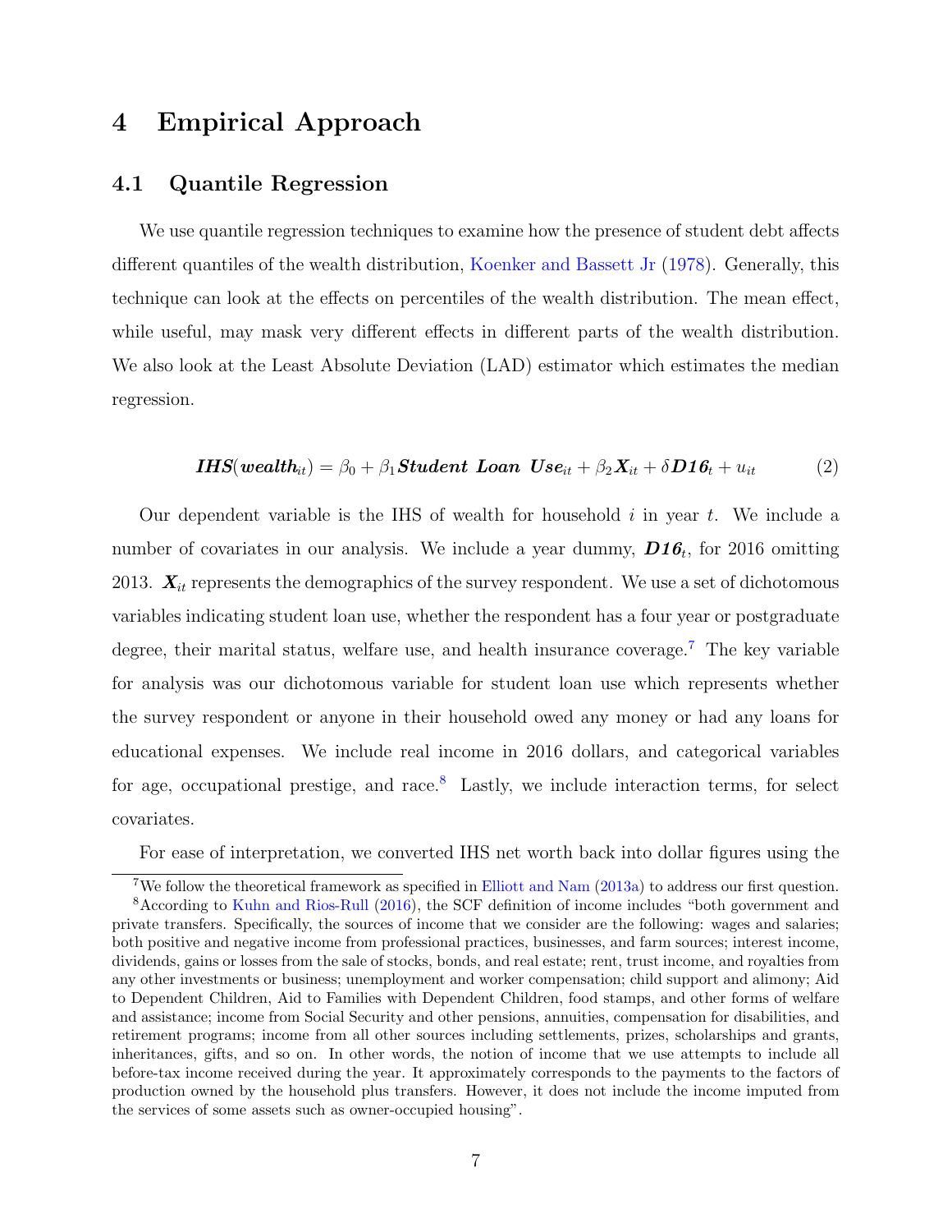# 4 Empirical Approach

## 4.1 Quantile Regression

We use quantile regression techniques to examine how the presence of student debt affects different quantiles of the wealth distribution, Koenker and Bassett Jr (1978). Generally, this technique can look at the effects on percentiles of the wealth distribution. The mean effect, while useful, may mask very different effects in different parts of the wealth distribution. We also look at the Least Absolute Deviation (LAD) estimator which estimates the median regression.

$$\boldsymbol{IHS}(\boldsymbol{wealth}_{it}) = \beta_0 + \beta_1 \boldsymbol{Student\ Loan\ Use}_{it} + \beta_2 \boldsymbol{X}_{it} + \delta \boldsymbol{D16}_t + u_{it} \tag{2}$$

Our dependent variable is the IHS of wealth for household $i$ in year $t$. We include a number of covariates in our analysis. We include a year dummy, $\boldsymbol{D16}_t$, for 2016 omitting 2013. $\boldsymbol{X}_{it}$ represents the demographics of the survey respondent. We use a set of dichotomous variables indicating student loan use, whether the respondent has a four year or postgraduate degree, their marital status, welfare use, and health insurance coverage.[7] The key variable for analysis was our dichotomous variable for student loan use which represents whether the survey respondent or anyone in their household owed any money or had any loans for educational expenses. We include real income in 2016 dollars, and categorical variables for age, occupational prestige, and race.[8] Lastly, we include interaction terms, for select covariates.

For ease of interpretation, we converted IHS net worth back into dollar figures using the

[7] We follow the theoretical framework as specified in Elliott and Nam (2013a) to address our first question.

[8] According to Kuhn and Rios-Rull (2016), the SCF definition of income includes "both government and private transfers. Specifically, the sources of income that we consider are the following: wages and salaries; both positive and negative income from professional practices, businesses, and farm sources; interest income, dividends, gains or losses from the sale of stocks, bonds, and real estate; rent, trust income, and royalties from any other investments or business; unemployment and worker compensation; child support and alimony; Aid to Dependent Children, Aid to Families with Dependent Children, food stamps, and other forms of welfare and assistance; income from Social Security and other pensions, annuities, compensation for disabilities, and retirement programs; income from all other sources including settlements, prizes, scholarships and grants, inheritances, gifts, and so on. In other words, the notion of income that we use attempts to include all before-tax income received during the year. It approximately corresponds to the payments to the factors of production owned by the household plus transfers. However, it does not include the income imputed from the services of some assets such as owner-occupied housing".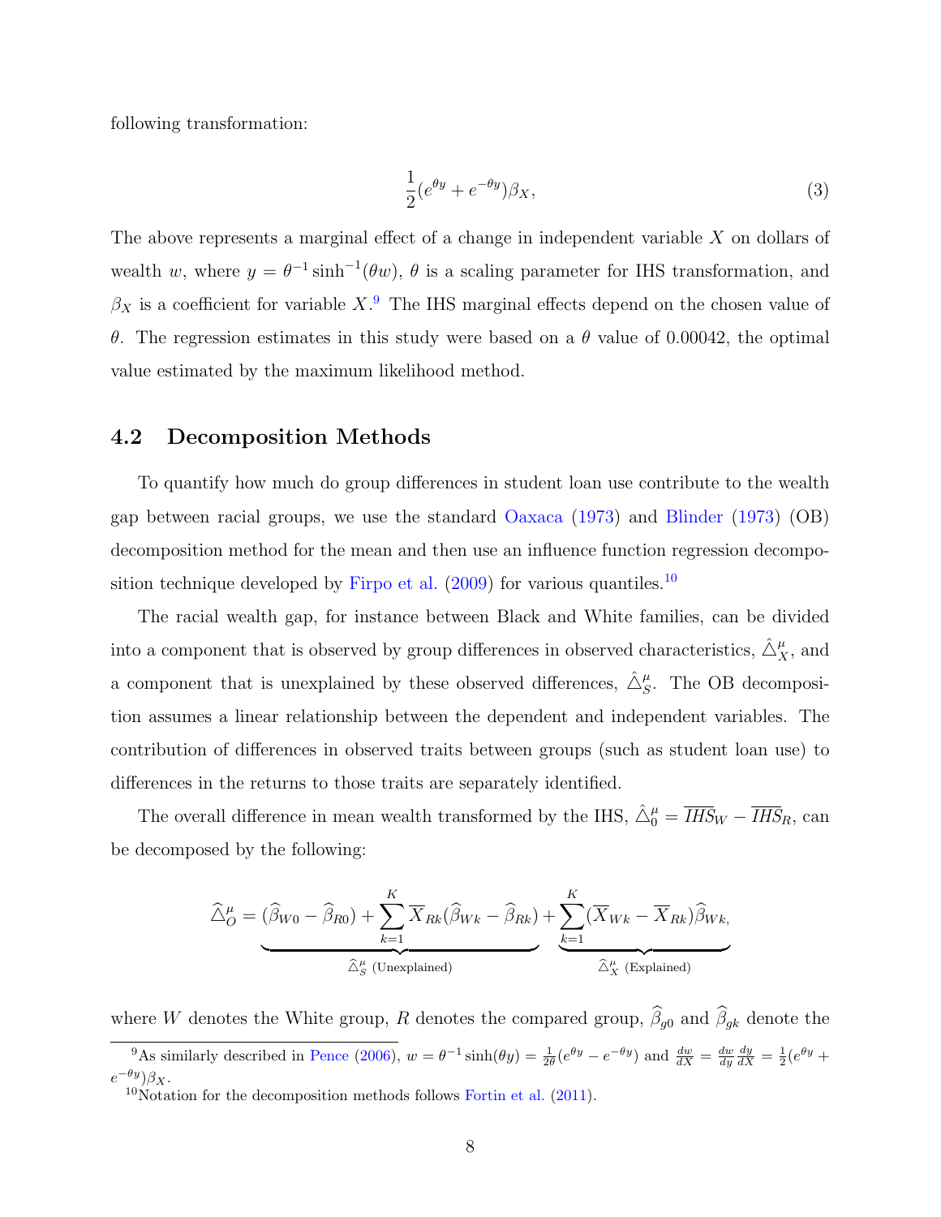following transformation:

$$\frac{1}{2}(e^{\theta y} + e^{-\theta y})\beta_X, \tag{3}$$

The above represents a marginal effect of a change in independent variable $X$ on dollars of wealth $w$, where $y = \theta^{-1}\sinh^{-1}(\theta w)$, $\theta$ is a scaling parameter for IHS transformation, and $\beta_X$ is a coefficient for variable $X$.[9] The IHS marginal effects depend on the chosen value of $\theta$. The regression estimates in this study were based on a $\theta$ value of 0.00042, the optimal value estimated by the maximum likelihood method.

## 4.2 Decomposition Methods

To quantify how much do group differences in student loan use contribute to the wealth gap between racial groups, we use the standard Oaxaca (1973) and Blinder (1973) (OB) decomposition method for the mean and then use an influence function regression decomposition technique developed by Firpo et al. (2009) for various quantiles.[10]

The racial wealth gap, for instance between Black and White families, can be divided into a component that is observed by group differences in observed characteristics, $\hat{\triangle}^{\mu}_{X}$, and a component that is unexplained by these observed differences, $\hat{\triangle}^{\mu}_{S}$. The OB decomposition assumes a linear relationship between the dependent and independent variables. The contribution of differences in observed traits between groups (such as student loan use) to differences in the returns to those traits are separately identified.

The overall difference in mean wealth transformed by the IHS, $\hat{\triangle}^{\mu}_{0} = \overline{IHS}_W - \overline{IHS}_R$, can be decomposed by the following:

$$\widehat{\triangle}^{\mu}_{O} = \underbrace{(\widehat{\beta}_{W0} - \widehat{\beta}_{R0}) + \sum_{k=1}^{K} \overline{X}_{Rk}(\widehat{\beta}_{Wk} - \widehat{\beta}_{Rk})}_{\widehat{\triangle}^{\mu}_{S} \text{ (Unexplained)}} + \underbrace{\sum_{k=1}^{K} (\overline{X}_{Wk} - \overline{X}_{Rk})\widehat{\beta}_{Wk},}_{\widehat{\triangle}^{\mu}_{X} \text{ (Explained)}}$$

where $W$ denotes the White group, $R$ denotes the compared group, $\widehat{\beta}_{g0}$ and $\widehat{\beta}_{gk}$ denote the

[9] As similarly described in Pence (2006), $w = \theta^{-1}\sinh(\theta y) = \frac{1}{2\theta}(e^{\theta y} - e^{-\theta y})$ and $\frac{dw}{dX} = \frac{dw}{dy}\frac{dy}{dX} = \frac{1}{2}(e^{\theta y} + e^{-\theta y})\beta_X$.

[10] Notation for the decomposition methods follows Fortin et al. (2011).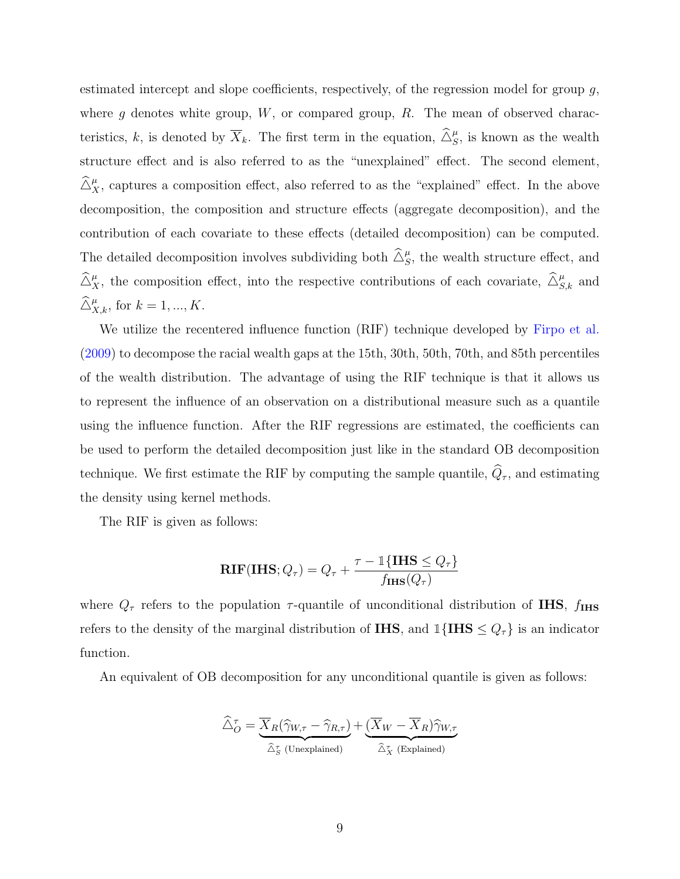estimated intercept and slope coefficients, respectively, of the regression model for group $g$, where $g$ denotes white group, $W$, or compared group, $R$. The mean of observed characteristics, $k$, is denoted by $\overline{X}_k$. The first term in the equation, $\widehat{\triangle}^{\mu}_{S}$, is known as the wealth structure effect and is also referred to as the "unexplained" effect. The second element, $\widehat{\triangle}^{\mu}_{X}$, captures a composition effect, also referred to as the "explained" effect. In the above decomposition, the composition and structure effects (aggregate decomposition), and the contribution of each covariate to these effects (detailed decomposition) can be computed. The detailed decomposition involves subdividing both $\widehat{\triangle}^{\mu}_{S}$, the wealth structure effect, and $\widehat{\triangle}^{\mu}_{X}$, the composition effect, into the respective contributions of each covariate, $\widehat{\triangle}^{\mu}_{S,k}$ and $\widehat{\triangle}^{\mu}_{X,k}$, for $k = 1, ..., K$.

We utilize the recentered influence function (RIF) technique developed by Firpo et al. (2009) to decompose the racial wealth gaps at the 15th, 30th, 50th, 70th, and 85th percentiles of the wealth distribution. The advantage of using the RIF technique is that it allows us to represent the influence of an observation on a distributional measure such as a quantile using the influence function. After the RIF regressions are estimated, the coefficients can be used to perform the detailed decomposition just like in the standard OB decomposition technique. We first estimate the RIF by computing the sample quantile, $\widehat{Q}_{\tau}$, and estimating the density using kernel methods.

The RIF is given as follows:

$$\mathbf{RIF}(\mathbf{IHS}; Q_{\tau}) = Q_{\tau} + \frac{\tau - \mathbb{1}\{\mathbf{IHS} \leq Q_{\tau}\}}{f_{\mathbf{IHS}}(Q_{\tau})}$$

where $Q_{\tau}$ refers to the population $\tau$-quantile of unconditional distribution of $\mathbf{IHS}$, $f_{\mathbf{IHS}}$ refers to the density of the marginal distribution of $\mathbf{IHS}$, and $\mathbb{1}\{\mathbf{IHS} \leq Q_{\tau}\}$ is an indicator function.

An equivalent of OB decomposition for any unconditional quantile is given as follows:

$$\widehat{\triangle}^{\tau}_{O} = \underbrace{\overline{X}_R(\widehat{\gamma}_{W,\tau} - \widehat{\gamma}_{R,\tau})}_{\widehat{\triangle}^{\tau}_{S} \text{ (Unexplained)}} + \underbrace{(\overline{X}_W - \overline{X}_R)\widehat{\gamma}_{W,\tau}}_{\widehat{\triangle}^{\tau}_{X} \text{ (Explained)}}$$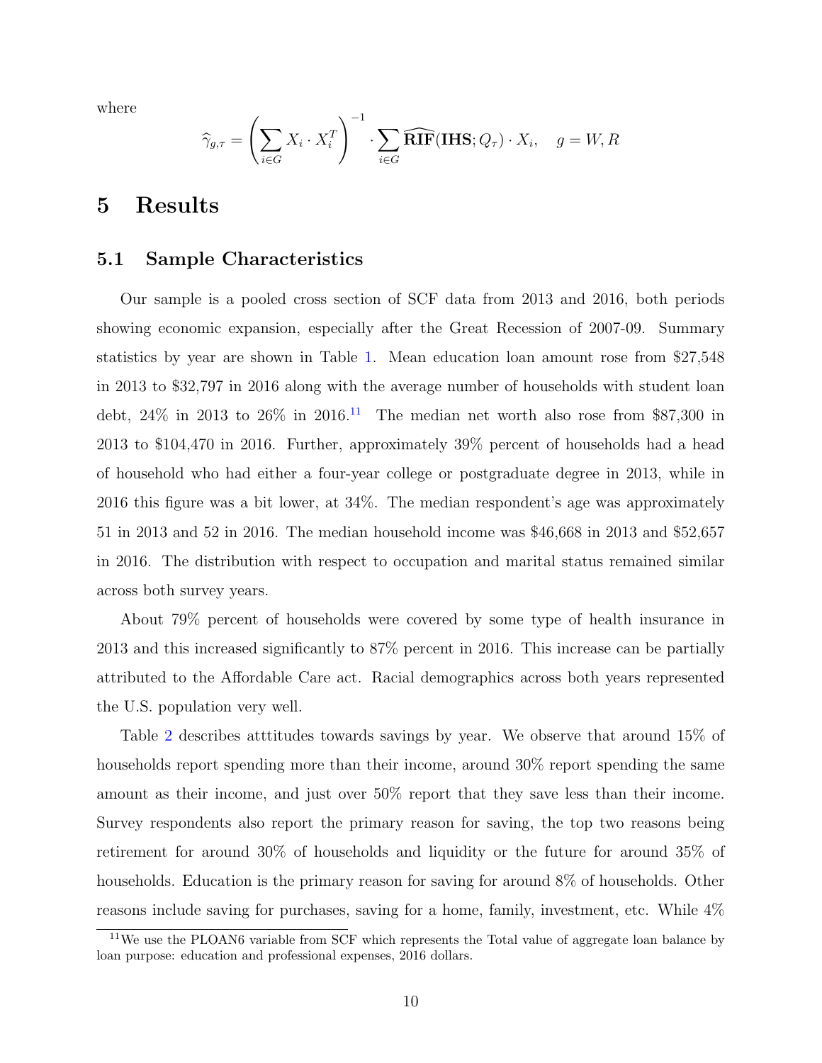where

$$\widehat{\gamma}_{g,\tau} = \left( \sum_{i \in G} X_i \cdot X_i^T \right)^{-1} \cdot \sum_{i \in G} \widehat{\mathbf{RIF}}(\mathbf{IHS}; Q_\tau) \cdot X_i, \quad g = W, R$$

# 5 Results

## 5.1 Sample Characteristics

Our sample is a pooled cross section of SCF data from 2013 and 2016, both periods showing economic expansion, especially after the Great Recession of 2007-09. Summary statistics by year are shown in Table 1. Mean education loan amount rose from $27,548 in 2013 to $32,797 in 2016 along with the average number of households with student loan debt, 24% in 2013 to 26% in 2016.[11] The median net worth also rose from $87,300 in 2013 to $104,470 in 2016. Further, approximately 39% percent of households had a head of household who had either a four-year college or postgraduate degree in 2013, while in 2016 this figure was a bit lower, at 34%. The median respondent's age was approximately 51 in 2013 and 52 in 2016. The median household income was $46,668 in 2013 and $52,657 in 2016. The distribution with respect to occupation and marital status remained similar across both survey years.

About 79% percent of households were covered by some type of health insurance in 2013 and this increased significantly to 87% percent in 2016. This increase can be partially attributed to the Affordable Care act. Racial demographics across both years represented the U.S. population very well.

Table 2 describes atttitudes towards savings by year. We observe that around 15% of households report spending more than their income, around 30% report spending the same amount as their income, and just over 50% report that they save less than their income. Survey respondents also report the primary reason for saving, the top two reasons being retirement for around 30% of households and liquidity or the future for around 35% of households. Education is the primary reason for saving for around 8% of households. Other reasons include saving for purchases, saving for a home, family, investment, etc. While 4%

[11] We use the PLOAN6 variable from SCF which represents the Total value of aggregate loan balance by loan purpose: education and professional expenses, 2016 dollars.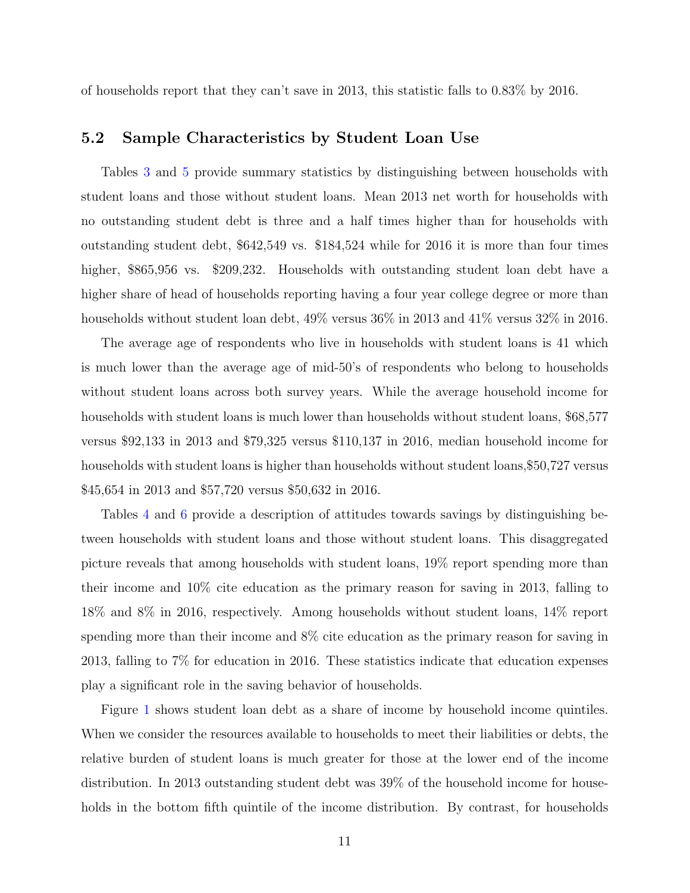of households report that they can't save in 2013, this statistic falls to 0.83% by 2016.

## 5.2 Sample Characteristics by Student Loan Use

Tables 3 and 5 provide summary statistics by distinguishing between households with student loans and those without student loans. Mean 2013 net worth for households with no outstanding student debt is three and a half times higher than for households with outstanding student debt, $642,549 vs. $184,524 while for 2016 it is more than four times higher, $865,956 vs. $209,232. Households with outstanding student loan debt have a higher share of head of households reporting having a four year college degree or more than households without student loan debt, 49% versus 36% in 2013 and 41% versus 32% in 2016.

The average age of respondents who live in households with student loans is 41 which is much lower than the average age of mid-50's of respondents who belong to households without student loans across both survey years. While the average household income for households with student loans is much lower than households without student loans, $68,577 versus $92,133 in 2013 and $79,325 versus $110,137 in 2016, median household income for households with student loans is higher than households without student loans,$50,727 versus $45,654 in 2013 and $57,720 versus $50,632 in 2016.

Tables 4 and 6 provide a description of attitudes towards savings by distinguishing between households with student loans and those without student loans. This disaggregated picture reveals that among households with student loans, 19% report spending more than their income and 10% cite education as the primary reason for saving in 2013, falling to 18% and 8% in 2016, respectively. Among households without student loans, 14% report spending more than their income and 8% cite education as the primary reason for saving in 2013, falling to 7% for education in 2016. These statistics indicate that education expenses play a significant role in the saving behavior of households.

Figure 1 shows student loan debt as a share of income by household income quintiles. When we consider the resources available to households to meet their liabilities or debts, the relative burden of student loans is much greater for those at the lower end of the income distribution. In 2013 outstanding student debt was 39% of the household income for households in the bottom fifth quintile of the income distribution. By contrast, for households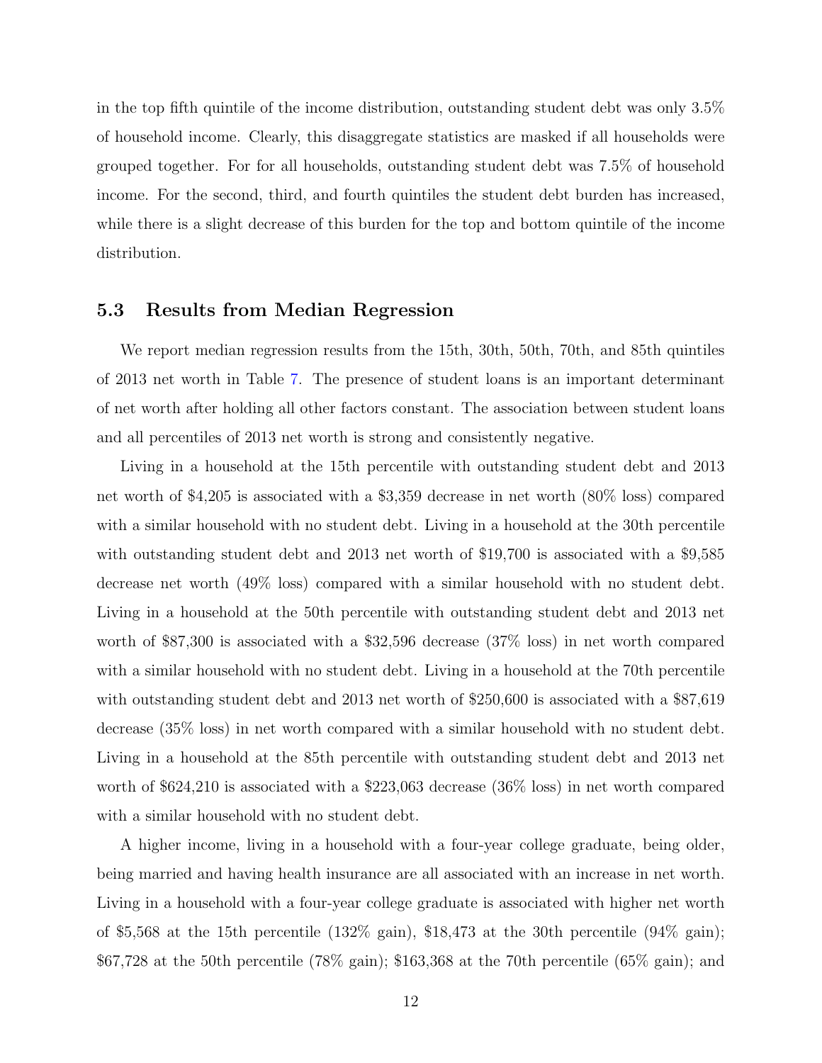in the top fifth quintile of the income distribution, outstanding student debt was only 3.5% of household income. Clearly, this disaggregate statistics are masked if all households were grouped together. For for all households, outstanding student debt was 7.5% of household income. For the second, third, and fourth quintiles the student debt burden has increased, while there is a slight decrease of this burden for the top and bottom quintile of the income distribution.

### 5.3 Results from Median Regression

We report median regression results from the 15th, 30th, 50th, 70th, and 85th quintiles of 2013 net worth in Table 7. The presence of student loans is an important determinant of net worth after holding all other factors constant. The association between student loans and all percentiles of 2013 net worth is strong and consistently negative.

Living in a household at the 15th percentile with outstanding student debt and 2013 net worth of $4,205 is associated with a $3,359 decrease in net worth (80% loss) compared with a similar household with no student debt. Living in a household at the 30th percentile with outstanding student debt and 2013 net worth of $19,700 is associated with a $9,585 decrease net worth (49% loss) compared with a similar household with no student debt. Living in a household at the 50th percentile with outstanding student debt and 2013 net worth of $87,300 is associated with a $32,596 decrease (37% loss) in net worth compared with a similar household with no student debt. Living in a household at the 70th percentile with outstanding student debt and 2013 net worth of $250,600 is associated with a $87,619 decrease (35% loss) in net worth compared with a similar household with no student debt. Living in a household at the 85th percentile with outstanding student debt and 2013 net worth of $624,210 is associated with a $223,063 decrease (36% loss) in net worth compared with a similar household with no student debt.

A higher income, living in a household with a four-year college graduate, being older, being married and having health insurance are all associated with an increase in net worth. Living in a household with a four-year college graduate is associated with higher net worth of $5,568 at the 15th percentile (132% gain), $18,473 at the 30th percentile (94% gain); $67,728 at the 50th percentile (78% gain); $163,368 at the 70th percentile (65% gain); and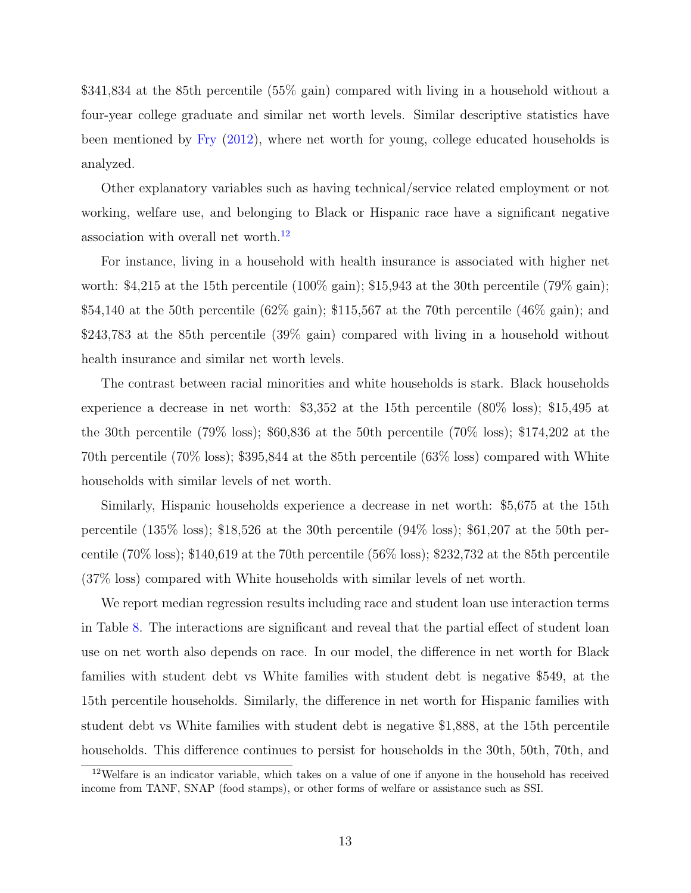$341,834 at the 85th percentile (55% gain) compared with living in a household without a four-year college graduate and similar net worth levels. Similar descriptive statistics have been mentioned by Fry (2012), where net worth for young, college educated households is analyzed.

Other explanatory variables such as having technical/service related employment or not working, welfare use, and belonging to Black or Hispanic race have a significant negative association with overall net worth.[12]

For instance, living in a household with health insurance is associated with higher net worth: $4,215 at the 15th percentile (100% gain); $15,943 at the 30th percentile (79% gain); $54,140 at the 50th percentile (62% gain); $115,567 at the 70th percentile (46% gain); and $243,783 at the 85th percentile (39% gain) compared with living in a household without health insurance and similar net worth levels.

The contrast between racial minorities and white households is stark. Black households experience a decrease in net worth: $3,352 at the 15th percentile (80% loss); $15,495 at the 30th percentile (79% loss); $60,836 at the 50th percentile (70% loss); $174,202 at the 70th percentile (70% loss); $395,844 at the 85th percentile (63% loss) compared with White households with similar levels of net worth.

Similarly, Hispanic households experience a decrease in net worth: $5,675 at the 15th percentile (135% loss); $18,526 at the 30th percentile (94% loss); $61,207 at the 50th percentile (70% loss); $140,619 at the 70th percentile (56% loss); $232,732 at the 85th percentile (37% loss) compared with White households with similar levels of net worth.

We report median regression results including race and student loan use interaction terms in Table 8. The interactions are significant and reveal that the partial effect of student loan use on net worth also depends on race. In our model, the difference in net worth for Black families with student debt vs White families with student debt is negative $549, at the 15th percentile households. Similarly, the difference in net worth for Hispanic families with student debt vs White families with student debt is negative $1,888, at the 15th percentile households. This difference continues to persist for households in the 30th, 50th, 70th, and

[12] Welfare is an indicator variable, which takes on a value of one if anyone in the household has received income from TANF, SNAP (food stamps), or other forms of welfare or assistance such as SSI.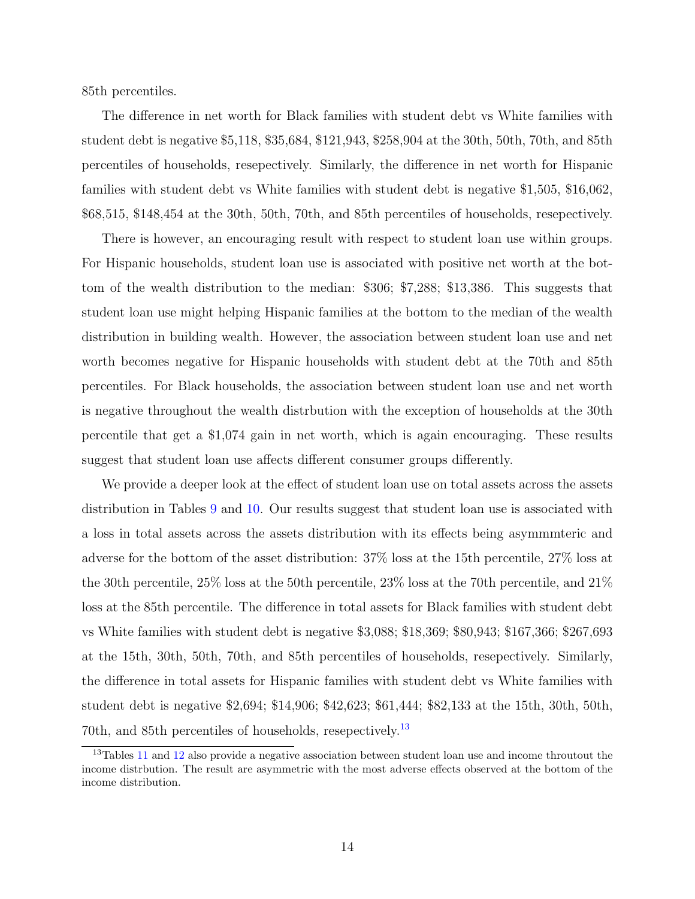85th percentiles.

The difference in net worth for Black families with student debt vs White families with student debt is negative $5,118, $35,684, $121,943, $258,904 at the 30th, 50th, 70th, and 85th percentiles of households, resepectively. Similarly, the difference in net worth for Hispanic families with student debt vs White families with student debt is negative $1,505, $16,062, $68,515, $148,454 at the 30th, 50th, 70th, and 85th percentiles of households, resepectively.

There is however, an encouraging result with respect to student loan use within groups. For Hispanic households, student loan use is associated with positive net worth at the bottom of the wealth distribution to the median: $306; $7,288; $13,386. This suggests that student loan use might helping Hispanic families at the bottom to the median of the wealth distribution in building wealth. However, the association between student loan use and net worth becomes negative for Hispanic households with student debt at the 70th and 85th percentiles. For Black households, the association between student loan use and net worth is negative throughout the wealth distrbution with the exception of households at the 30th percentile that get a $1,074 gain in net worth, which is again encouraging. These results suggest that student loan use affects different consumer groups differently.

We provide a deeper look at the effect of student loan use on total assets across the assets distribution in Tables 9 and 10. Our results suggest that student loan use is associated with a loss in total assets across the assets distribution with its effects being asymmmteric and adverse for the bottom of the asset distribution: 37% loss at the 15th percentile, 27% loss at the 30th percentile, 25% loss at the 50th percentile, 23% loss at the 70th percentile, and 21% loss at the 85th percentile. The difference in total assets for Black families with student debt vs White families with student debt is negative $3,088; $18,369; $80,943; $167,366; $267,693 at the 15th, 30th, 50th, 70th, and 85th percentiles of households, resepectively. Similarly, the difference in total assets for Hispanic families with student debt vs White families with student debt is negative $2,694; $14,906; $42,623; $61,444; $82,133 at the 15th, 30th, 50th, 70th, and 85th percentiles of households, resepectively.[13]

[13] Tables 11 and 12 also provide a negative association between student loan use and income throutout the income distrbution. The result are asymmetric with the most adverse effects observed at the bottom of the income distribution.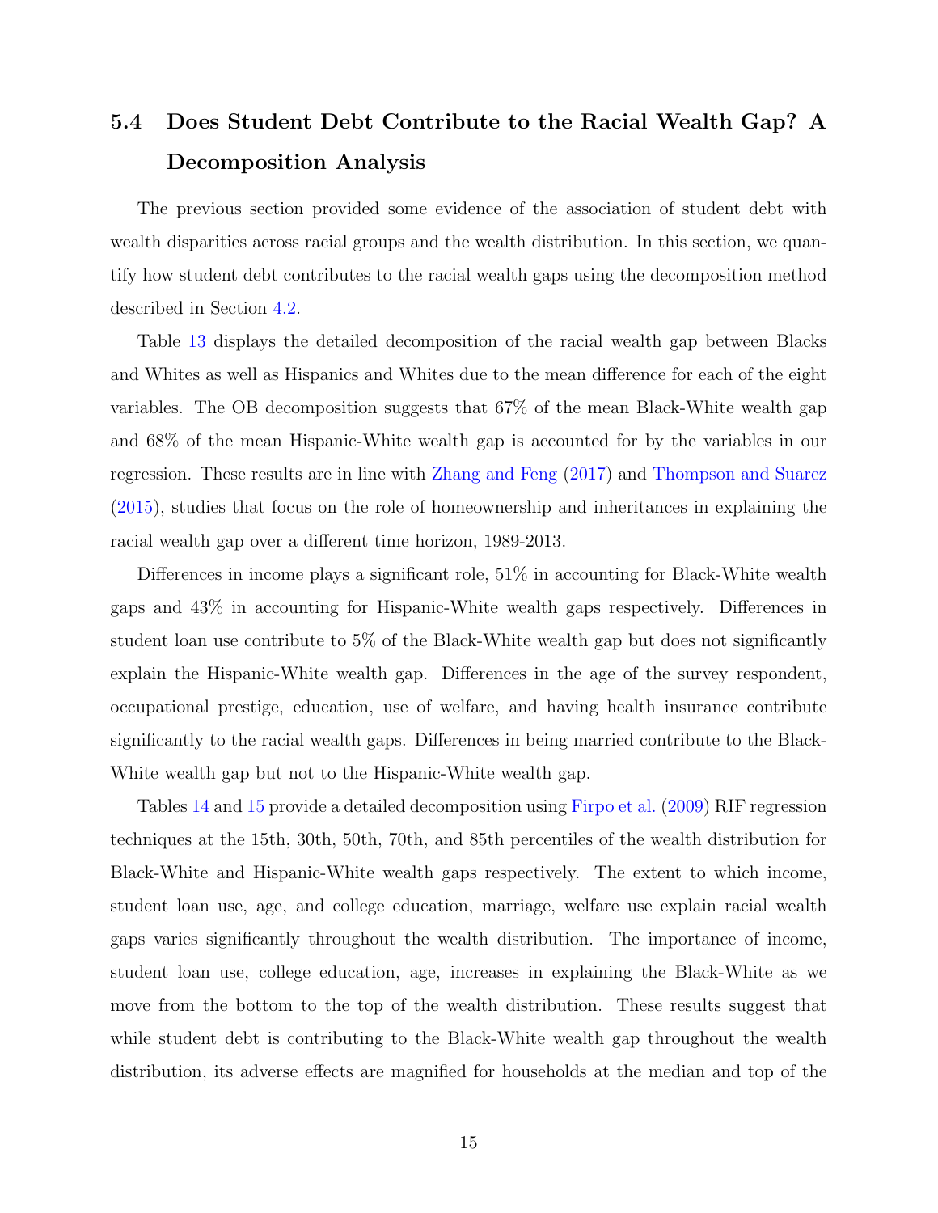### 5.4 Does Student Debt Contribute to the Racial Wealth Gap? A Decomposition Analysis

The previous section provided some evidence of the association of student debt with wealth disparities across racial groups and the wealth distribution. In this section, we quantify how student debt contributes to the racial wealth gaps using the decomposition method described in Section 4.2.

Table 13 displays the detailed decomposition of the racial wealth gap between Blacks and Whites as well as Hispanics and Whites due to the mean difference for each of the eight variables. The OB decomposition suggests that 67% of the mean Black-White wealth gap and 68% of the mean Hispanic-White wealth gap is accounted for by the variables in our regression. These results are in line with Zhang and Feng (2017) and Thompson and Suarez (2015), studies that focus on the role of homeownership and inheritances in explaining the racial wealth gap over a different time horizon, 1989-2013.

Differences in income plays a significant role, 51% in accounting for Black-White wealth gaps and 43% in accounting for Hispanic-White wealth gaps respectively. Differences in student loan use contribute to 5% of the Black-White wealth gap but does not significantly explain the Hispanic-White wealth gap. Differences in the age of the survey respondent, occupational prestige, education, use of welfare, and having health insurance contribute significantly to the racial wealth gaps. Differences in being married contribute to the Black-White wealth gap but not to the Hispanic-White wealth gap.

Tables 14 and 15 provide a detailed decomposition using Firpo et al. (2009) RIF regression techniques at the 15th, 30th, 50th, 70th, and 85th percentiles of the wealth distribution for Black-White and Hispanic-White wealth gaps respectively. The extent to which income, student loan use, age, and college education, marriage, welfare use explain racial wealth gaps varies significantly throughout the wealth distribution. The importance of income, student loan use, college education, age, increases in explaining the Black-White as we move from the bottom to the top of the wealth distribution. These results suggest that while student debt is contributing to the Black-White wealth gap throughout the wealth distribution, its adverse effects are magnified for households at the median and top of the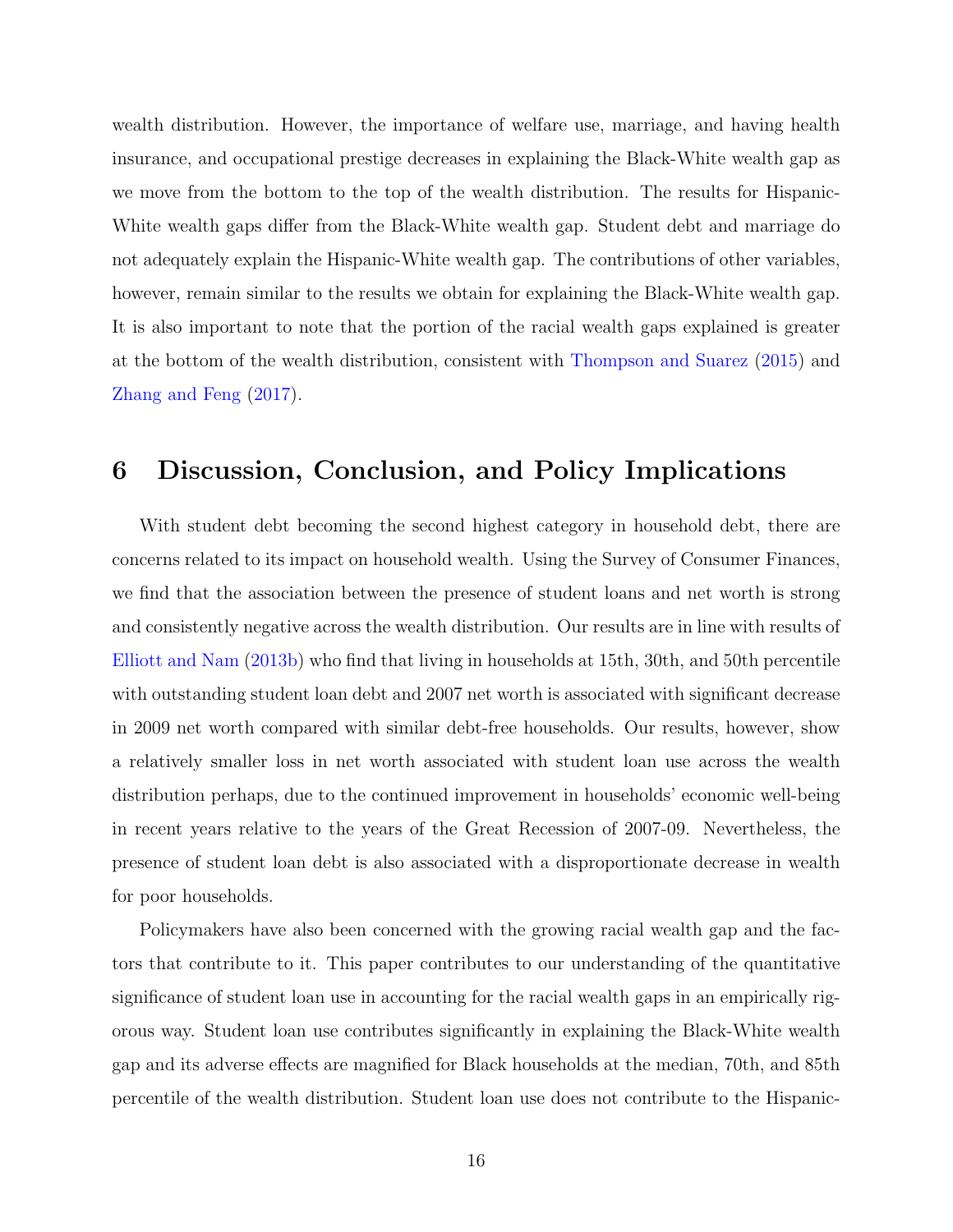wealth distribution. However, the importance of welfare use, marriage, and having health insurance, and occupational prestige decreases in explaining the Black-White wealth gap as we move from the bottom to the top of the wealth distribution. The results for Hispanic-White wealth gaps differ from the Black-White wealth gap. Student debt and marriage do not adequately explain the Hispanic-White wealth gap. The contributions of other variables, however, remain similar to the results we obtain for explaining the Black-White wealth gap. It is also important to note that the portion of the racial wealth gaps explained is greater at the bottom of the wealth distribution, consistent with Thompson and Suarez (2015) and Zhang and Feng (2017).

# 6 Discussion, Conclusion, and Policy Implications

With student debt becoming the second highest category in household debt, there are concerns related to its impact on household wealth. Using the Survey of Consumer Finances, we find that the association between the presence of student loans and net worth is strong and consistently negative across the wealth distribution. Our results are in line with results of Elliott and Nam (2013b) who find that living in households at 15th, 30th, and 50th percentile with outstanding student loan debt and 2007 net worth is associated with significant decrease in 2009 net worth compared with similar debt-free households. Our results, however, show a relatively smaller loss in net worth associated with student loan use across the wealth distribution perhaps, due to the continued improvement in households' economic well-being in recent years relative to the years of the Great Recession of 2007-09. Nevertheless, the presence of student loan debt is also associated with a disproportionate decrease in wealth for poor households.

Policymakers have also been concerned with the growing racial wealth gap and the factors that contribute to it. This paper contributes to our understanding of the quantitative significance of student loan use in accounting for the racial wealth gaps in an empirically rigorous way. Student loan use contributes significantly in explaining the Black-White wealth gap and its adverse effects are magnified for Black households at the median, 70th, and 85th percentile of the wealth distribution. Student loan use does not contribute to the Hispanic-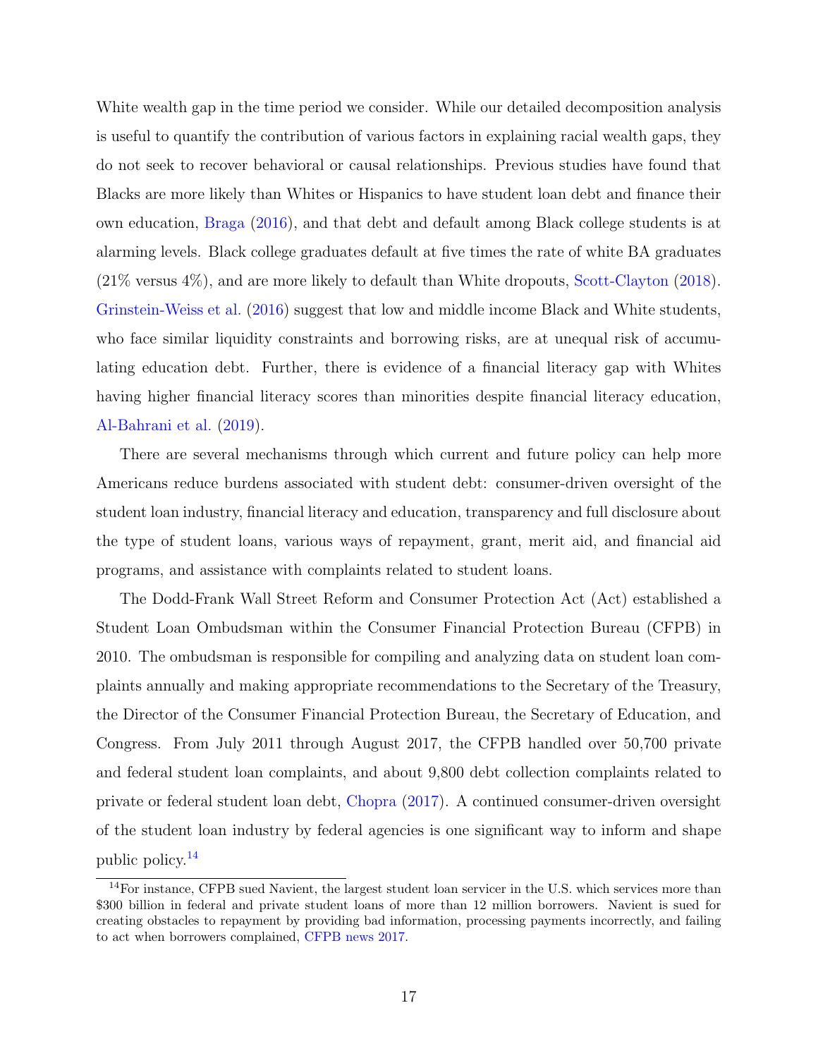White wealth gap in the time period we consider. While our detailed decomposition analysis is useful to quantify the contribution of various factors in explaining racial wealth gaps, they do not seek to recover behavioral or causal relationships. Previous studies have found that Blacks are more likely than Whites or Hispanics to have student loan debt and finance their own education, Braga (2016), and that debt and default among Black college students is at alarming levels. Black college graduates default at five times the rate of white BA graduates (21% versus 4%), and are more likely to default than White dropouts, Scott-Clayton (2018). Grinstein-Weiss et al. (2016) suggest that low and middle income Black and White students, who face similar liquidity constraints and borrowing risks, are at unequal risk of accumulating education debt. Further, there is evidence of a financial literacy gap with Whites having higher financial literacy scores than minorities despite financial literacy education, Al-Bahrani et al. (2019).

There are several mechanisms through which current and future policy can help more Americans reduce burdens associated with student debt: consumer-driven oversight of the student loan industry, financial literacy and education, transparency and full disclosure about the type of student loans, various ways of repayment, grant, merit aid, and financial aid programs, and assistance with complaints related to student loans.

The Dodd-Frank Wall Street Reform and Consumer Protection Act (Act) established a Student Loan Ombudsman within the Consumer Financial Protection Bureau (CFPB) in 2010. The ombudsman is responsible for compiling and analyzing data on student loan complaints annually and making appropriate recommendations to the Secretary of the Treasury, the Director of the Consumer Financial Protection Bureau, the Secretary of Education, and Congress. From July 2011 through August 2017, the CFPB handled over 50,700 private and federal student loan complaints, and about 9,800 debt collection complaints related to private or federal student loan debt, Chopra (2017). A continued consumer-driven oversight of the student loan industry by federal agencies is one significant way to inform and shape public policy.[14]

[14] For instance, CFPB sued Navient, the largest student loan servicer in the U.S. which services more than $300 billion in federal and private student loans of more than 12 million borrowers. Navient is sued for creating obstacles to repayment by providing bad information, processing payments incorrectly, and failing to act when borrowers complained, CFPB news 2017.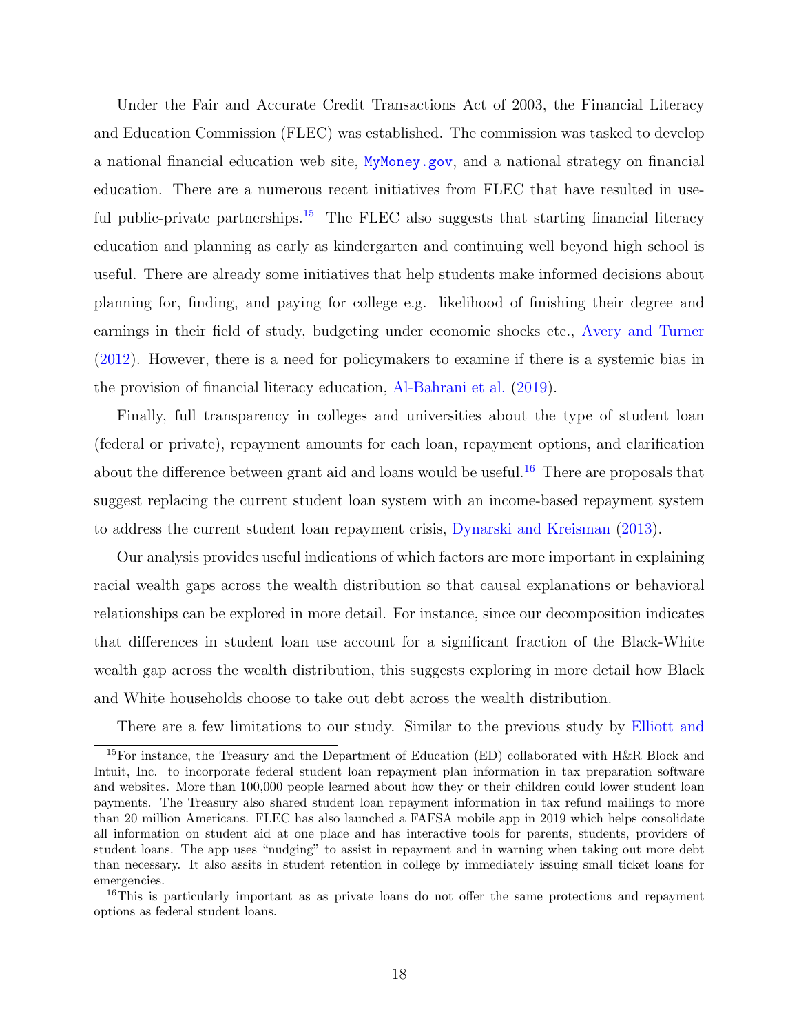Under the Fair and Accurate Credit Transactions Act of 2003, the Financial Literacy and Education Commission (FLEC) was established. The commission was tasked to develop a national financial education web site, MyMoney.gov, and a national strategy on financial education. There are a numerous recent initiatives from FLEC that have resulted in useful public-private partnerships.[15] The FLEC also suggests that starting financial literacy education and planning as early as kindergarten and continuing well beyond high school is useful. There are already some initiatives that help students make informed decisions about planning for, finding, and paying for college e.g. likelihood of finishing their degree and earnings in their field of study, budgeting under economic shocks etc., Avery and Turner (2012). However, there is a need for policymakers to examine if there is a systemic bias in the provision of financial literacy education, Al-Bahrani et al. (2019).

Finally, full transparency in colleges and universities about the type of student loan (federal or private), repayment amounts for each loan, repayment options, and clarification about the difference between grant aid and loans would be useful.[16] There are proposals that suggest replacing the current student loan system with an income-based repayment system to address the current student loan repayment crisis, Dynarski and Kreisman (2013).

Our analysis provides useful indications of which factors are more important in explaining racial wealth gaps across the wealth distribution so that causal explanations or behavioral relationships can be explored in more detail. For instance, since our decomposition indicates that differences in student loan use account for a significant fraction of the Black-White wealth gap across the wealth distribution, this suggests exploring in more detail how Black and White households choose to take out debt across the wealth distribution.

There are a few limitations to our study. Similar to the previous study by Elliott and

[15] For instance, the Treasury and the Department of Education (ED) collaborated with H&R Block and Intuit, Inc. to incorporate federal student loan repayment plan information in tax preparation software and websites. More than 100,000 people learned about how they or their children could lower student loan payments. The Treasury also shared student loan repayment information in tax refund mailings to more than 20 million Americans. FLEC has also launched a FAFSA mobile app in 2019 which helps consolidate all information on student aid at one place and has interactive tools for parents, students, providers of student loans. The app uses "nudging" to assist in repayment and in warning when taking out more debt than necessary. It also assits in student retention in college by immediately issuing small ticket loans for emergencies.

[16] This is particularly important as as private loans do not offer the same protections and repayment options as federal student loans.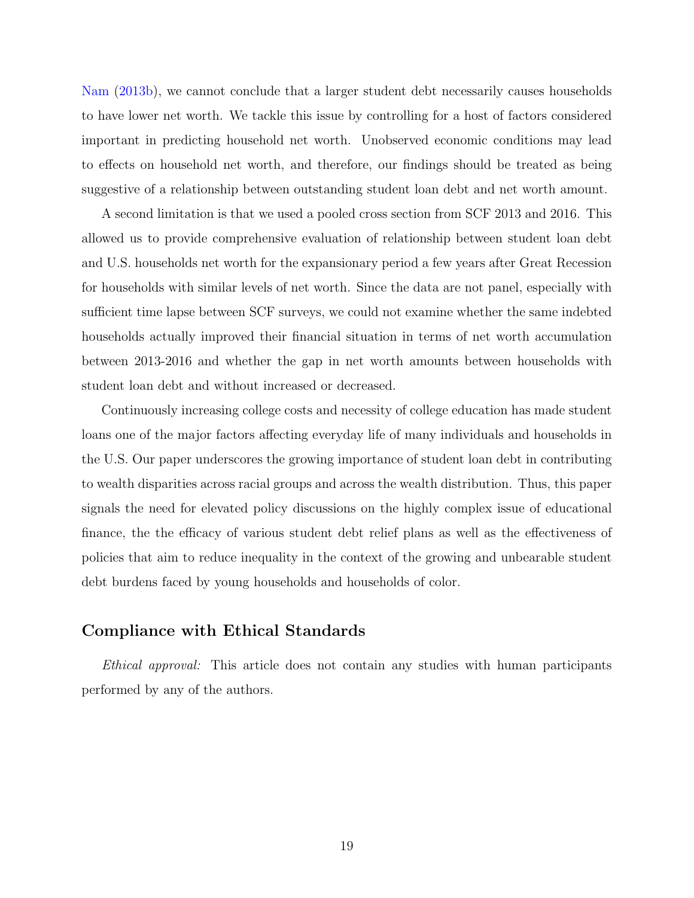Nam (2013b), we cannot conclude that a larger student debt necessarily causes households to have lower net worth. We tackle this issue by controlling for a host of factors considered important in predicting household net worth. Unobserved economic conditions may lead to effects on household net worth, and therefore, our findings should be treated as being suggestive of a relationship between outstanding student loan debt and net worth amount.

A second limitation is that we used a pooled cross section from SCF 2013 and 2016. This allowed us to provide comprehensive evaluation of relationship between student loan debt and U.S. households net worth for the expansionary period a few years after Great Recession for households with similar levels of net worth. Since the data are not panel, especially with sufficient time lapse between SCF surveys, we could not examine whether the same indebted households actually improved their financial situation in terms of net worth accumulation between 2013-2016 and whether the gap in net worth amounts between households with student loan debt and without increased or decreased.

Continuously increasing college costs and necessity of college education has made student loans one of the major factors affecting everyday life of many individuals and households in the U.S. Our paper underscores the growing importance of student loan debt in contributing to wealth disparities across racial groups and across the wealth distribution. Thus, this paper signals the need for elevated policy discussions on the highly complex issue of educational finance, the the efficacy of various student debt relief plans as well as the effectiveness of policies that aim to reduce inequality in the context of the growing and unbearable student debt burdens faced by young households and households of color.

## Compliance with Ethical Standards

*Ethical approval:* This article does not contain any studies with human participants performed by any of the authors.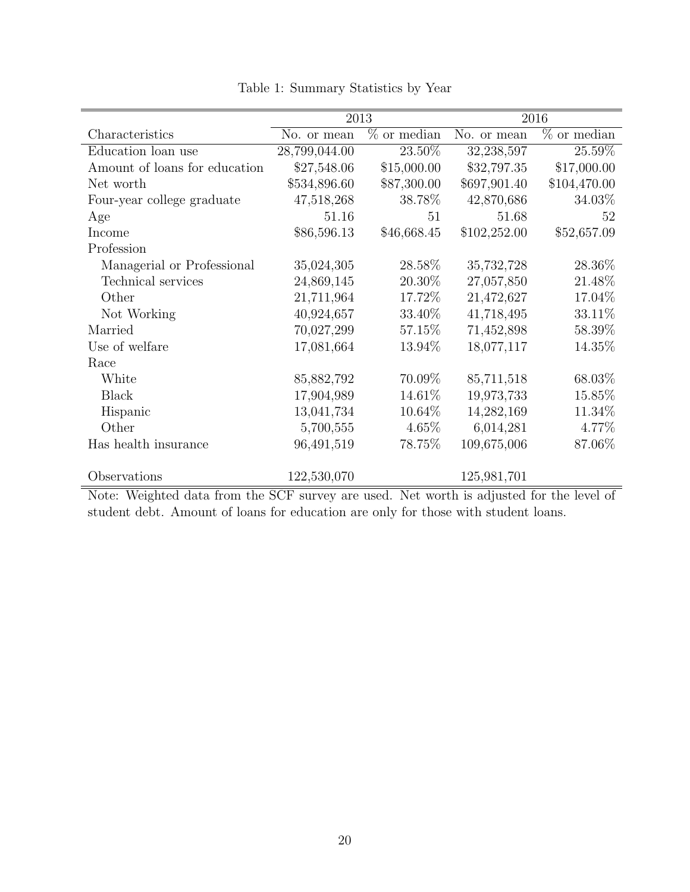Table 1: Summary Statistics by Year

| | 2013 | | 2016 | |
|---|---|---|---|---|
| Characteristics | No. or mean | % or median | No. or mean | % or median |
| Education loan use | 28,799,044.00 | 23.50% | 32,238,597 | 25.59% |
| Amount of loans for education | \$27,548.06 | \$15,000.00 | \$32,797.35 | \$17,000.00 |
| Net worth | \$534,896.60 | \$87,300.00 | \$697,901.40 | \$104,470.00 |
| Four-year college graduate | 47,518,268 | 38.78% | 42,870,686 | 34.03% |
| Age | 51.16 | 51 | 51.68 | 52 |
| Income | \$86,596.13 | \$46,668.45 | \$102,252.00 | \$52,657.09 |
| Profession | | | | |
| Managerial or Professional | 35,024,305 | 28.58% | 35,732,728 | 28.36% |
| Technical services | 24,869,145 | 20.30% | 27,057,850 | 21.48% |
| Other | 21,711,964 | 17.72% | 21,472,627 | 17.04% |
| Not Working | 40,924,657 | 33.40% | 41,718,495 | 33.11% |
| Married | 70,027,299 | 57.15% | 71,452,898 | 58.39% |
| Use of welfare | 17,081,664 | 13.94% | 18,077,117 | 14.35% |
| Race | | | | |
| White | 85,882,792 | 70.09% | 85,711,518 | 68.03% |
| Black | 17,904,989 | 14.61% | 19,973,733 | 15.85% |
| Hispanic | 13,041,734 | 10.64% | 14,282,169 | 11.34% |
| Other | 5,700,555 | 4.65% | 6,014,281 | 4.77% |
| Has health insurance | 96,491,519 | 78.75% | 109,675,006 | 87.06% |
| Observations | 122,530,070 | | 125,981,701 | |

Note: Weighted data from the SCF survey are used. Net worth is adjusted for the level of student debt. Amount of loans for education are only for those with student loans.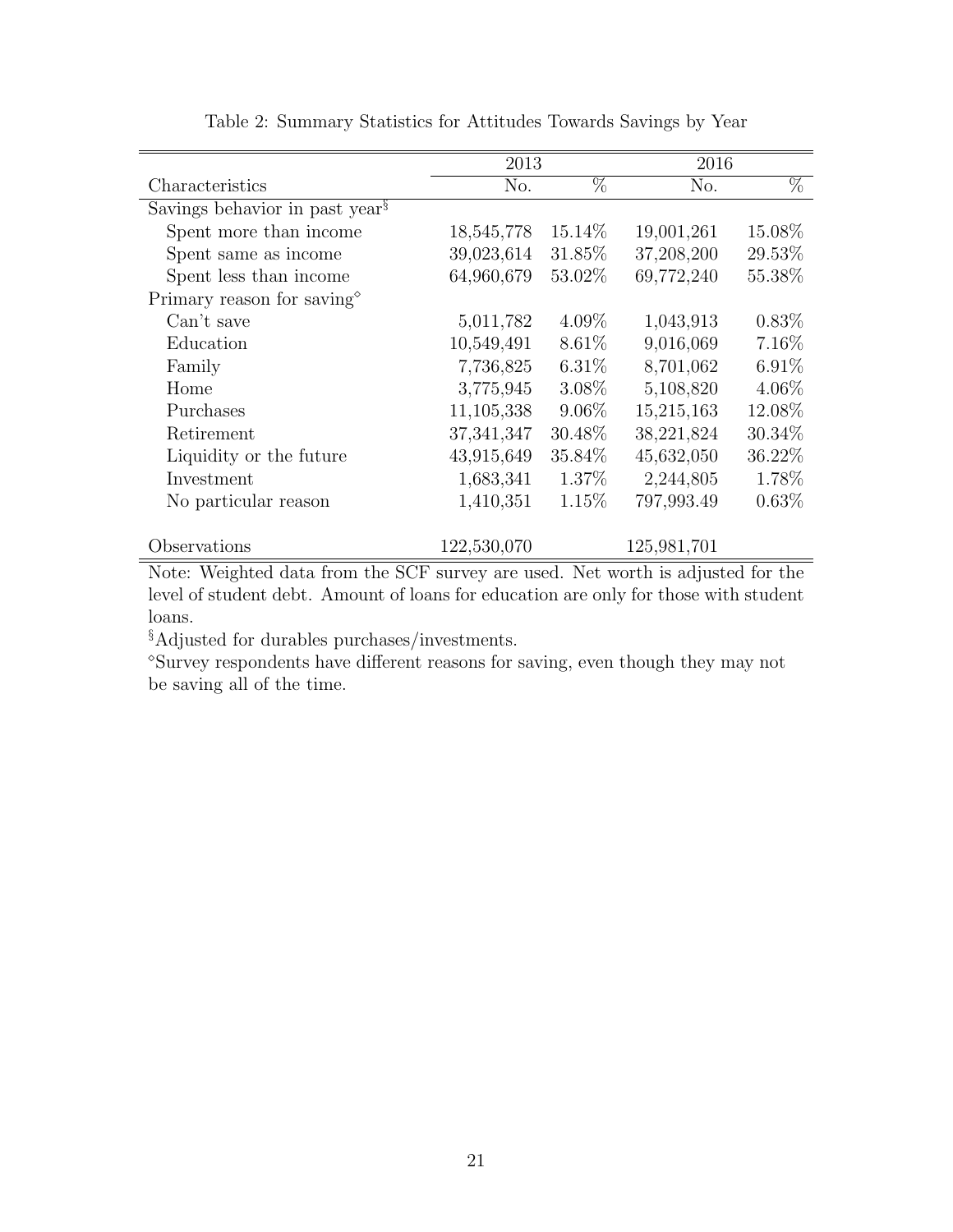Table 2: Summary Statistics for Attitudes Towards Savings by Year

| | 2013 | | 2016 | |
|---|---|---|---|---|
| Characteristics | No. | % | No. | % |
| Savings behavior in past year§ | | | | |
| Spent more than income | 18,545,778 | 15.14% | 19,001,261 | 15.08% |
| Spent same as income | 39,023,614 | 31.85% | 37,208,200 | 29.53% |
| Spent less than income | 64,960,679 | 53.02% | 69,772,240 | 55.38% |
| Primary reason for saving◇ | | | | |
| Can't save | 5,011,782 | 4.09% | 1,043,913 | 0.83% |
| Education | 10,549,491 | 8.61% | 9,016,069 | 7.16% |
| Family | 7,736,825 | 6.31% | 8,701,062 | 6.91% |
| Home | 3,775,945 | 3.08% | 5,108,820 | 4.06% |
| Purchases | 11,105,338 | 9.06% | 15,215,163 | 12.08% |
| Retirement | 37,341,347 | 30.48% | 38,221,824 | 30.34% |
| Liquidity or the future | 43,915,649 | 35.84% | 45,632,050 | 36.22% |
| Investment | 1,683,341 | 1.37% | 2,244,805 | 1.78% |
| No particular reason | 1,410,351 | 1.15% | 797,993.49 | 0.63% |
| Observations | 122,530,070 | | 125,981,701 | |

Note: Weighted data from the SCF survey are used. Net worth is adjusted for the level of student debt. Amount of loans for education are only for those with student loans.

§Adjusted for durables purchases/investments.

◇Survey respondents have different reasons for saving, even though they may not be saving all of the time.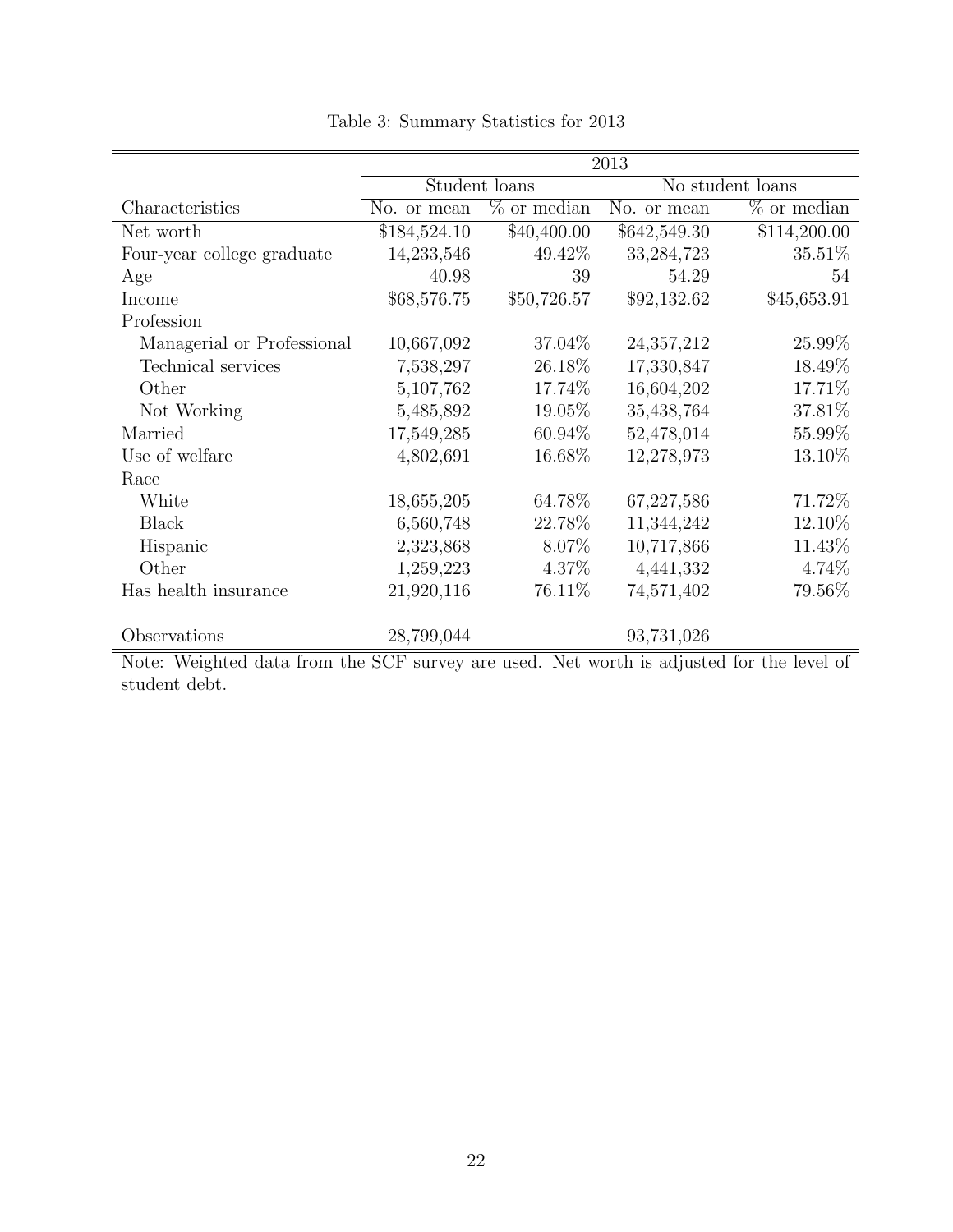Table 3: Summary Statistics for 2013

| | 2013 | | | |
|---|---|---|---|---|
| | Student loans | | No student loans | |
| Characteristics | No. or mean | % or median | No. or mean | % or median |
| Net worth | $184,524.10 | $40,400.00 | $642,549.30 | $114,200.00 |
| Four-year college graduate | 14,233,546 | 49.42% | 33,284,723 | 35.51% |
| Age | 40.98 | 39 | 54.29 | 54 |
| Income | $68,576.75 | $50,726.57 | $92,132.62 | $45,653.91 |
| Profession | | | | |
| Managerial or Professional | 10,667,092 | 37.04% | 24,357,212 | 25.99% |
| Technical services | 7,538,297 | 26.18% | 17,330,847 | 18.49% |
| Other | 5,107,762 | 17.74% | 16,604,202 | 17.71% |
| Not Working | 5,485,892 | 19.05% | 35,438,764 | 37.81% |
| Married | 17,549,285 | 60.94% | 52,478,014 | 55.99% |
| Use of welfare | 4,802,691 | 16.68% | 12,278,973 | 13.10% |
| Race | | | | |
| White | 18,655,205 | 64.78% | 67,227,586 | 71.72% |
| Black | 6,560,748 | 22.78% | 11,344,242 | 12.10% |
| Hispanic | 2,323,868 | 8.07% | 10,717,866 | 11.43% |
| Other | 1,259,223 | 4.37% | 4,441,332 | 4.74% |
| Has health insurance | 21,920,116 | 76.11% | 74,571,402 | 79.56% |
| Observations | 28,799,044 | | 93,731,026 | |

Note: Weighted data from the SCF survey are used. Net worth is adjusted for the level of student debt.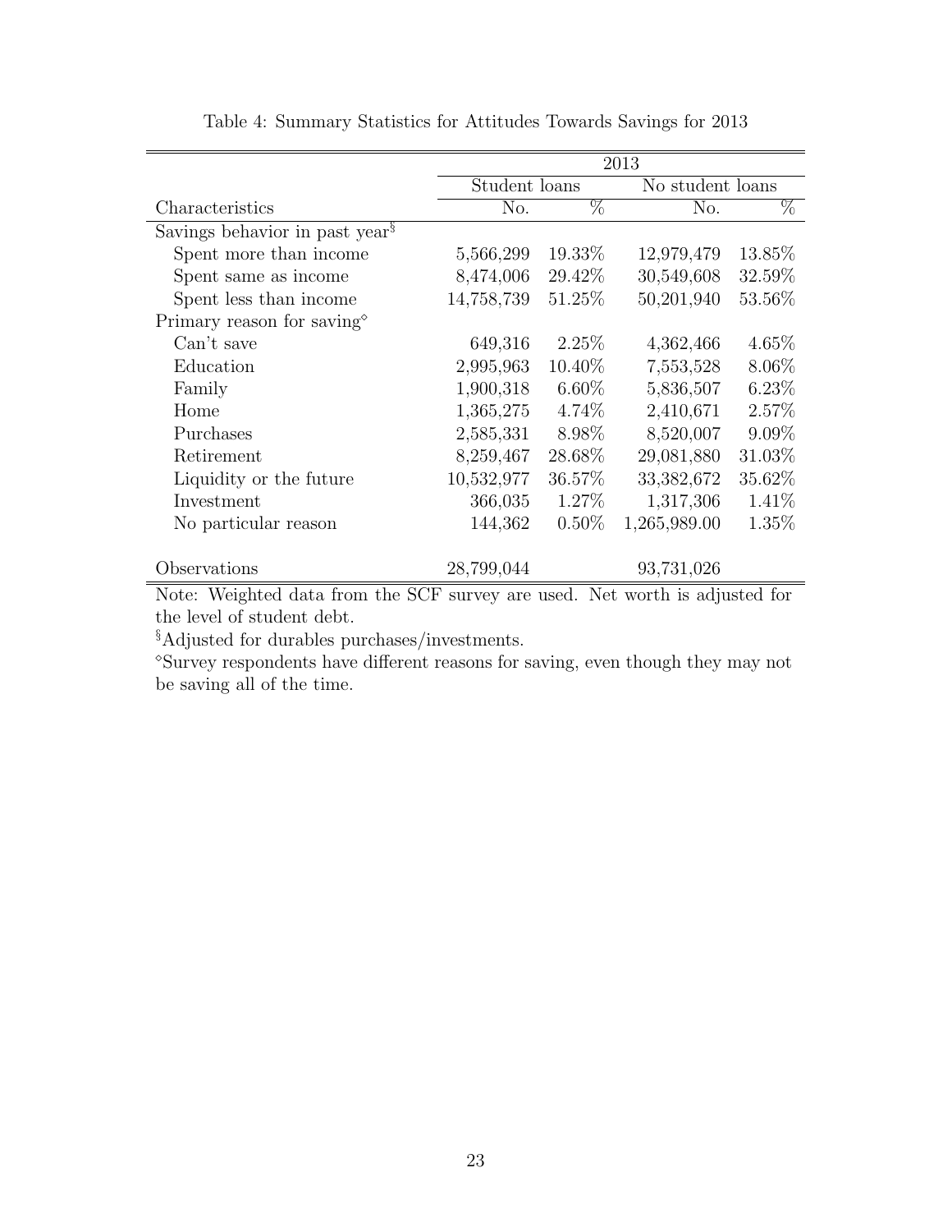Table 4: Summary Statistics for Attitudes Towards Savings for 2013

| | 2013 | | | |
|---|---|---|---|---|
| | Student loans | | No student loans | |
| Characteristics | No. | % | No. | % |
| Savings behavior in past year§ | | | | |
| Spent more than income | 5,566,299 | 19.33% | 12,979,479 | 13.85% |
| Spent same as income | 8,474,006 | 29.42% | 30,549,608 | 32.59% |
| Spent less than income | 14,758,739 | 51.25% | 50,201,940 | 53.56% |
| Primary reason for saving◇ | | | | |
| Can't save | 649,316 | 2.25% | 4,362,466 | 4.65% |
| Education | 2,995,963 | 10.40% | 7,553,528 | 8.06% |
| Family | 1,900,318 | 6.60% | 5,836,507 | 6.23% |
| Home | 1,365,275 | 4.74% | 2,410,671 | 2.57% |
| Purchases | 2,585,331 | 8.98% | 8,520,007 | 9.09% |
| Retirement | 8,259,467 | 28.68% | 29,081,880 | 31.03% |
| Liquidity or the future | 10,532,977 | 36.57% | 33,382,672 | 35.62% |
| Investment | 366,035 | 1.27% | 1,317,306 | 1.41% |
| No particular reason | 144,362 | 0.50% | 1,265,989.00 | 1.35% |
| Observations | 28,799,044 | | 93,731,026 | |

Note: Weighted data from the SCF survey are used. Net worth is adjusted for the level of student debt.

§Adjusted for durables purchases/investments.

◇Survey respondents have different reasons for saving, even though they may not be saving all of the time.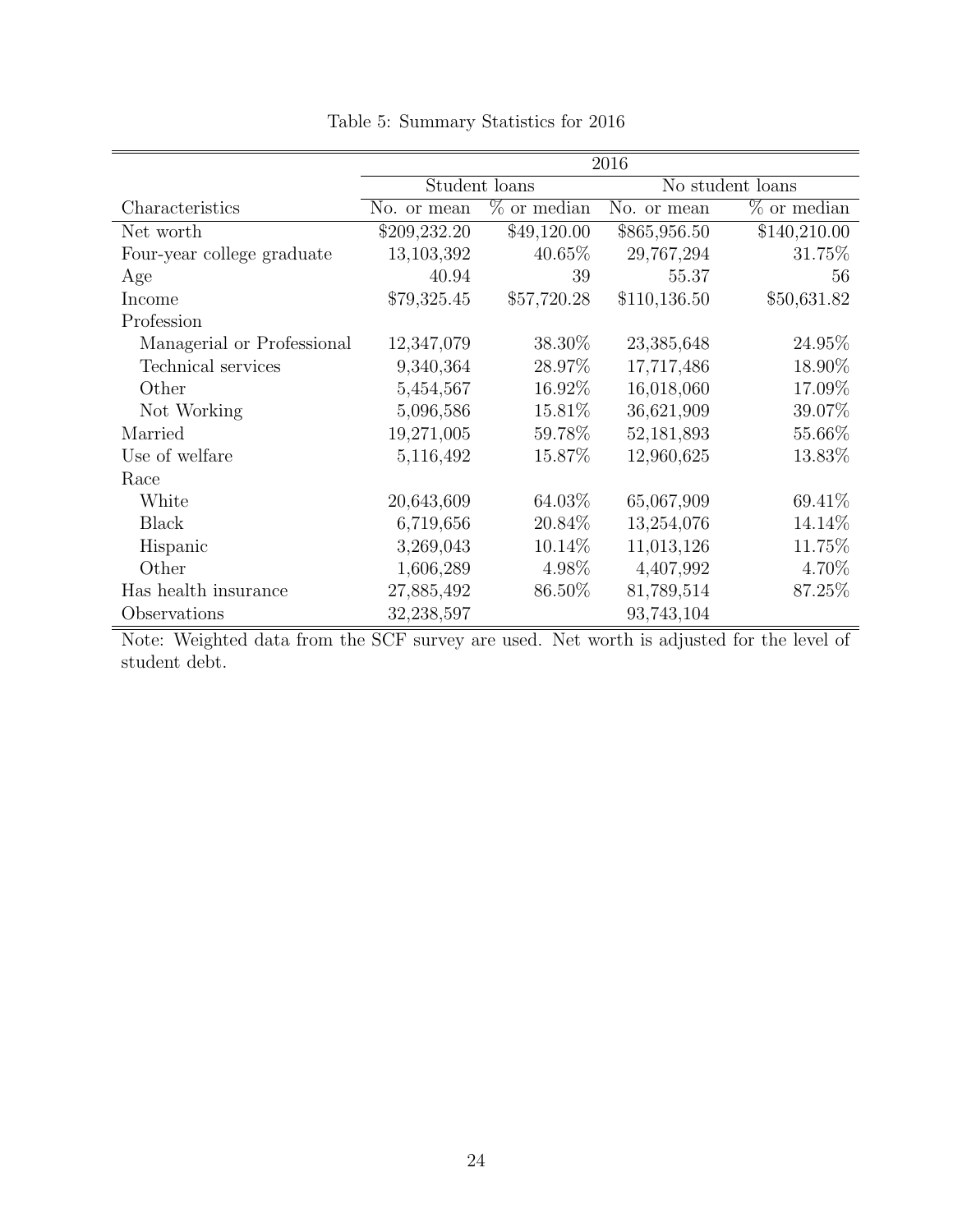Table 5: Summary Statistics for 2016

| | 2016 | | | |
|---|---|---|---|---|
| | Student loans | | No student loans | |
| Characteristics | No. or mean | % or median | No. or mean | % or median |
| Net worth | $209,232.20 | $49,120.00 | $865,956.50 | $140,210.00 |
| Four-year college graduate | 13,103,392 | 40.65% | 29,767,294 | 31.75% |
| Age | 40.94 | 39 | 55.37 | 56 |
| Income | $79,325.45 | $57,720.28 | $110,136.50 | $50,631.82 |
| Profession | | | | |
| Managerial or Professional | 12,347,079 | 38.30% | 23,385,648 | 24.95% |
| Technical services | 9,340,364 | 28.97% | 17,717,486 | 18.90% |
| Other | 5,454,567 | 16.92% | 16,018,060 | 17.09% |
| Not Working | 5,096,586 | 15.81% | 36,621,909 | 39.07% |
| Married | 19,271,005 | 59.78% | 52,181,893 | 55.66% |
| Use of welfare | 5,116,492 | 15.87% | 12,960,625 | 13.83% |
| Race | | | | |
| White | 20,643,609 | 64.03% | 65,067,909 | 69.41% |
| Black | 6,719,656 | 20.84% | 13,254,076 | 14.14% |
| Hispanic | 3,269,043 | 10.14% | 11,013,126 | 11.75% |
| Other | 1,606,289 | 4.98% | 4,407,992 | 4.70% |
| Has health insurance | 27,885,492 | 86.50% | 81,789,514 | 87.25% |
| Observations | 32,238,597 | | 93,743,104 | |

Note: Weighted data from the SCF survey are used. Net worth is adjusted for the level of student debt.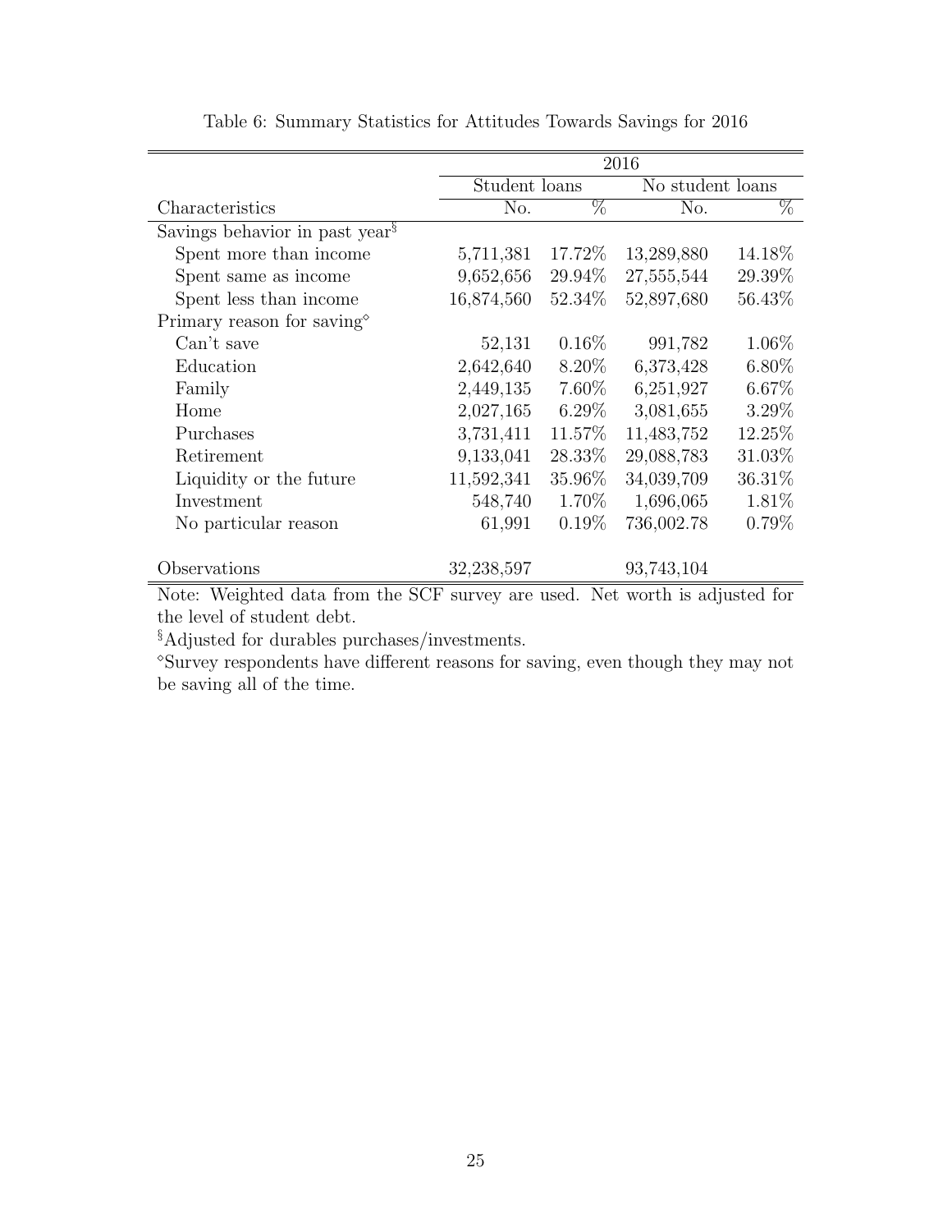Table 6: Summary Statistics for Attitudes Towards Savings for 2016

| | 2016 | | | |
|---|---|---|---|---|
| | Student loans | | No student loans | |
| Characteristics | No. | % | No. | % |
| Savings behavior in past year[§] | | | | |
| Spent more than income | 5,711,381 | 17.72% | 13,289,880 | 14.18% |
| Spent same as income | 9,652,656 | 29.94% | 27,555,544 | 29.39% |
| Spent less than income | 16,874,560 | 52.34% | 52,897,680 | 56.43% |
| Primary reason for saving[⋄] | | | | |
| Can't save | 52,131 | 0.16% | 991,782 | 1.06% |
| Education | 2,642,640 | 8.20% | 6,373,428 | 6.80% |
| Family | 2,449,135 | 7.60% | 6,251,927 | 6.67% |
| Home | 2,027,165 | 6.29% | 3,081,655 | 3.29% |
| Purchases | 3,731,411 | 11.57% | 11,483,752 | 12.25% |
| Retirement | 9,133,041 | 28.33% | 29,088,783 | 31.03% |
| Liquidity or the future | 11,592,341 | 35.96% | 34,039,709 | 36.31% |
| Investment | 548,740 | 1.70% | 1,696,065 | 1.81% |
| No particular reason | 61,991 | 0.19% | 736,002.78 | 0.79% |
| Observations | 32,238,597 | | 93,743,104 | |

Note: Weighted data from the SCF survey are used. Net worth is adjusted for the level of student debt.

[§]Adjusted for durables purchases/investments.

[⋄]Survey respondents have different reasons for saving, even though they may not be saving all of the time.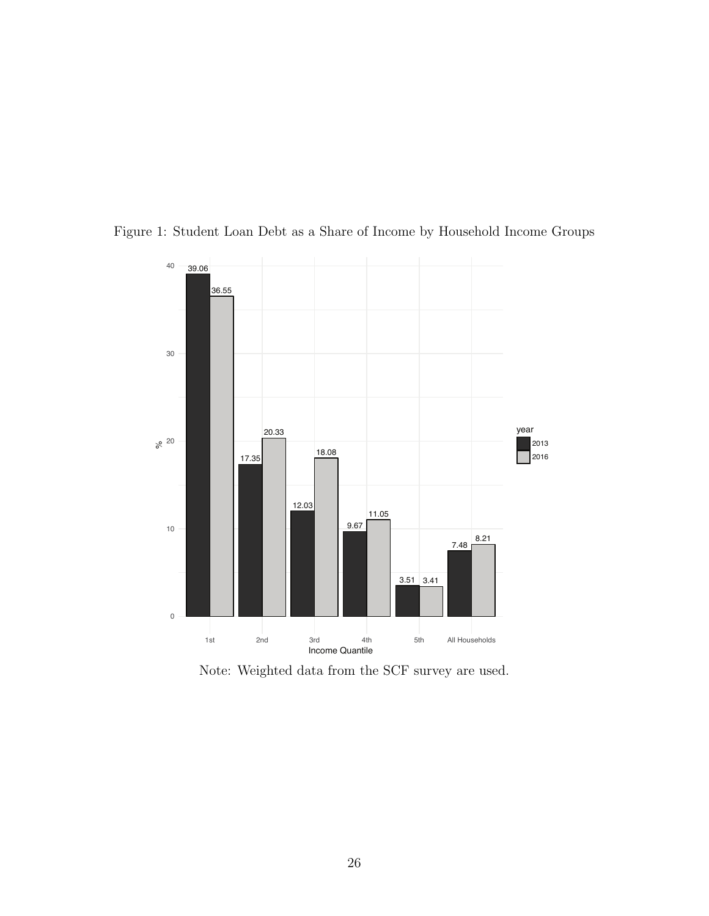Figure 1: Student Loan Debt as a Share of Income by Household Income Groups

| Income Quantile | 2013 | 2016 |
|---|---|---|
| 1st | 39.06 | 36.55 |
| 2nd | 17.35 | 20.33 |
| 3rd | 12.03 | 18.08 |
| 4th | 9.67 | 11.05 |
| 5th | 3.51 | 3.41 |
| All Households | 7.48 | 8.21 |

Note: Weighted data from the SCF survey are used.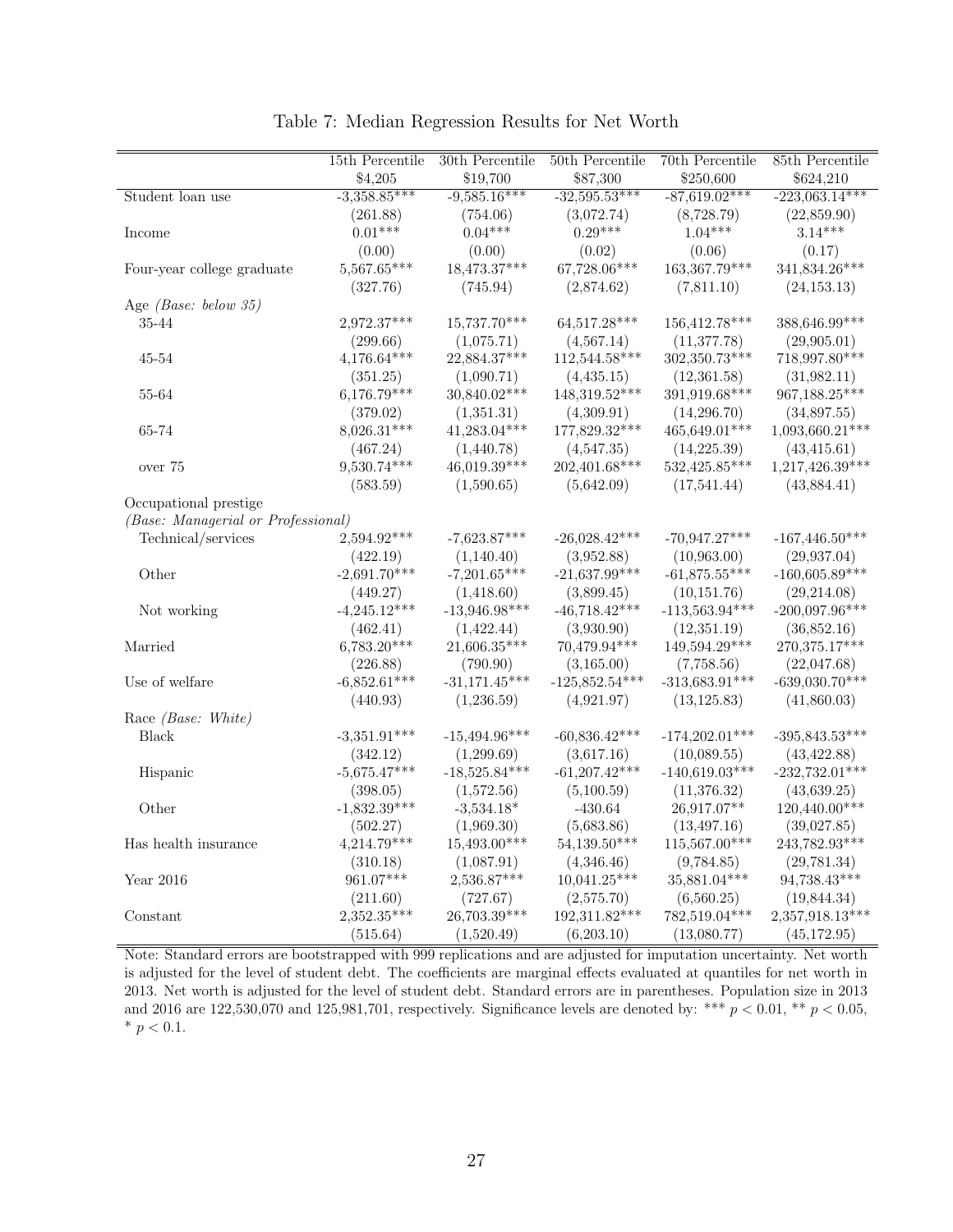Table 7: Median Regression Results for Net Worth

| | 15th Percentile | 30th Percentile | 50th Percentile | 70th Percentile | 85th Percentile |
|---|---|---|---|---|---|
| | \$4,205 | \$19,700 | \$87,300 | \$250,600 | \$624,210 |
| Student loan use | -3,358.85*** | -9,585.16*** | -32,595.53*** | -87,619.02*** | -223,063.14*** |
| | (261.88) | (754.06) | (3,072.74) | (8,728.79) | (22,859.90) |
| Income | 0.01*** | 0.04*** | 0.29*** | 1.04*** | 3.14*** |
| | (0.00) | (0.00) | (0.02) | (0.06) | (0.17) |
| Four-year college graduate | 5,567.65*** | 18,473.37*** | 67,728.06*** | 163,367.79*** | 341,834.26*** |
| | (327.76) | (745.94) | (2,874.62) | (7,811.10) | (24,153.13) |
| Age *(Base: below 35)* | | | | | |
| 35-44 | 2,972.37*** | 15,737.70*** | 64,517.28*** | 156,412.78*** | 388,646.99*** |
| | (299.66) | (1,075.71) | (4,567.14) | (11,377.78) | (29,905.01) |
| 45-54 | 4,176.64*** | 22,884.37*** | 112,544.58*** | 302,350.73*** | 718,997.80*** |
| | (351.25) | (1,090.71) | (4,435.15) | (12,361.58) | (31,982.11) |
| 55-64 | 6,176.79*** | 30,840.02*** | 148,319.52*** | 391,919.68*** | 967,188.25*** |
| | (379.02) | (1,351.31) | (4,309.91) | (14,296.70) | (34,897.55) |
| 65-74 | 8,026.31*** | 41,283.04*** | 177,829.32*** | 465,649.01*** | 1,093,660.21*** |
| | (467.24) | (1,440.78) | (4,547.35) | (14,225.39) | (43,415.61) |
| over 75 | 9,530.74*** | 46,019.39*** | 202,401.68*** | 532,425.85*** | 1,217,426.39*** |
| | (583.59) | (1,590.65) | (5,642.09) | (17,541.44) | (43,884.41) |
| Occupational prestige | | | | | |
| *(Base: Managerial or Professional)* | | | | | |
| Technical/services | 2,594.92*** | -7,623.87*** | -26,028.42*** | -70,947.27*** | -167,446.50*** |
| | (422.19) | (1,140.40) | (3,952.88) | (10,963.00) | (29,937.04) |
| Other | -2,691.70*** | -7,201.65*** | -21,637.99*** | -61,875.55*** | -160,605.89*** |
| | (449.27) | (1,418.60) | (3,899.45) | (10,151.76) | (29,214.08) |
| Not working | -4,245.12*** | -13,946.98*** | -46,718.42*** | -113,563.94*** | -200,097.96*** |
| | (462.41) | (1,422.44) | (3,930.90) | (12,351.19) | (36,852.16) |
| Married | 6,783.20*** | 21,606.35*** | 70,479.94*** | 149,594.29*** | 270,375.17*** |
| | (226.88) | (790.90) | (3,165.00) | (7,758.56) | (22,047.68) |
| Use of welfare | -6,852.61*** | -31,171.45*** | -125,852.54*** | -313,683.91*** | -639,030.70*** |
| | (440.93) | (1,236.59) | (4,921.97) | (13,125.83) | (41,860.03) |
| Race *(Base: White)* | | | | | |
| Black | -3,351.91*** | -15,494.96*** | -60,836.42*** | -174,202.01*** | -395,843.53*** |
| | (342.12) | (1,299.69) | (3,617.16) | (10,089.55) | (43,422.88) |
| Hispanic | -5,675.47*** | -18,525.84*** | -61,207.42*** | -140,619.03*** | -232,732.01*** |
| | (398.05) | (1,572.56) | (5,100.59) | (11,376.32) | (43,639.25) |
| Other | -1,832.39*** | -3,534.18* | -430.64 | 26,917.07** | 120,440.00*** |
| | (502.27) | (1,969.30) | (5,683.86) | (13,497.16) | (39,027.85) |
| Has health insurance | 4,214.79*** | 15,493.00*** | 54,139.50*** | 115,567.00*** | 243,782.93*** |
| | (310.18) | (1,087.91) | (4,346.46) | (9,784.85) | (29,781.34) |
| Year 2016 | 961.07*** | 2,536.87*** | 10,041.25*** | 35,881.04*** | 94,738.43*** |
| | (211.60) | (727.67) | (2,575.70) | (6,560.25) | (19,844.34) |
| Constant | 2,352.35*** | 26,703.39*** | 192,311.82*** | 782,519.04*** | 2,357,918.13*** |
| | (515.64) | (1,520.49) | (6,203.10) | (13,080.77) | (45,172.95) |

Note: Standard errors are bootstrapped with 999 replications and are adjusted for imputation uncertainty. Net worth is adjusted for the level of student debt. The coefficients are marginal effects evaluated at quantiles for net worth in 2013. Net worth is adjusted for the level of student debt. Standard errors are in parentheses. Population size in 2013 and 2016 are 122,530,070 and 125,981,701, respectively. Significance levels are denoted by: *** $p < 0.01$, ** $p < 0.05$, * $p < 0.1$.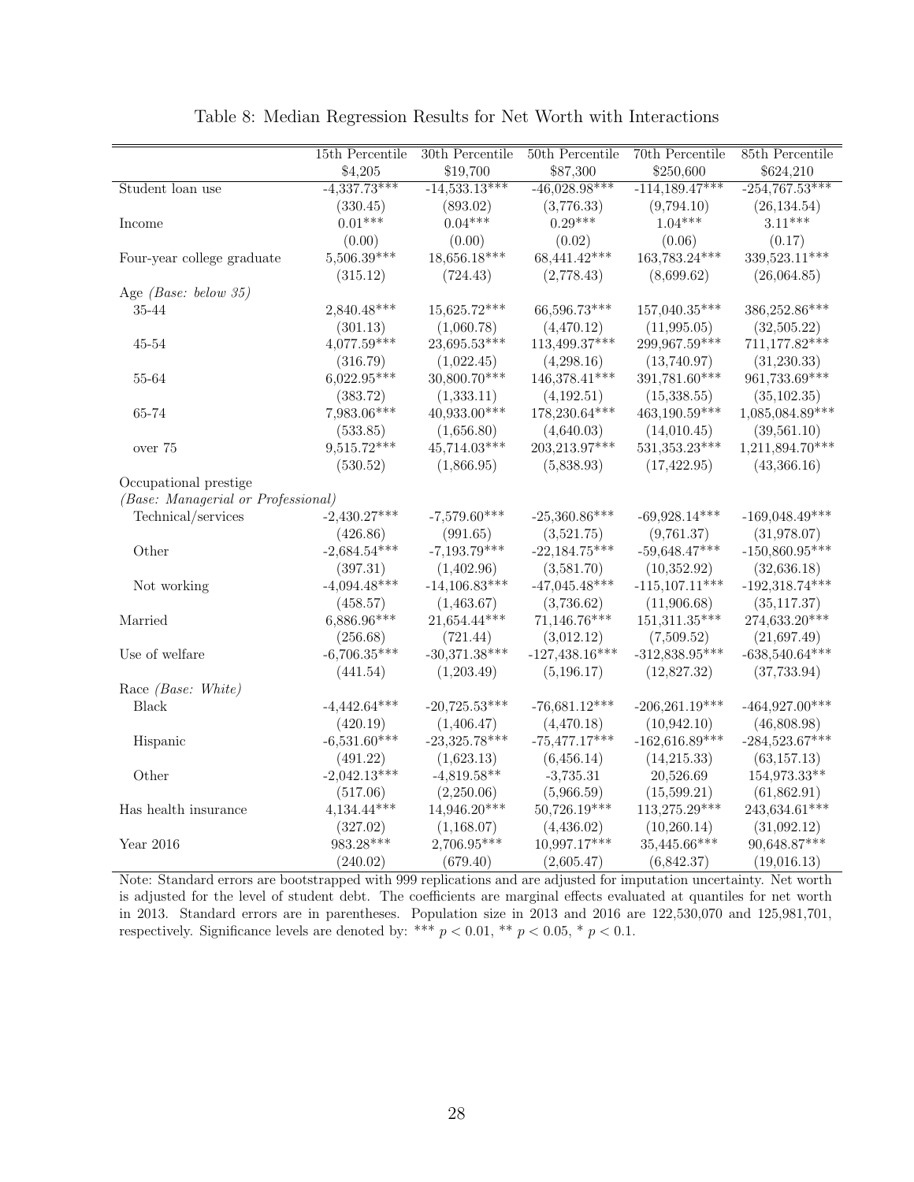Table 8: Median Regression Results for Net Worth with Interactions

| | 15th Percentile | 30th Percentile | 50th Percentile | 70th Percentile | 85th Percentile |
|---|---|---|---|---|---|
| | \$4,205 | \$19,700 | \$87,300 | \$250,600 | \$624,210 |
| Student loan use | -4,337.73*** | -14,533.13*** | -46,028.98*** | -114,189.47*** | -254,767.53*** |
| | (330.45) | (893.02) | (3,776.33) | (9,794.10) | (26,134.54) |
| Income | 0.01*** | 0.04*** | 0.29*** | 1.04*** | 3.11*** |
| | (0.00) | (0.00) | (0.02) | (0.06) | (0.17) |
| Four-year college graduate | 5,506.39*** | 18,656.18*** | 68,441.42*** | 163,783.24*** | 339,523.11*** |
| | (315.12) | (724.43) | (2,778.43) | (8,699.62) | (26,064.85) |
| Age *(Base: below 35)* | | | | | |
| 35-44 | 2,840.48*** | 15,625.72*** | 66,596.73*** | 157,040.35*** | 386,252.86*** |
| | (301.13) | (1,060.78) | (4,470.12) | (11,995.05) | (32,505.22) |
| 45-54 | 4,077.59*** | 23,695.53*** | 113,499.37*** | 299,967.59*** | 711,177.82*** |
| | (316.79) | (1,022.45) | (4,298.16) | (13,740.97) | (31,230.33) |
| 55-64 | 6,022.95*** | 30,800.70*** | 146,378.41*** | 391,781.60*** | 961,733.69*** |
| | (383.72) | (1,333.11) | (4,192.51) | (15,338.55) | (35,102.35) |
| 65-74 | 7,983.06*** | 40,933.00*** | 178,230.64*** | 463,190.59*** | 1,085,084.89*** |
| | (533.85) | (1,656.80) | (4,640.03) | (14,010.45) | (39,561.10) |
| over 75 | 9,515.72*** | 45,714.03*** | 203,213.97*** | 531,353.23*** | 1,211,894.70*** |
| | (530.52) | (1,866.95) | (5,838.93) | (17,422.95) | (43,366.16) |
| Occupational prestige *(Base: Managerial or Professional)* | | | | | |
| Technical/services | -2,430.27*** | -7,579.60*** | -25,360.86*** | -69,928.14*** | -169,048.49*** |
| | (426.86) | (991.65) | (3,521.75) | (9,761.37) | (31,978.07) |
| Other | -2,684.54*** | -7,193.79*** | -22,184.75*** | -59,648.47*** | -150,860.95*** |
| | (397.31) | (1,402.96) | (3,581.70) | (10,352.92) | (32,636.18) |
| Not working | -4,094.48*** | -14,106.83*** | -47,045.48*** | -115,107.11*** | -192,318.74*** |
| | (458.57) | (1,463.67) | (3,736.62) | (11,906.68) | (35,117.37) |
| Married | 6,886.96*** | 21,654.44*** | 71,146.76*** | 151,311.35*** | 274,633.20*** |
| | (256.68) | (721.44) | (3,012.12) | (7,509.52) | (21,697.49) |
| Use of welfare | -6,706.35*** | -30,371.38*** | -127,438.16*** | -312,838.95*** | -638,540.64*** |
| | (441.54) | (1,203.49) | (5,196.17) | (12,827.32) | (37,733.94) |
| Race *(Base: White)* | | | | | |
| Black | -4,442.64*** | -20,725.53*** | -76,681.12*** | -206,261.19*** | -464,927.00*** |
| | (420.19) | (1,406.47) | (4,470.18) | (10,942.10) | (46,808.98) |
| Hispanic | -6,531.60*** | -23,325.78*** | -75,477.17*** | -162,616.89*** | -284,523.67*** |
| | (491.22) | (1,623.13) | (6,456.14) | (14,215.33) | (63,157.13) |
| Other | -2,042.13*** | -4,819.58** | -3,735.31 | 20,526.69 | 154,973.33** |
| | (517.06) | (2,250.06) | (5,966.59) | (15,599.21) | (61,862.91) |
| Has health insurance | 4,134.44*** | 14,946.20*** | 50,726.19*** | 113,275.29*** | 243,634.61*** |
| | (327.02) | (1,168.07) | (4,436.02) | (10,260.14) | (31,092.12) |
| Year 2016 | 983.28*** | 2,706.95*** | 10,997.17*** | 35,445.66*** | 90,648.87*** |
| | (240.02) | (679.40) | (2,605.47) | (6,842.37) | (19,016.13) |

Note: Standard errors are bootstrapped with 999 replications and are adjusted for imputation uncertainty. Net worth is adjusted for the level of student debt. The coefficients are marginal effects evaluated at quantiles for net worth in 2013. Standard errors are in parentheses. Population size in 2013 and 2016 are 122,530,070 and 125,981,701, respectively. Significance levels are denoted by: *** $p < 0.01$, ** $p < 0.05$, * $p < 0.1$.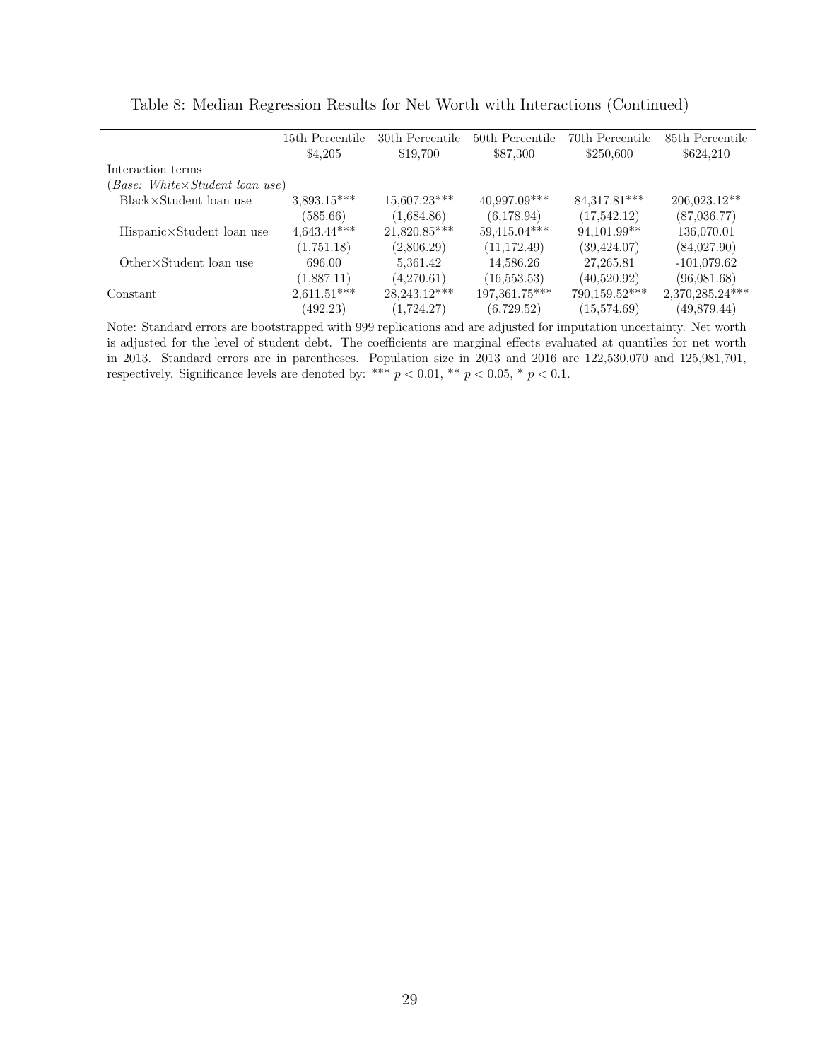Table 8: Median Regression Results for Net Worth with Interactions (Continued)

| | 15th Percentile | 30th Percentile | 50th Percentile | 70th Percentile | 85th Percentile |
|---|---|---|---|---|---|
| | \$4,205 | \$19,700 | \$87,300 | \$250,600 | \$624,210 |
| Interaction terms | | | | | |
| (*Base: White×Student loan use*) | | | | | |
| Black×Student loan use | 3,893.15*** | 15,607.23*** | 40,997.09*** | 84,317.81*** | 206,023.12** |
| | (585.66) | (1,684.86) | (6,178.94) | (17,542.12) | (87,036.77) |
| Hispanic×Student loan use | 4,643.44*** | 21,820.85*** | 59,415.04*** | 94,101.99** | 136,070.01 |
| | (1,751.18) | (2,806.29) | (11,172.49) | (39,424.07) | (84,027.90) |
| Other×Student loan use | 696.00 | 5,361.42 | 14,586.26 | 27,265.81 | -101,079.62 |
| | (1,887.11) | (4,270.61) | (16,553.53) | (40,520.92) | (96,081.68) |
| Constant | 2,611.51*** | 28,243.12*** | 197,361.75*** | 790,159.52*** | 2,370,285.24*** |
| | (492.23) | (1,724.27) | (6,729.52) | (15,574.69) | (49,879.44) |

Note: Standard errors are bootstrapped with 999 replications and are adjusted for imputation uncertainty. Net worth is adjusted for the level of student debt. The coefficients are marginal effects evaluated at quantiles for net worth in 2013. Standard errors are in parentheses. Population size in 2013 and 2016 are 122,530,070 and 125,981,701, respectively. Significance levels are denoted by: *** $p < 0.01$, ** $p < 0.05$, * $p < 0.1$.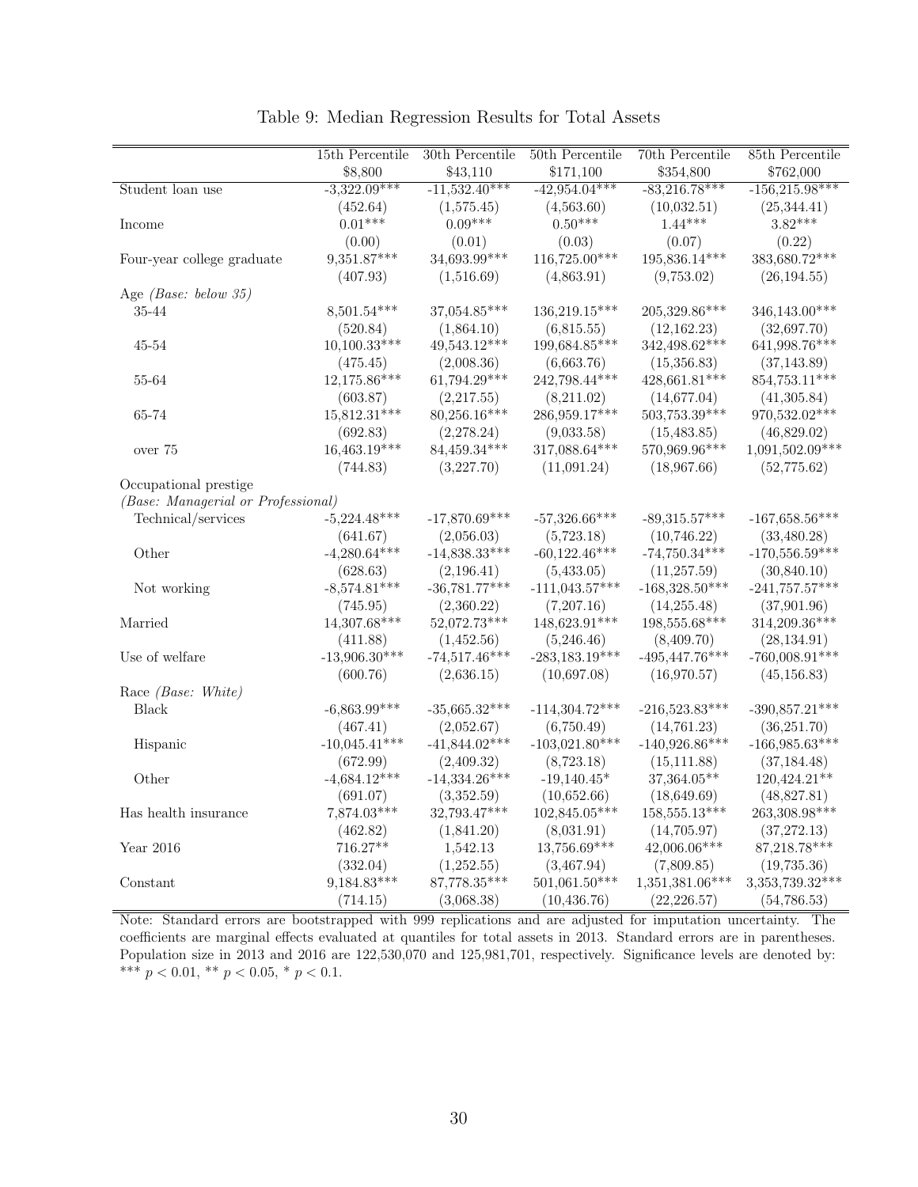Table 9: Median Regression Results for Total Assets

| | 15th Percentile | 30th Percentile | 50th Percentile | 70th Percentile | 85th Percentile |
|---|---|---|---|---|---|
| | \$8,800 | \$43,110 | \$171,100 | \$354,800 | \$762,000 |
| Student loan use | -3,322.09*** | -11,532.40*** | -42,954.04*** | -83,216.78*** | -156,215.98*** |
| | (452.64) | (1,575.45) | (4,563.60) | (10,032.51) | (25,344.41) |
| Income | 0.01*** | 0.09*** | 0.50*** | 1.44*** | 3.82*** |
| | (0.00) | (0.01) | (0.03) | (0.07) | (0.22) |
| Four-year college graduate | 9,351.87*** | 34,693.99*** | 116,725.00*** | 195,836.14*** | 383,680.72*** |
| | (407.93) | (1,516.69) | (4,863.91) | (9,753.02) | (26,194.55) |
| Age *(Base: below 35)* | | | | | |
| 35-44 | 8,501.54*** | 37,054.85*** | 136,219.15*** | 205,329.86*** | 346,143.00*** |
| | (520.84) | (1,864.10) | (6,815.55) | (12,162.23) | (32,697.70) |
| 45-54 | 10,100.33*** | 49,543.12*** | 199,684.85*** | 342,498.62*** | 641,998.76*** |
| | (475.45) | (2,008.36) | (6,663.76) | (15,356.83) | (37,143.89) |
| 55-64 | 12,175.86*** | 61,794.29*** | 242,798.44*** | 428,661.81*** | 854,753.11*** |
| | (603.87) | (2,217.55) | (8,211.02) | (14,677.04) | (41,305.84) |
| 65-74 | 15,812.31*** | 80,256.16*** | 286,959.17*** | 503,753.39*** | 970,532.02*** |
| | (692.83) | (2,278.24) | (9,033.58) | (15,483.85) | (46,829.02) |
| over 75 | 16,463.19*** | 84,459.34*** | 317,088.64*** | 570,969.96*** | 1,091,502.09*** |
| | (744.83) | (3,227.70) | (11,091.24) | (18,967.66) | (52,775.62) |
| Occupational prestige | | | | | |
| *(Base: Managerial or Professional)* | | | | | |
| Technical/services | -5,224.48*** | -17,870.69*** | -57,326.66*** | -89,315.57*** | -167,658.56*** |
| | (641.67) | (2,056.03) | (5,723.18) | (10,746.22) | (33,480.28) |
| Other | -4,280.64*** | -14,838.33*** | -60,122.46*** | -74,750.34*** | -170,556.59*** |
| | (628.63) | (2,196.41) | (5,433.05) | (11,257.59) | (30,840.10) |
| Not working | -8,574.81*** | -36,781.77*** | -111,043.57*** | -168,328.50*** | -241,757.57*** |
| | (745.95) | (2,360.22) | (7,207.16) | (14,255.48) | (37,901.96) |
| Married | 14,307.68*** | 52,072.73*** | 148,623.91*** | 198,555.68*** | 314,209.36*** |
| | (411.88) | (1,452.56) | (5,246.46) | (8,409.70) | (28,134.91) |
| Use of welfare | -13,906.30*** | -74,517.46*** | -283,183.19*** | -495,447.76*** | -760,008.91*** |
| | (600.76) | (2,636.15) | (10,697.08) | (16,970.57) | (45,156.83) |
| Race *(Base: White)* | | | | | |
| Black | -6,863.99*** | -35,665.32*** | -114,304.72*** | -216,523.83*** | -390,857.21*** |
| | (467.41) | (2,052.67) | (6,750.49) | (14,761.23) | (36,251.70) |
| Hispanic | -10,045.41*** | -41,844.02*** | -103,021.80*** | -140,926.86*** | -166,985.63*** |
| | (672.99) | (2,409.32) | (8,723.18) | (15,111.88) | (37,184.48) |
| Other | -4,684.12*** | -14,334.26*** | -19,140.45* | 37,364.05** | 120,424.21** |
| | (691.07) | (3,352.59) | (10,652.66) | (18,649.69) | (48,827.81) |
| Has health insurance | 7,874.03*** | 32,793.47*** | 102,845.05*** | 158,555.13*** | 263,308.98*** |
| | (462.82) | (1,841.20) | (8,031.91) | (14,705.97) | (37,272.13) |
| Year 2016 | 716.27** | 1,542.13 | 13,756.69*** | 42,006.06*** | 87,218.78*** |
| | (332.04) | (1,252.55) | (3,467.94) | (7,809.85) | (19,735.36) |
| Constant | 9,184.83*** | 87,778.35*** | 501,061.50*** | 1,351,381.06*** | 3,353,739.32*** |
| | (714.15) | (3,068.38) | (10,436.76) | (22,226.57) | (54,786.53) |

Note: Standard errors are bootstrapped with 999 replications and are adjusted for imputation uncertainty. The coefficients are marginal effects evaluated at quantiles for total assets in 2013. Standard errors are in parentheses. Population size in 2013 and 2016 are 122,530,070 and 125,981,701, respectively. Significance levels are denoted by: *** $p < 0.01$, ** $p < 0.05$, * $p < 0.1$.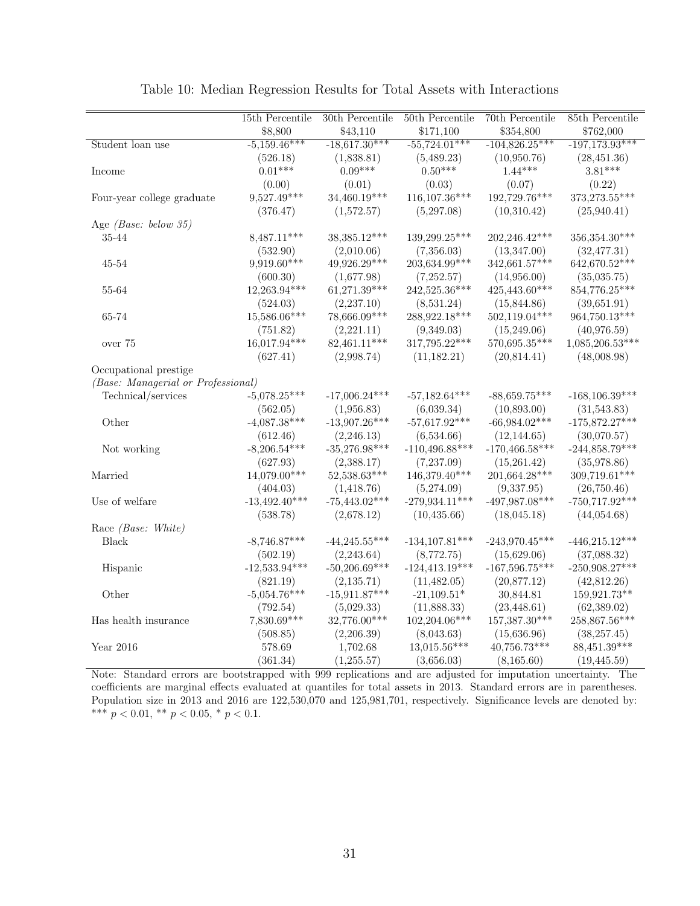Table 10: Median Regression Results for Total Assets with Interactions

| | 15th Percentile | 30th Percentile | 50th Percentile | 70th Percentile | 85th Percentile |
|---|---|---|---|---|---|
| | \$8,800 | \$43,110 | \$171,100 | \$354,800 | \$762,000 |
| Student loan use | -5,159.46*** | -18,617.30*** | -55,724.01*** | -104,826.25*** | -197,173.93*** |
| | (526.18) | (1,838.81) | (5,489.23) | (10,950.76) | (28,451.36) |
| Income | 0.01*** | 0.09*** | 0.50*** | 1.44*** | 3.81*** |
| | (0.00) | (0.01) | (0.03) | (0.07) | (0.22) |
| Four-year college graduate | 9,527.49*** | 34,460.19*** | 116,107.36*** | 192,729.76*** | 373,273.55*** |
| | (376.47) | (1,572.57) | (5,297.08) | (10,310.42) | (25,940.41) |
| Age *(Base: below 35)* | | | | | |
| 35-44 | 8,487.11*** | 38,385.12*** | 139,299.25*** | 202,246.42*** | 356,354.30*** |
| | (532.90) | (2,010.06) | (7,356.03) | (13,347.00) | (32,477.31) |
| 45-54 | 9,919.60*** | 49,926.29*** | 203,634.99*** | 342,661.57*** | 642,670.52*** |
| | (600.30) | (1,677.98) | (7,252.57) | (14,956.00) | (35,035.75) |
| 55-64 | 12,263.94*** | 61,271.39*** | 242,525.36*** | 425,443.60*** | 854,776.25*** |
| | (524.03) | (2,237.10) | (8,531.24) | (15,844.86) | (39,651.91) |
| 65-74 | 15,586.06*** | 78,666.09*** | 288,922.18*** | 502,119.04*** | 964,750.13*** |
| | (751.82) | (2,221.11) | (9,349.03) | (15,249.06) | (40,976.59) |
| over 75 | 16,017.94*** | 82,461.11*** | 317,795.22*** | 570,695.35*** | 1,085,206.53*** |
| | (627.41) | (2,998.74) | (11,182.21) | (20,814.41) | (48,008.98) |
| Occupational prestige *(Base: Managerial or Professional)* | | | | | |
| Technical/services | -5,078.25*** | -17,006.24*** | -57,182.64*** | -88,659.75*** | -168,106.39*** |
| | (562.05) | (1,956.83) | (6,039.34) | (10,893.00) | (31,543.83) |
| Other | -4,087.38*** | -13,907.26*** | -57,617.92*** | -66,984.02*** | -175,872.27*** |
| | (612.46) | (2,246.13) | (6,534.66) | (12,144.65) | (30,070.57) |
| Not working | -8,206.54*** | -35,276.98*** | -110,496.88*** | -170,466.58*** | -244,858.79*** |
| | (627.93) | (2,388.17) | (7,237.09) | (15,261.42) | (35,978.86) |
| Married | 14,079.00*** | 52,538.63*** | 146,379.40*** | 201,664.28*** | 309,719.61*** |
| | (404.03) | (1,418.76) | (5,274.09) | (9,337.95) | (26,750.46) |
| Use of welfare | -13,492.40*** | -75,443.02*** | -279,934.11*** | -497,987.08*** | -750,717.92*** |
| | (538.78) | (2,678.12) | (10,435.66) | (18,045.18) | (44,054.68) |
| Race *(Base: White)* | | | | | |
| Black | -8,746.87*** | -44,245.55*** | -134,107.81*** | -243,970.45*** | -446,215.12*** |
| | (502.19) | (2,243.64) | (8,772.75) | (15,629.06) | (37,088.32) |
| Hispanic | -12,533.94*** | -50,206.69*** | -124,413.19*** | -167,596.75*** | -250,908.27*** |
| | (821.19) | (2,135.71) | (11,482.05) | (20,877.12) | (42,812.26) |
| Other | -5,054.76*** | -15,911.87*** | -21,109.51* | 30,844.81 | 159,921.73** |
| | (792.54) | (5,029.33) | (11,888.33) | (23,448.61) | (62,389.02) |
| Has health insurance | 7,830.69*** | 32,776.00*** | 102,204.06*** | 157,387.30*** | 258,867.56*** |
| | (508.85) | (2,206.39) | (8,043.63) | (15,636.96) | (38,257.45) |
| Year 2016 | 578.69 | 1,702.68 | 13,015.56*** | 40,756.73*** | 88,451.39*** |
| | (361.34) | (1,255.57) | (3,656.03) | (8,165.60) | (19,445.59) |

Note: Standard errors are bootstrapped with 999 replications and are adjusted for imputation uncertainty. The coefficients are marginal effects evaluated at quantiles for total assets in 2013. Standard errors are in parentheses. Population size in 2013 and 2016 are 122,530,070 and 125,981,701, respectively. Significance levels are denoted by: *** $p < 0.01$, ** $p < 0.05$, * $p < 0.1$.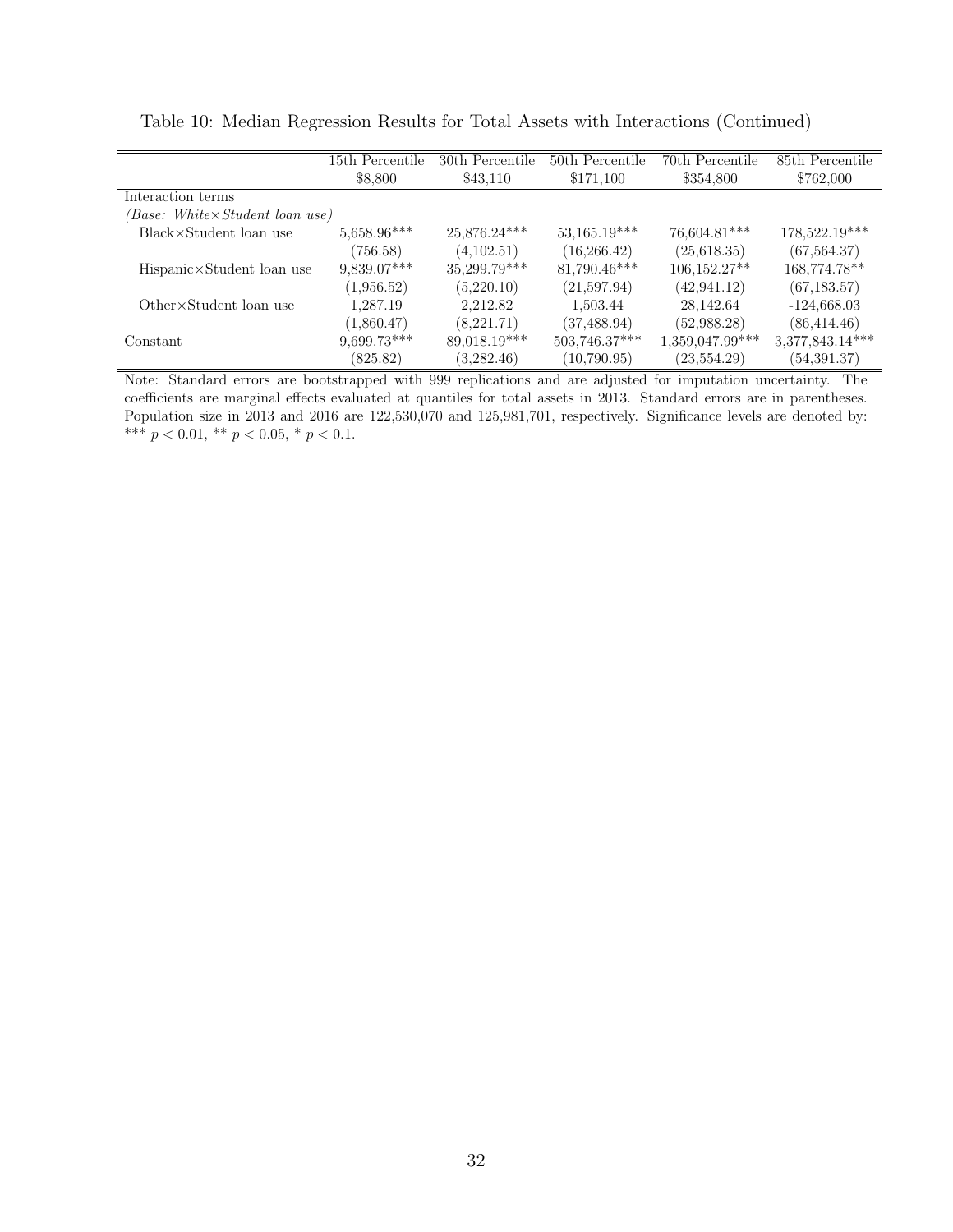Table 10: Median Regression Results for Total Assets with Interactions (Continued)

| | 15th Percentile | 30th Percentile | 50th Percentile | 70th Percentile | 85th Percentile |
|---|---|---|---|---|---|
| | \$8,800 | \$43,110 | \$171,100 | \$354,800 | \$762,000 |
| Interaction terms | | | | | |
| *(Base: White×Student loan use)* | | | | | |
| Black×Student loan use | 5,658.96*** | 25,876.24*** | 53,165.19*** | 76,604.81*** | 178,522.19*** |
| | (756.58) | (4,102.51) | (16,266.42) | (25,618.35) | (67,564.37) |
| Hispanic×Student loan use | 9,839.07*** | 35,299.79*** | 81,790.46*** | 106,152.27** | 168,774.78** |
| | (1,956.52) | (5,220.10) | (21,597.94) | (42,941.12) | (67,183.57) |
| Other×Student loan use | 1,287.19 | 2,212.82 | 1,503.44 | 28,142.64 | -124,668.03 |
| | (1,860.47) | (8,221.71) | (37,488.94) | (52,988.28) | (86,414.46) |
| Constant | 9,699.73*** | 89,018.19*** | 503,746.37*** | 1,359,047.99*** | 3,377,843.14*** |
| | (825.82) | (3,282.46) | (10,790.95) | (23,554.29) | (54,391.37) |

Note: Standard errors are bootstrapped with 999 replications and are adjusted for imputation uncertainty. The coefficients are marginal effects evaluated at quantiles for total assets in 2013. Standard errors are in parentheses. Population size in 2013 and 2016 are 122,530,070 and 125,981,701, respectively. Significance levels are denoted by: *** $p < 0.01$, ** $p < 0.05$, * $p < 0.1$.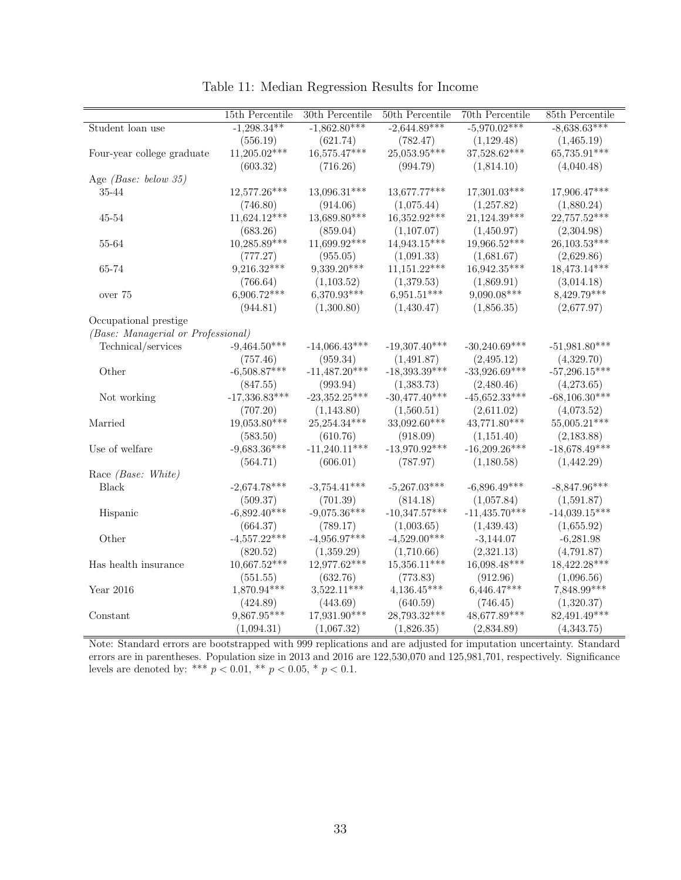Table 11: Median Regression Results for Income

| | 15th Percentile | 30th Percentile | 50th Percentile | 70th Percentile | 85th Percentile |
|---|---|---|---|---|---|
| Student loan use | -1,298.34** | -1,862.80*** | -2,644.89*** | -5,970.02*** | -8,638.63*** |
| | (556.19) | (621.74) | (782.47) | (1,129.48) | (1,465.19) |
| Four-year college graduate | 11,205.02*** | 16,575.47*** | 25,053.95*** | 37,528.62*** | 65,735.91*** |
| | (603.32) | (716.26) | (994.79) | (1,814.10) | (4,040.48) |
| Age *(Base: below 35)* | | | | | |
| 35-44 | 12,577.26*** | 13,096.31*** | 13,677.77*** | 17,301.03*** | 17,906.47*** |
| | (746.80) | (914.06) | (1,075.44) | (1,257.82) | (1,880.24) |
| 45-54 | 11,624.12*** | 13,689.80*** | 16,352.92*** | 21,124.39*** | 22,757.52*** |
| | (683.26) | (859.04) | (1,107.07) | (1,450.97) | (2,304.98) |
| 55-64 | 10,285.89*** | 11,699.92*** | 14,943.15*** | 19,966.52*** | 26,103.53*** |
| | (777.27) | (955.05) | (1,091.33) | (1,681.67) | (2,629.86) |
| 65-74 | 9,216.32*** | 9,339.20*** | 11,151.22*** | 16,942.35*** | 18,473.14*** |
| | (766.64) | (1,103.52) | (1,379.53) | (1,869.91) | (3,014.18) |
| over 75 | 6,906.72*** | 6,370.93*** | 6,951.51*** | 9,090.08*** | 8,429.79*** |
| | (944.81) | (1,300.80) | (1,430.47) | (1,856.35) | (2,677.97) |
| Occupational prestige | | | | | |
| *(Base: Managerial or Professional)* | | | | | |
| Technical/services | -9,464.50*** | -14,066.43*** | -19,307.40*** | -30,240.69*** | -51,981.80*** |
| | (757.46) | (959.34) | (1,491.87) | (2,495.12) | (4,329.70) |
| Other | -6,508.87*** | -11,487.20*** | -18,393.39*** | -33,926.69*** | -57,296.15*** |
| | (847.55) | (993.94) | (1,383.73) | (2,480.46) | (4,273.65) |
| Not working | -17,336.83*** | -23,352.25*** | -30,477.40*** | -45,652.33*** | -68,106.30*** |
| | (707.20) | (1,143.80) | (1,560.51) | (2,611.02) | (4,073.52) |
| Married | 19,053.80*** | 25,254.34*** | 33,092.60*** | 43,771.80*** | 55,005.21*** |
| | (583.50) | (610.76) | (918.09) | (1,151.40) | (2,183.88) |
| Use of welfare | -9,683.36*** | -11,240.11*** | -13,970.92*** | -16,209.26*** | -18,678.49*** |
| | (564.71) | (606.01) | (787.97) | (1,180.58) | (1,442.29) |
| Race *(Base: White)* | | | | | |
| Black | -2,674.78*** | -3,754.41*** | -5,267.03*** | -6,896.49*** | -8,847.96*** |
| | (509.37) | (701.39) | (814.18) | (1,057.84) | (1,591.87) |
| Hispanic | -6,892.40*** | -9,075.36*** | -10,347.57*** | -11,435.70*** | -14,039.15*** |
| | (664.37) | (789.17) | (1,003.65) | (1,439.43) | (1,655.92) |
| Other | -4,557.22*** | -4,956.97*** | -4,529.00*** | -3,144.07 | -6,281.98 |
| | (820.52) | (1,359.29) | (1,710.66) | (2,321.13) | (4,791.87) |
| Has health insurance | 10,667.52*** | 12,977.62*** | 15,356.11*** | 16,098.48*** | 18,422.28*** |
| | (551.55) | (632.76) | (773.83) | (912.96) | (1,096.56) |
| Year 2016 | 1,870.94*** | 3,522.11*** | 4,136.45*** | 6,446.47*** | 7,848.99*** |
| | (424.89) | (443.69) | (640.59) | (746.45) | (1,320.37) |
| Constant | 9,867.95*** | 17,931.90*** | 28,793.32*** | 48,677.89*** | 82,491.49*** |
| | (1,094.31) | (1,067.32) | (1,826.35) | (2,834.89) | (4,343.75) |

Note: Standard errors are bootstrapped with 999 replications and are adjusted for imputation uncertainty. Standard errors are in parentheses. Population size in 2013 and 2016 are 122,530,070 and 125,981,701, respectively. Significance levels are denoted by: *** $p < 0.01$, ** $p < 0.05$, * $p < 0.1$.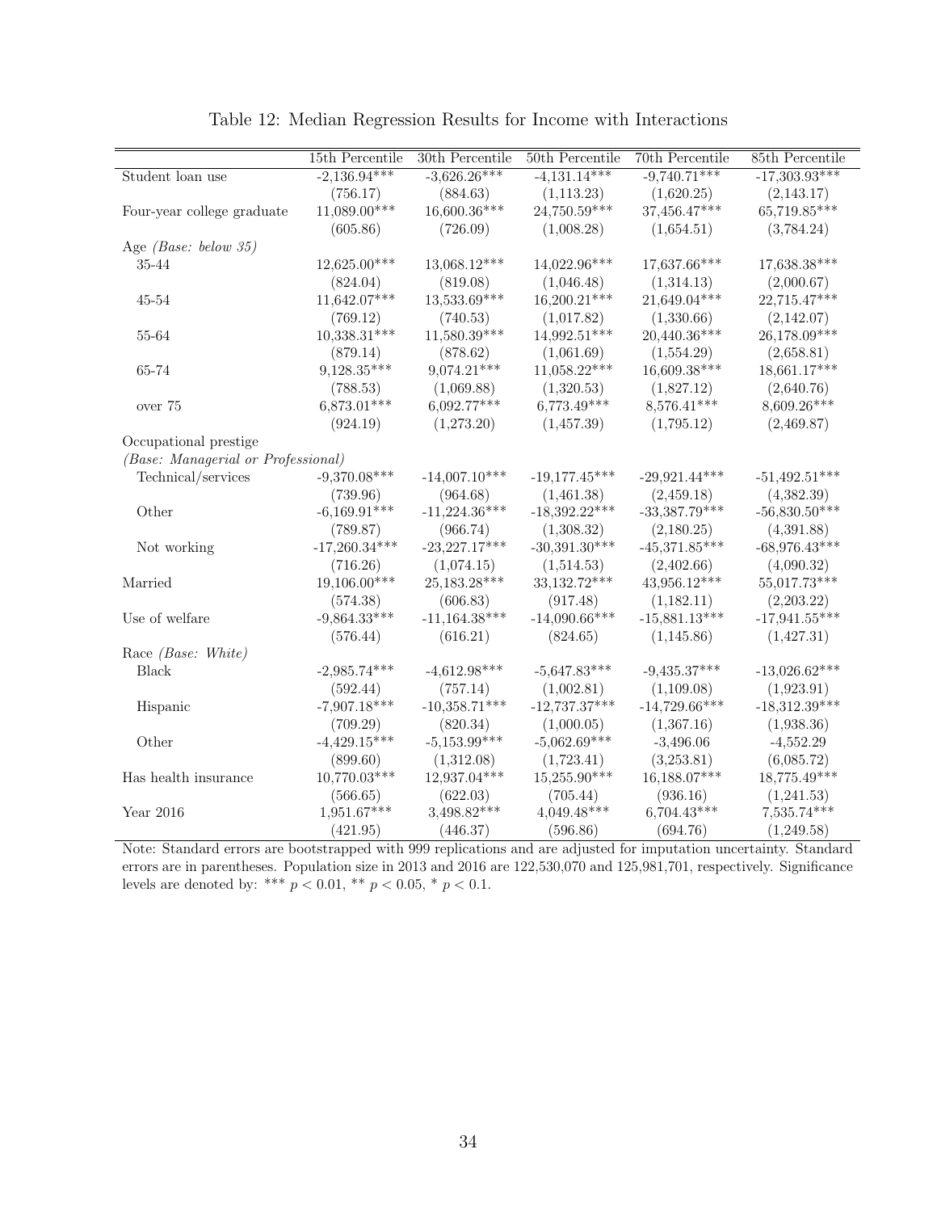Table 12: Median Regression Results for Income with Interactions

| | 15th Percentile | 30th Percentile | 50th Percentile | 70th Percentile | 85th Percentile |
|---|---|---|---|---|---|
| Student loan use | -2,136.94*** | -3,626.26*** | -4,131.14*** | -9,740.71*** | -17,303.93*** |
| | (756.17) | (884.63) | (1,113.23) | (1,620.25) | (2,143.17) |
| Four-year college graduate | 11,089.00*** | 16,600.36*** | 24,750.59*** | 37,456.47*** | 65,719.85*** |
| | (605.86) | (726.09) | (1,008.28) | (1,654.51) | (3,784.24) |
| Age *(Base: below 35)* | | | | | |
| 35-44 | 12,625.00*** | 13,068.12*** | 14,022.96*** | 17,637.66*** | 17,638.38*** |
| | (824.04) | (819.08) | (1,046.48) | (1,314.13) | (2,000.67) |
| 45-54 | 11,642.07*** | 13,533.69*** | 16,200.21*** | 21,649.04*** | 22,715.47*** |
| | (769.12) | (740.53) | (1,017.82) | (1,330.66) | (2,142.07) |
| 55-64 | 10,338.31*** | 11,580.39*** | 14,992.51*** | 20,440.36*** | 26,178.09*** |
| | (879.14) | (878.62) | (1,061.69) | (1,554.29) | (2,658.81) |
| 65-74 | 9,128.35*** | 9,074.21*** | 11,058.22*** | 16,609.38*** | 18,661.17*** |
| | (788.53) | (1,069.88) | (1,320.53) | (1,827.12) | (2,640.76) |
| over 75 | 6,873.01*** | 6,092.77*** | 6,773.49*** | 8,576.41*** | 8,609.26*** |
| | (924.19) | (1,273.20) | (1,457.39) | (1,795.12) | (2,469.87) |
| Occupational prestige | | | | | |
| *(Base: Managerial or Professional)* | | | | | |
| Technical/services | -9,370.08*** | -14,007.10*** | -19,177.45*** | -29,921.44*** | -51,492.51*** |
| | (739.96) | (964.68) | (1,461.38) | (2,459.18) | (4,382.39) |
| Other | -6,169.91*** | -11,224.36*** | -18,392.22*** | -33,387.79*** | -56,830.50*** |
| | (789.87) | (966.74) | (1,308.32) | (2,180.25) | (4,391.88) |
| Not working | -17,260.34*** | -23,227.17*** | -30,391.30*** | -45,371.85*** | -68,976.43*** |
| | (716.26) | (1,074.15) | (1,514.53) | (2,402.66) | (4,090.32) |
| Married | 19,106.00*** | 25,183.28*** | 33,132.72*** | 43,956.12*** | 55,017.73*** |
| | (574.38) | (606.83) | (917.48) | (1,182.11) | (2,203.22) |
| Use of welfare | -9,864.33*** | -11,164.38*** | -14,090.66*** | -15,881.13*** | -17,941.55*** |
| | (576.44) | (616.21) | (824.65) | (1,145.86) | (1,427.31) |
| Race *(Base: White)* | | | | | |
| Black | -2,985.74*** | -4,612.98*** | -5,647.83*** | -9,435.37*** | -13,026.62*** |
| | (592.44) | (757.14) | (1,002.81) | (1,109.08) | (1,923.91) |
| Hispanic | -7,907.18*** | -10,358.71*** | -12,737.37*** | -14,729.66*** | -18,312.39*** |
| | (709.29) | (820.34) | (1,000.05) | (1,367.16) | (1,938.36) |
| Other | -4,429.15*** | -5,153.99*** | -5,062.69*** | -3,496.06 | -4,552.29 |
| | (899.60) | (1,312.08) | (1,723.41) | (3,253.81) | (6,085.72) |
| Has health insurance | 10,770.03*** | 12,937.04*** | 15,255.90*** | 16,188.07*** | 18,775.49*** |
| | (566.65) | (622.03) | (705.44) | (936.16) | (1,241.53) |
| Year 2016 | 1,951.67*** | 3,498.82*** | 4,049.48*** | 6,704.43*** | 7,535.74*** |
| | (421.95) | (446.37) | (596.86) | (694.76) | (1,249.58) |

Note: Standard errors are bootstrapped with 999 replications and are adjusted for imputation uncertainty. Standard errors are in parentheses. Population size in 2013 and 2016 are 122,530,070 and 125,981,701, respectively. Significance levels are denoted by: *** $p < 0.01$, ** $p < 0.05$, * $p < 0.1$.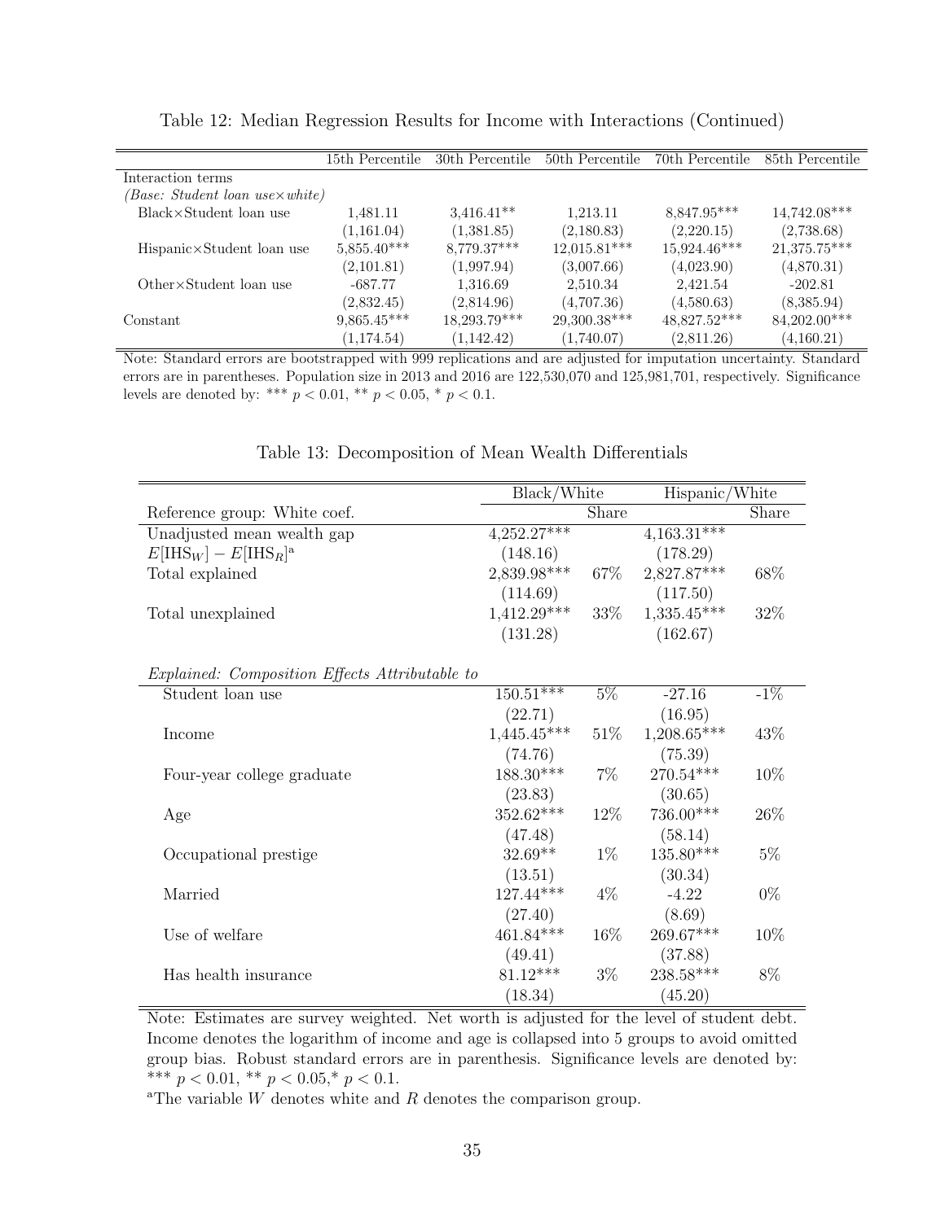Table 12: Median Regression Results for Income with Interactions (Continued)

| | 15th Percentile | 30th Percentile | 50th Percentile | 70th Percentile | 85th Percentile |
|---|---|---|---|---|---|
| Interaction terms | | | | | |
| *(Base: Student loan use×white)* | | | | | |
| Black×Student loan use | 1,481.11 | 3,416.41** | 1,213.11 | 8,847.95*** | 14,742.08*** |
| | (1,161.04) | (1,381.85) | (2,180.83) | (2,220.15) | (2,738.68) |
| Hispanic×Student loan use | 5,855.40*** | 8,779.37*** | 12,015.81*** | 15,924.46*** | 21,375.75*** |
| | (2,101.81) | (1,997.94) | (3,007.66) | (4,023.90) | (4,870.31) |
| Other×Student loan use | -687.77 | 1,316.69 | 2,510.34 | 2,421.54 | -202.81 |
| | (2,832.45) | (2,814.96) | (4,707.36) | (4,580.63) | (8,385.94) |
| Constant | 9,865.45*** | 18,293.79*** | 29,300.38*** | 48,827.52*** | 84,202.00*** |
| | (1,174.54) | (1,142.42) | (1,740.07) | (2,811.26) | (4,160.21) |

Note: Standard errors are bootstrapped with 999 replications and are adjusted for imputation uncertainty. Standard errors are in parentheses. Population size in 2013 and 2016 are 122,530,070 and 125,981,701, respectively. Significance levels are denoted by: *** $p < 0.01$, ** $p < 0.05$, * $p < 0.1$.

Table 13: Decomposition of Mean Wealth Differentials

| | Black/White | | Hispanic/White | |
|---|---|---|---|---|
| Reference group: White coef. | | Share | | Share |
| Unadjusted mean wealth gap | 4,252.27*** | | 4,163.31*** | |
| $E[\text{IHS}_W] - E[\text{IHS}_R]$[a] | (148.16) | | (178.29) | |
| Total explained | 2,839.98*** | 67% | 2,827.87*** | 68% |
| | (114.69) | | (117.50) | |
| Total unexplained | 1,412.29*** | 33% | 1,335.45*** | 32% |
| | (131.28) | | (162.67) | |
| *Explained: Composition Effects Attributable to* | | | | |
| Student loan use | 150.51*** | 5% | -27.16 | -1% |
| | (22.71) | | (16.95) | |
| Income | 1,445.45*** | 51% | 1,208.65*** | 43% |
| | (74.76) | | (75.39) | |
| Four-year college graduate | 188.30*** | 7% | 270.54*** | 10% |
| | (23.83) | | (30.65) | |
| Age | 352.62*** | 12% | 736.00*** | 26% |
| | (47.48) | | (58.14) | |
| Occupational prestige | 32.69** | 1% | 135.80*** | 5% |
| | (13.51) | | (30.34) | |
| Married | 127.44*** | 4% | -4.22 | 0% |
| | (27.40) | | (8.69) | |
| Use of welfare | 461.84*** | 16% | 269.67*** | 10% |
| | (49.41) | | (37.88) | |
| Has health insurance | 81.12*** | 3% | 238.58*** | 8% |
| | (18.34) | | (45.20) | |

Note: Estimates are survey weighted. Net worth is adjusted for the level of student debt. Income denotes the logarithm of income and age is collapsed into 5 groups to avoid omitted group bias. Robust standard errors are in parenthesis. Significance levels are denoted by: *** $p < 0.01$, ** $p < 0.05$, * $p < 0.1$.

[a]The variable $W$ denotes white and $R$ denotes the comparison group.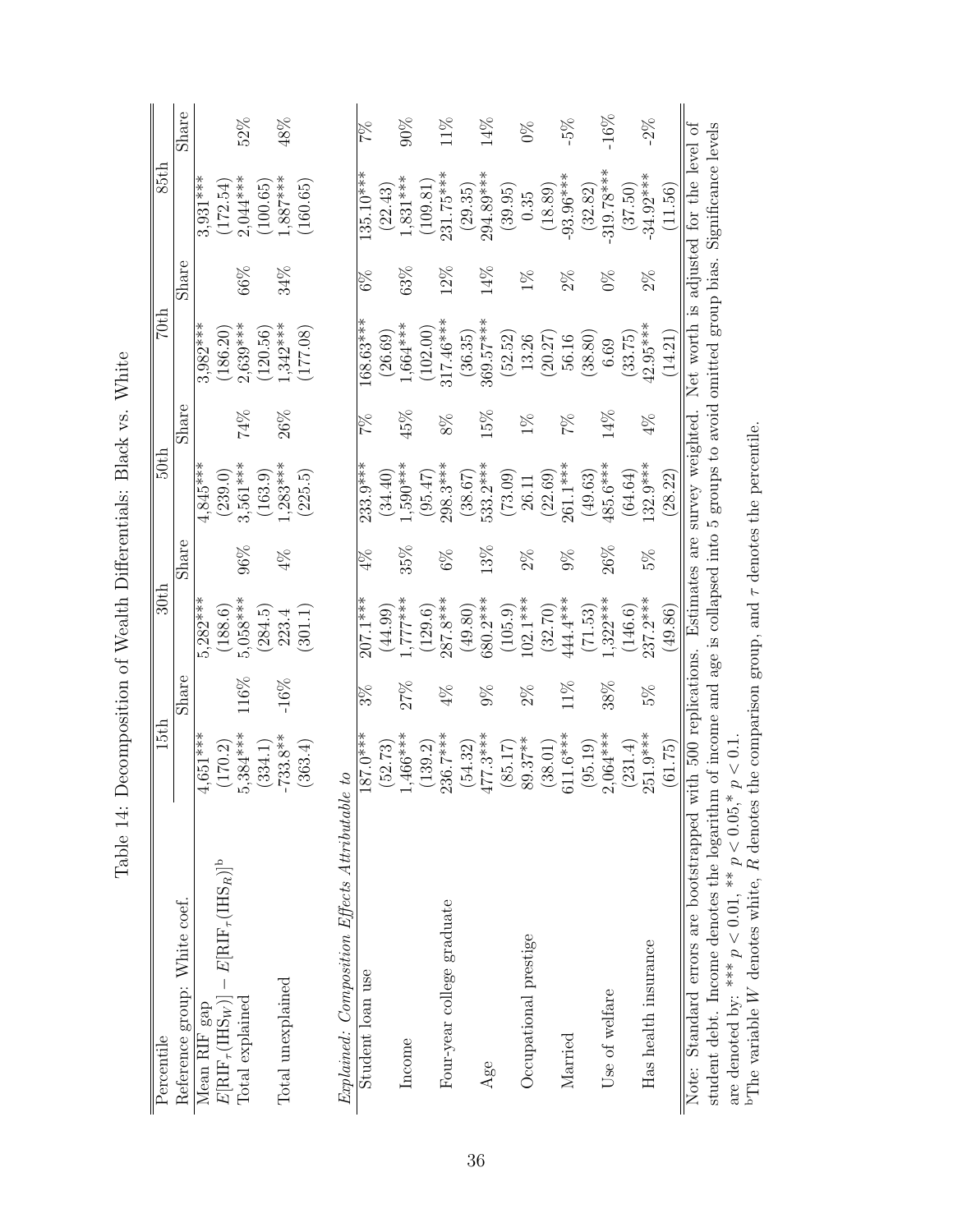Table 14: Decomposition of Wealth Differentials: Black vs. White

| Percentile | 15th | | 30th | | 50th | | 70th | | 85th | |
|---|---|---|---|---|---|---|---|---|---|---|
| Reference group: White coef. | | Share | | Share | | Share | | Share | | Share |
| Mean RIF gap | 4,651*** | | 5,282*** | | 4,845*** | | 3,982*** | | 3,931*** | |
| $E[\text{RIF}_\tau(\text{IHS}_W)] - E[\text{RIF}_\tau(\text{IHS}_R)]$[b] | (170.2) | | (188.6) | | (239.0) | | (186.20) | | (172.54) | |
| Total explained | 5,384*** | 116% | 5,058*** | 96% | 3,561*** | 74% | 2,639*** | 66% | 2,044*** | 52% |
| | (334.1) | | (284.5) | | (163.9) | | (120.56) | | (100.65) | |
| Total unexplained | -733.8** | -16% | 223.4 | 4% | 1,283*** | 26% | 1,342*** | 34% | 1,887*** | 48% |
| | (363.4) | | (301.1) | | (225.5) | | (177.08) | | (160.65) | |
| *Explained: Composition Effects Attributable to* | | | | | | | | | | |
| Student loan use | 187.0*** | 3% | 207.1*** | 4% | 233.9*** | 7% | 168.63*** | 6% | 135.10*** | 7% |
| | (52.73) | | (44.99) | | (34.40) | | (26.69) | | (22.43) | |
| Income | 1,466*** | 27% | 1,777*** | 35% | 1,590*** | 45% | 1,664*** | 63% | 1,831*** | 90% |
| | (139.2) | | (129.6) | | (95.47) | | (102.00) | | (109.81) | |
| Four-year college graduate | 236.7*** | 4% | 287.8*** | 6% | 298.3*** | 8% | 317.46*** | 12% | 231.75*** | 11% |
| | (54.32) | | (49.80) | | (38.67) | | (36.35) | | (29.35) | |
| Age | 477.3*** | 9% | 680.2*** | 13% | 533.2*** | 15% | 369.57*** | 14% | 294.89*** | 14% |
| | (85.17) | | (105.9) | | (73.09) | | (52.52) | | (39.95) | |
| Occupational prestige | 89.37** | 2% | 102.1*** | 2% | 26.11 | 1% | 13.26 | 1% | 0.35 | 0% |
| | (38.01) | | (32.70) | | (22.69) | | (20.27) | | (18.89) | |
| Married | 611.6*** | 11% | 444.4*** | 9% | 261.1*** | 7% | 56.16 | 2% | -93.96*** | -5% |
| | (95.19) | | (71.53) | | (49.63) | | (38.80) | | (32.82) | |
| Use of welfare | 2,064*** | 38% | 1,322*** | 26% | 485.6*** | 14% | 6.69 | 0% | -319.78*** | -16% |
| | (231.4) | | (146.6) | | (64.64) | | (33.75) | | (37.50) | |
| Has health insurance | 251.9*** | 5% | 237.2*** | 5% | 132.9*** | 4% | 42.95*** | 2% | -34.92*** | -2% |
| | (61.75) | | (49.86) | | (28.22) | | (14.21) | | (11.56) | |

Note: Standard errors are bootstrapped with 500 replications. Estimates are survey weighted. Net worth is adjusted for the level of student debt. Income denotes the logarithm of income and age is collapsed into 5 groups to avoid omitted group bias. Significance levels are denoted by: *** $p < 0.01$, ** $p < 0.05$,* $p < 0.1$.

[b]The variable $W$ denotes white, $R$ denotes the comparison group, and $\tau$ denotes the percentile.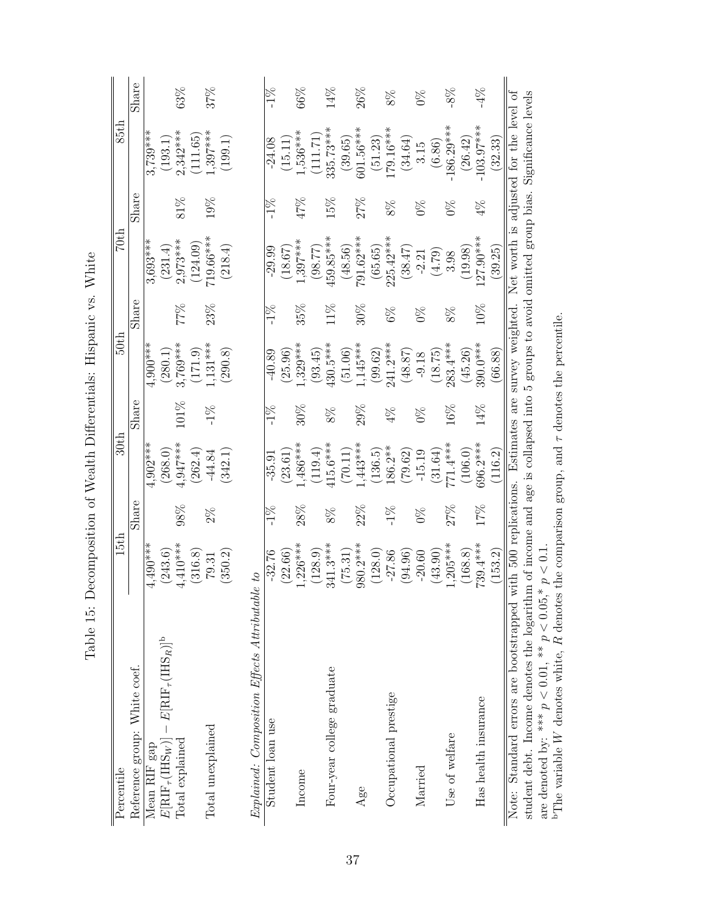Table 15: Decomposition of Wealth Differentials: Hispanic vs. White

| Percentile | 15th | | 30th | | 50th | | 70th | | 85th | |
|---|---|---|---|---|---|---|---|---|---|---|
| Reference group: White coef. | | Share | | Share | | Share | | Share | | Share |
| Mean RIF gap | 4,490*** | | 4,902*** | | 4,900*** | | 3,693*** | | 3,739*** | |
| $E[\text{RIF}_\tau(\text{IHS}_W)] - E[\text{RIF}_\tau(\text{IHS}_R)]$[b] | (243.6) | | (268.0) | | (280.1) | | (231.4) | | (193.1) | |
| Total explained | 4,410*** | 98% | 4,947*** | 101% | 3,769*** | 77% | 2,973*** | 81% | 2,342*** | 63% |
| | (316.8) | | (262.4) | | (171.9) | | (124.09) | | (111.65) | |
| Total unexplained | 79.31 | 2% | -44.84 | -1% | 1,131*** | 23% | 719.66*** | 19% | 1,397*** | 37% |
| | (350.2) | | (342.1) | | (290.8) | | (218.4) | | (199.1) | |
| *Explained: Composition Effects Attributable to* | | | | | | | | | | |
| Student loan use | -32.76 | -1% | -35.91 | -1% | -40.89 | -1% | -29.99 | -1% | -24.08 | -1% |
| | (22.66) | | (23.61) | | (25.96) | | (18.67) | | (15.11) | |
| Income | 1,226*** | 28% | 1,486*** | 30% | 1,329*** | 35% | 1,397*** | 47% | 1,536*** | 66% |
| | (128.9) | | (119.4) | | (93.45) | | (98.77) | | (111.71) | |
| Four-year college graduate | 341.3*** | 8% | 415.6*** | 8% | 430.5*** | 11% | 459.85*** | 15% | 335.73*** | 14% |
| | (75.31) | | (70.11) | | (51.06) | | (48.56) | | (39.65) | |
| Age | 980.2*** | 22% | 1,443*** | 29% | 1,145*** | 30% | 791.62*** | 27% | 601.56*** | 26% |
| | (128.0) | | (136.5) | | (99.62) | | (65.65) | | (51.23) | |
| Occupational prestige | -27.86 | -1% | 186.2** | 4% | 241.2*** | 6% | 225.42*** | 8% | 179.16*** | 8% |
| | (94.96) | | (79.62) | | (48.87) | | (38.47) | | (34.64) | |
| Married | -20.60 | 0% | -15.19 | 0% | -9.18 | 0% | -2.21 | 0% | 3.15 | 0% |
| | (43.90) | | (31.64) | | (18.75) | | (4.79) | | (6.86) | |
| Use of welfare | 1,205*** | 27% | 771.4*** | 16% | 283.4*** | 8% | 3.98 | 0% | -186.29*** | -8% |
| | (168.8) | | (106.0) | | (45.26) | | (19.98) | | (26.42) | |
| Has health insurance | 739.4*** | 17% | 696.2*** | 14% | 390.0*** | 10% | 127.90*** | 4% | -103.97*** | -4% |
| | (153.2) | | (116.2) | | (66.88) | | (39.25) | | (32.33) | |

Note: Standard errors are bootstrapped with 500 replications. Estimates are survey weighted. Net worth is adjusted for the level of student debt. Income denotes the logarithm of income and age is collapsed into 5 groups to avoid omitted group bias. Significance levels are denoted by: *** $p < 0.01$, ** $p < 0.05$, * $p < 0.1$.

[b]The variable $W$ denotes white, $R$ denotes the comparison group, and $\tau$ denotes the percentile.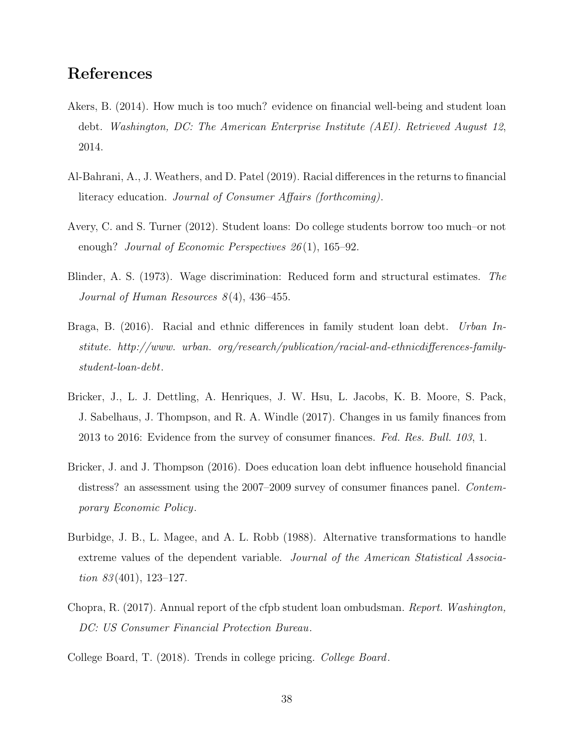## References

Akers, B. (2014). How much is too much? evidence on financial well-being and student loan debt. *Washington, DC: The American Enterprise Institute (AEI). Retrieved August 12, 2014.*

Al-Bahrani, A., J. Weathers, and D. Patel (2019). Racial differences in the returns to financial literacy education. *Journal of Consumer Affairs (forthcoming).*

Avery, C. and S. Turner (2012). Student loans: Do college students borrow too much–or not enough? *Journal of Economic Perspectives 26*(1), 165–92.

Blinder, A. S. (1973). Wage discrimination: Reduced form and structural estimates. *The Journal of Human Resources 8*(4), 436–455.

Braga, B. (2016). Racial and ethnic differences in family student loan debt. *Urban Institute. http://www. urban. org/research/publication/racial-and-ethnicdifferences-family-student-loan-debt.*

Bricker, J., L. J. Dettling, A. Henriques, J. W. Hsu, L. Jacobs, K. B. Moore, S. Pack, J. Sabelhaus, J. Thompson, and R. A. Windle (2017). Changes in us family finances from 2013 to 2016: Evidence from the survey of consumer finances. *Fed. Res. Bull. 103*, 1.

Bricker, J. and J. Thompson (2016). Does education loan debt influence household financial distress? an assessment using the 2007–2009 survey of consumer finances panel. *Contemporary Economic Policy.*

Burbidge, J. B., L. Magee, and A. L. Robb (1988). Alternative transformations to handle extreme values of the dependent variable. *Journal of the American Statistical Association 83*(401), 123–127.

Chopra, R. (2017). Annual report of the cfpb student loan ombudsman. *Report. Washington, DC: US Consumer Financial Protection Bureau.*

College Board, T. (2018). Trends in college pricing. *College Board.*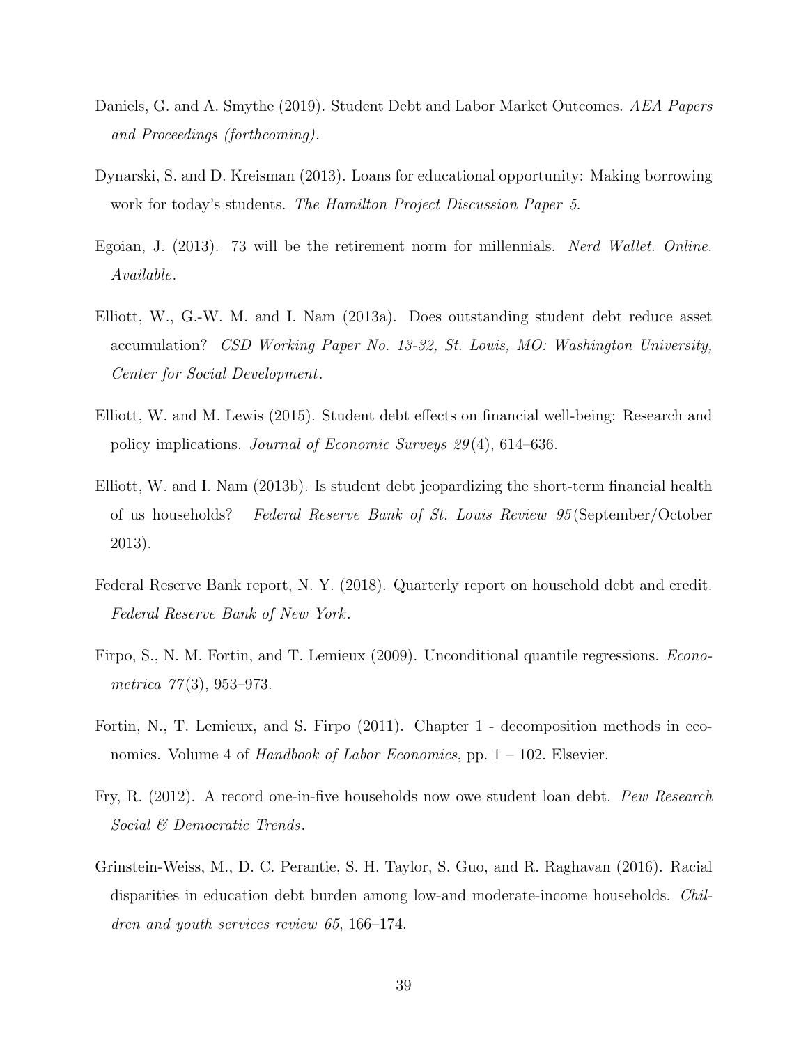Daniels, G. and A. Smythe (2019). Student Debt and Labor Market Outcomes. *AEA Papers and Proceedings (forthcoming)*.

Dynarski, S. and D. Kreisman (2013). Loans for educational opportunity: Making borrowing work for today's students. *The Hamilton Project Discussion Paper 5*.

Egoian, J. (2013). 73 will be the retirement norm for millennials. *Nerd Wallet. Online. Available*.

Elliott, W., G.-W. M. and I. Nam (2013a). Does outstanding student debt reduce asset accumulation? *CSD Working Paper No. 13-32, St. Louis, MO: Washington University, Center for Social Development*.

Elliott, W. and M. Lewis (2015). Student debt effects on financial well-being: Research and policy implications. *Journal of Economic Surveys 29*(4), 614–636.

Elliott, W. and I. Nam (2013b). Is student debt jeopardizing the short-term financial health of us households? *Federal Reserve Bank of St. Louis Review 95*(September/October 2013).

Federal Reserve Bank report, N. Y. (2018). Quarterly report on household debt and credit. *Federal Reserve Bank of New York*.

Firpo, S., N. M. Fortin, and T. Lemieux (2009). Unconditional quantile regressions. *Econometrica 77*(3), 953–973.

Fortin, N., T. Lemieux, and S. Firpo (2011). Chapter 1 - decomposition methods in economics. Volume 4 of *Handbook of Labor Economics*, pp. 1 – 102. Elsevier.

Fry, R. (2012). A record one-in-five households now owe student loan debt. *Pew Research Social & Democratic Trends*.

Grinstein-Weiss, M., D. C. Perantie, S. H. Taylor, S. Guo, and R. Raghavan (2016). Racial disparities in education debt burden among low-and moderate-income households. *Children and youth services review 65*, 166–174.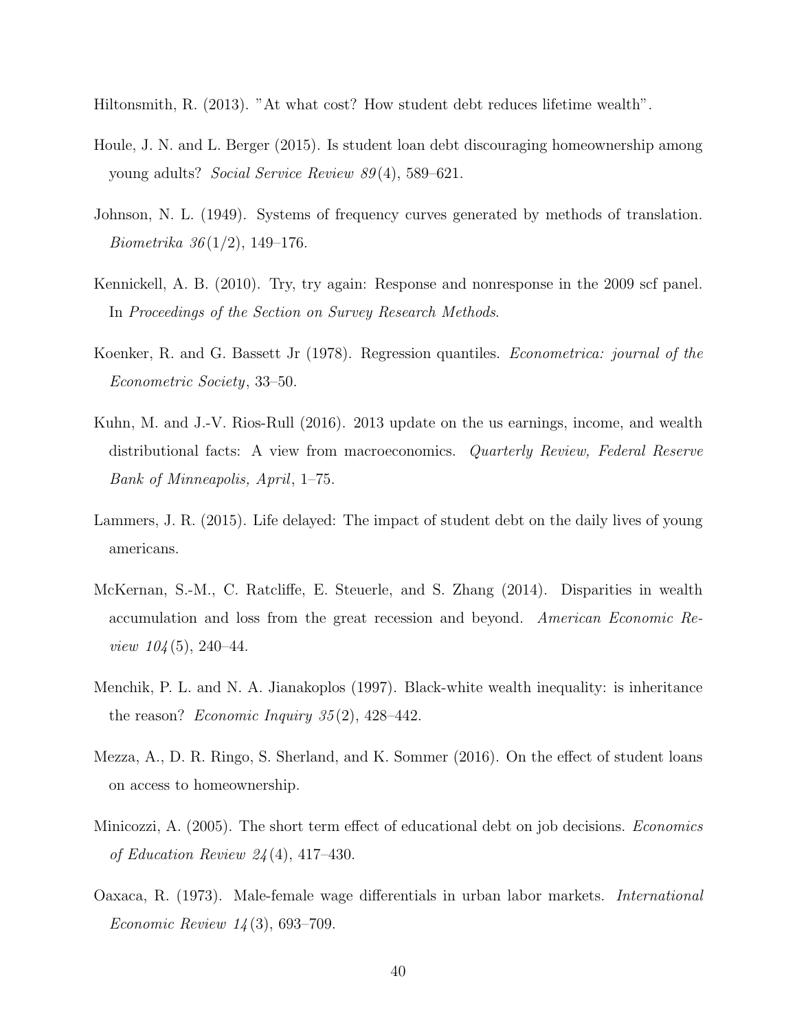Hiltonsmith, R. (2013). "At what cost? How student debt reduces lifetime wealth".

Houle, J. N. and L. Berger (2015). Is student loan debt discouraging homeownership among young adults? *Social Service Review 89*(4), 589–621.

Johnson, N. L. (1949). Systems of frequency curves generated by methods of translation. *Biometrika 36*(1/2), 149–176.

Kennickell, A. B. (2010). Try, try again: Response and nonresponse in the 2009 scf panel. In *Proceedings of the Section on Survey Research Methods*.

Koenker, R. and G. Bassett Jr (1978). Regression quantiles. *Econometrica: journal of the Econometric Society*, 33–50.

Kuhn, M. and J.-V. Rios-Rull (2016). 2013 update on the us earnings, income, and wealth distributional facts: A view from macroeconomics. *Quarterly Review, Federal Reserve Bank of Minneapolis, April*, 1–75.

Lammers, J. R. (2015). Life delayed: The impact of student debt on the daily lives of young americans.

McKernan, S.-M., C. Ratcliffe, E. Steuerle, and S. Zhang (2014). Disparities in wealth accumulation and loss from the great recession and beyond. *American Economic Review 104*(5), 240–44.

Menchik, P. L. and N. A. Jianakoplos (1997). Black-white wealth inequality: is inheritance the reason? *Economic Inquiry 35*(2), 428–442.

Mezza, A., D. R. Ringo, S. Sherland, and K. Sommer (2016). On the effect of student loans on access to homeownership.

Minicozzi, A. (2005). The short term effect of educational debt on job decisions. *Economics of Education Review 24*(4), 417–430.

Oaxaca, R. (1973). Male-female wage differentials in urban labor markets. *International Economic Review 14*(3), 693–709.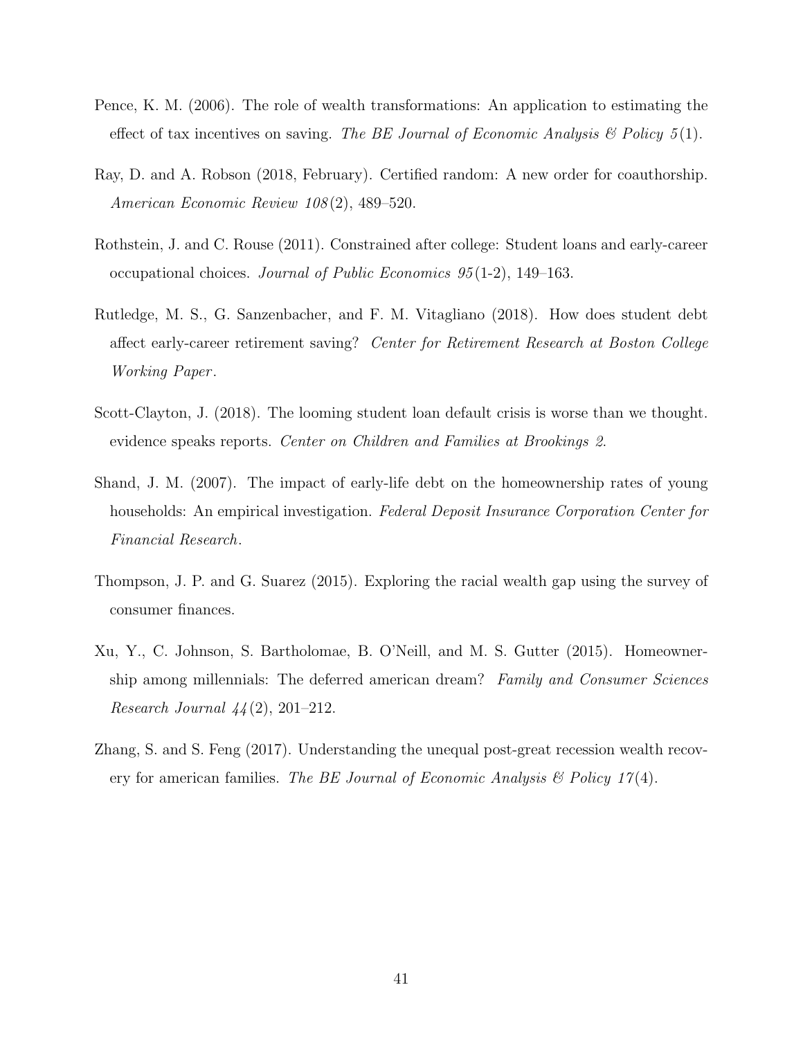Pence, K. M. (2006). The role of wealth transformations: An application to estimating the effect of tax incentives on saving. *The BE Journal of Economic Analysis & Policy 5*(1).

Ray, D. and A. Robson (2018, February). Certified random: A new order for coauthorship. *American Economic Review 108*(2), 489–520.

Rothstein, J. and C. Rouse (2011). Constrained after college: Student loans and early-career occupational choices. *Journal of Public Economics 95*(1-2), 149–163.

Rutledge, M. S., G. Sanzenbacher, and F. M. Vitagliano (2018). How does student debt affect early-career retirement saving? *Center for Retirement Research at Boston College Working Paper*.

Scott-Clayton, J. (2018). The looming student loan default crisis is worse than we thought. evidence speaks reports. *Center on Children and Families at Brookings 2*.

Shand, J. M. (2007). The impact of early-life debt on the homeownership rates of young households: An empirical investigation. *Federal Deposit Insurance Corporation Center for Financial Research*.

Thompson, J. P. and G. Suarez (2015). Exploring the racial wealth gap using the survey of consumer finances.

Xu, Y., C. Johnson, S. Bartholomae, B. O'Neill, and M. S. Gutter (2015). Homeownership among millennials: The deferred american dream? *Family and Consumer Sciences Research Journal 44*(2), 201–212.

Zhang, S. and S. Feng (2017). Understanding the unequal post-great recession wealth recovery for american families. *The BE Journal of Economic Analysis & Policy 17*(4).